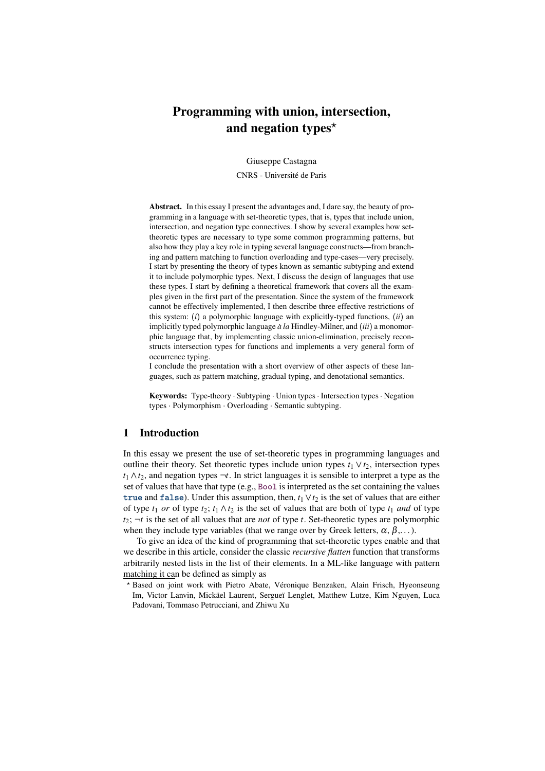# Programming with union, intersection, and negation types*

Giuseppe Castagna

CNRS - Université de Paris

**Abstract.** In this essay I present the advantages and, I dare say, the beauty of programming in a language with set-theoretic types, that is, types that include union, intersection, and negation type connectives. I show by several examples how set-theoretic types are necessary to type some common programming patterns, but also how they play a key role in typing several language constructs—from branching and pattern matching to function overloading and type-cases—very precisely. I start by presenting the theory of types known as semantic subtyping and extend it to include polymorphic types. Next, I discuss the design of languages that use these types. I start by defining a theoretical framework that covers all the examples given in the first part of the presentation. Since the system of the framework cannot be effectively implemented, I then describe three effective restrictions of this system: $(i)$ a polymorphic language with explicitly-typed functions, $(ii)$ an implicitly typed polymorphic language *à la* Hindley-Milner, and $(iii)$ a monomorphic language that, by implementing classic union-elimination, precisely reconstructs intersection types for functions and implements a very general form of occurrence typing.

I conclude the presentation with a short overview of other aspects of these languages, such as pattern matching, gradual typing, and denotational semantics.

**Keywords:** Type-theory · Subtyping · Union types · Intersection types · Negation types · Polymorphism · Overloading · Semantic subtyping.

## 1 Introduction

In this essay we present the use of set-theoretic types in programming languages and outline their theory. Set theoretic types include union types $t_1 \vee t_2$, intersection types $t_1 \wedge t_2$, and negation types $\neg t$. In strict languages it is sensible to interpret a type as the set of values that have that type (e.g., `Bool` is interpreted as the set containing the values `true` and `false`). Under this assumption, then, $t_1 \vee t_2$ is the set of values that are either of type $t_1$ *or* of type $t_2$; $t_1 \wedge t_2$ is the set of values that are both of type $t_1$ *and* of type $t_2$; $\neg t$ is the set of all values that are *not* of type $t$. Set-theoretic types are polymorphic when they include type variables (that we range over by Greek letters, $\alpha$, $\beta$,...).

To give an idea of the kind of programming that set-theoretic types enable and that we describe in this article, consider the classic *recursive flatten* function that transforms arbitrarily nested lists in the list of their elements. In a ML-like language with pattern matching it can be defined as simply as

* Based on joint work with Pietro Abate, Véronique Benzaken, Alain Frisch, Hyeonseung Im, Victor Lanvin, Mickäel Laurent, Sergueï Lenglet, Matthew Lutze, Kim Nguyen, Luca Padovani, Tommaso Petrucciani, and Zhiwu Xu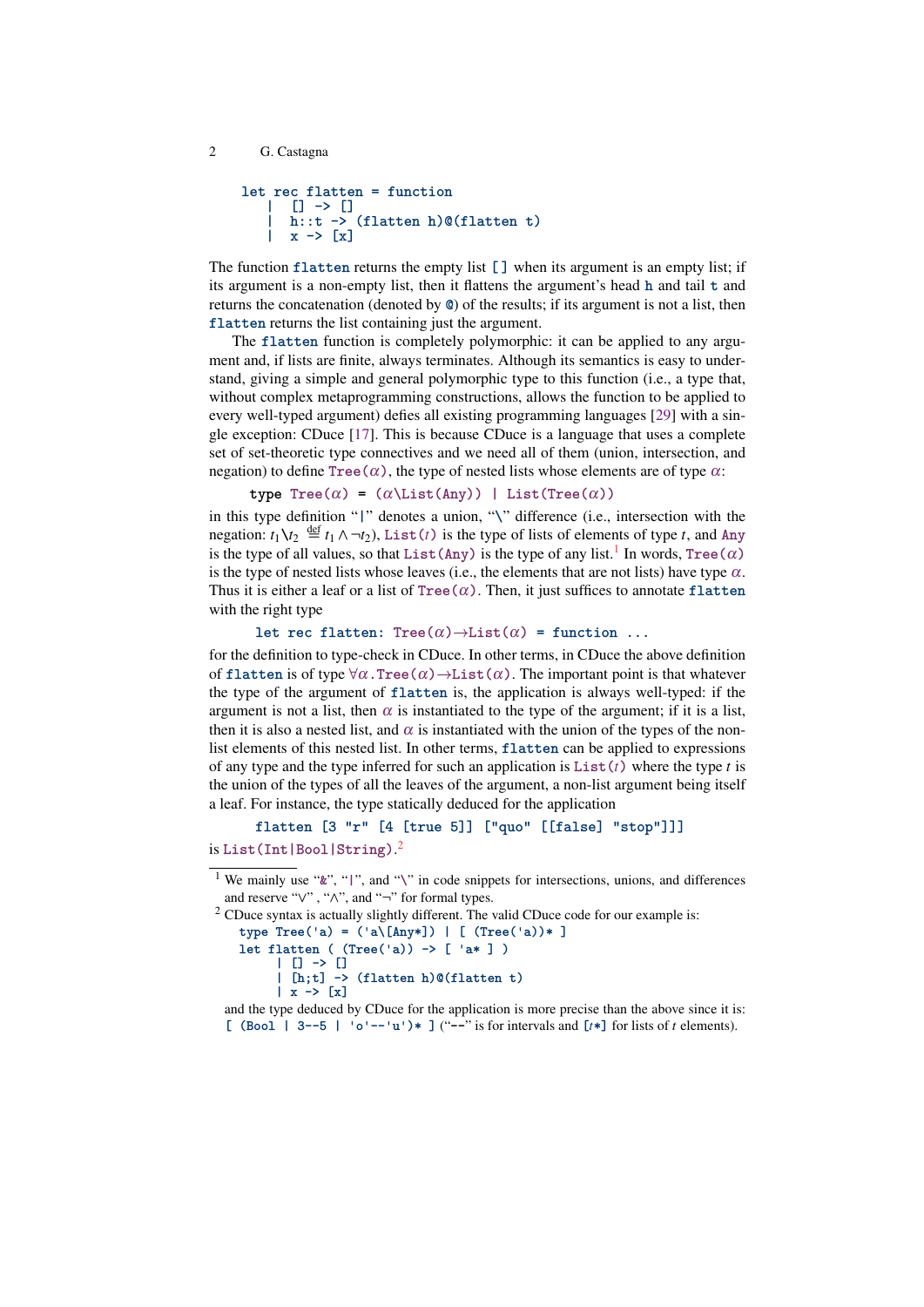```
let rec flatten = function
   |  [] -> []
   |  h::t -> (flatten h)@(flatten t)
   |  x -> [x]
```

The function `flatten` returns the empty list `[]` when its argument is an empty list; if its argument is a non-empty list, then it flattens the argument's head `h` and tail `t` and returns the concatenation (denoted by `@`) of the results; if its argument is not a list, then `flatten` returns the list containing just the argument.

The `flatten` function is completely polymorphic: it can be applied to any argument and, if lists are finite, always terminates. Although its semantics is easy to understand, giving a simple and general polymorphic type to this function (i.e., a type that, without complex metaprogramming constructions, allows the function to be applied to every well-typed argument) defies all existing programming languages [29] with a single exception: CDuce [17]. This is because CDuce is a language that uses a complete set of set-theoretic type connectives and we need all of them (union, intersection, and negation) to define `Tree(`$\alpha$`)`, the type of nested lists whose elements are of type $\alpha$:

```
type Tree(α) = (α\List(Any)) | List(Tree(α))
```

in this type definition "`|`" denotes a union, "`\`" difference (i.e., intersection with the negation: $t_1 \backslash t_2 \stackrel{\text{def}}{=} t_1 \wedge \neg t_2$), `List(`$t$`)` is the type of lists of elements of type $t$, and `Any` is the type of all values, so that `List(Any)` is the type of any list.[1] In words, `Tree(`$\alpha$`)` is the type of nested lists whose leaves (i.e., the elements that are not lists) have type $\alpha$. Thus it is either a leaf or a list of `Tree(`$\alpha$`)`. Then, it just suffices to annotate `flatten` with the right type

```
let rec flatten: Tree(α)→List(α) = function ...
```

for the definition to type-check in CDuce. In other terms, in CDuce the above definition of `flatten` is of type $\forall\alpha.$`Tree(`$\alpha$`)`$\to$`List(`$\alpha$`)`. The important point is that whatever the type of the argument of `flatten` is, the application is always well-typed: if the argument is not a list, then $\alpha$ is instantiated to the type of the argument; if it is a list, then it is also a nested list, and $\alpha$ is instantiated with the union of the types of the non-list elements of this nested list. In other terms, `flatten` can be applied to expressions of any type and the type inferred for such an application is `List(`$t$`)` where the type $t$ is the union of the types of all the leaves of the argument, a non-list argument being itself a leaf. For instance, the type statically deduced for the application

```
flatten [3 "r" [4 [true 5]] ["quo" [[false] "stop"]]]
```

is `List(Int|Bool|String)`.[2]

---

[1] We mainly use "`&`", "`|`", and "`\`" in code snippets for intersections, unions, and differences and reserve "$\vee$" , "$\wedge$", and "$\neg$" for formal types.

[2] CDuce syntax is actually slightly different. The valid CDuce code for our example is:

```
type Tree('a) = ('a\[Any*]) | [ (Tree('a))* ]
let flatten ( (Tree('a)) -> [ 'a* ] )
     | [] -> []
     | [h;t] -> (flatten h)@(flatten t)
     | x -> [x]
```

and the type deduced by CDuce for the application is more precise than the above since it is: `[ (Bool | 3--5 | 'o'--'u')* ]` ("`--`" is for intervals and `[`$t$`*]` for lists of $t$ elements).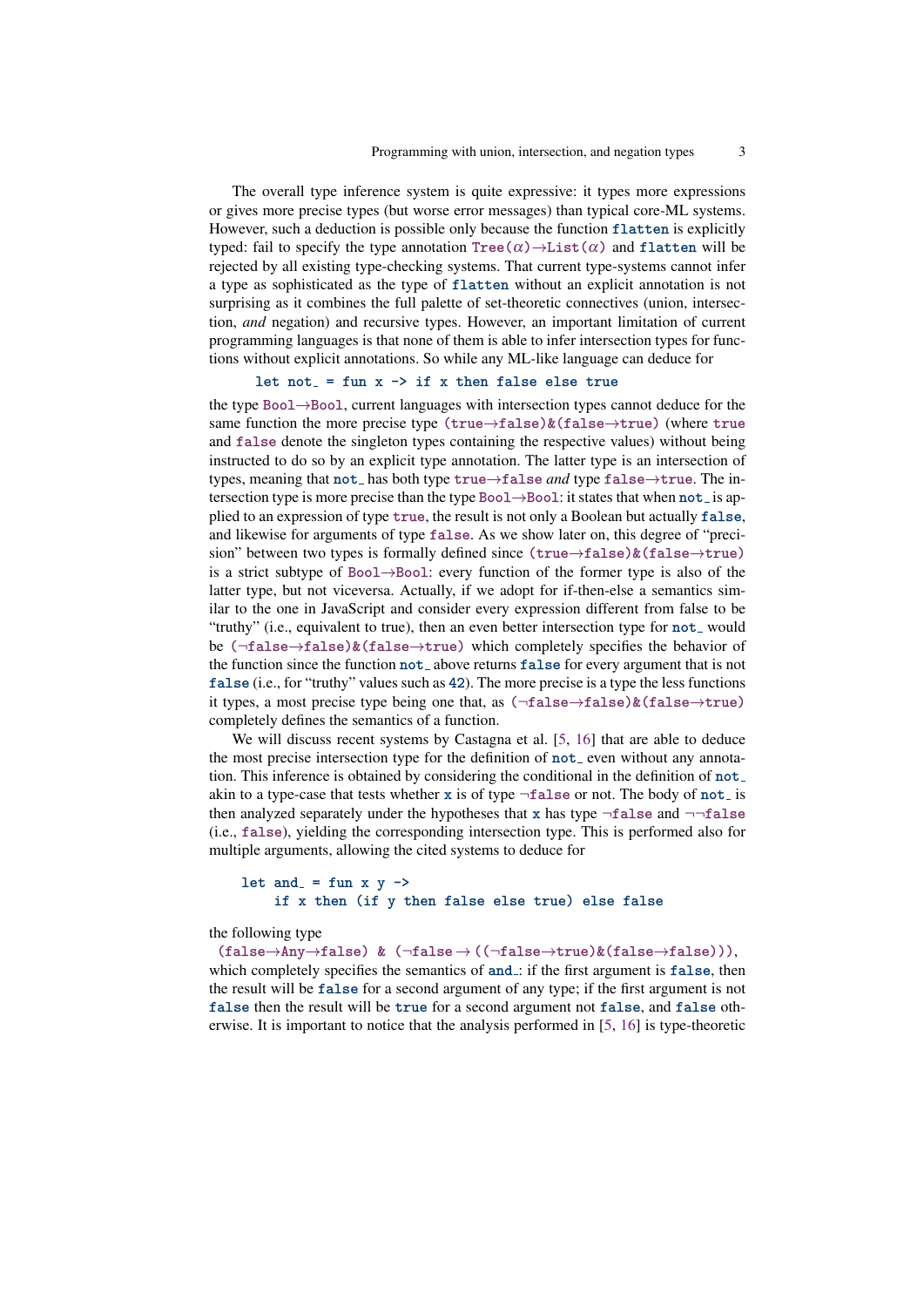The overall type inference system is quite expressive: it types more expressions or gives more precise types (but worse error messages) than typical core-ML systems. However, such a deduction is possible only because the function `flatten` is explicitly typed: fail to specify the type annotation `Tree(α)→List(α)` and `flatten` will be rejected by all existing type-checking systems. That current type-systems cannot infer a type as sophisticated as the type of `flatten` without an explicit annotation is not surprising as it combines the full palette of set-theoretic connectives (union, intersection, *and* negation) and recursive types. However, an important limitation of current programming languages is that none of them is able to infer intersection types for functions without explicit annotations. So while any ML-like language can deduce for

```
let not_ = fun x -> if x then false else true
```

the type `Bool→Bool`, current languages with intersection types cannot deduce for the same function the more precise type `(true→false)&(false→true)` (where `true` and `false` denote the singleton types containing the respective values) without being instructed to do so by an explicit type annotation. The latter type is an intersection of types, meaning that `not_` has both type `true→false` *and* type `false→true`. The intersection type is more precise than the type `Bool→Bool`: it states that when `not_` is applied to an expression of type `true`, the result is not only a Boolean but actually `false`, and likewise for arguments of type `false`. As we show later on, this degree of "precision" between two types is formally defined since `(true→false)&(false→true)` is a strict subtype of `Bool→Bool`: every function of the former type is also of the latter type, but not viceversa. Actually, if we adopt for if-then-else a semantics similar to the one in JavaScript and consider every expression different from false to be "truthy" (i.e., equivalent to true), then an even better intersection type for `not_` would be `(¬false→false)&(false→true)` which completely specifies the behavior of the function since the function `not_` above returns `false` for every argument that is not `false` (i.e., for "truthy" values such as `42`). The more precise is a type the less functions it types, a most precise type being one that, as `(¬false→false)&(false→true)` completely defines the semantics of a function.

We will discuss recent systems by Castagna et al. [5, 16] that are able to deduce the most precise intersection type for the definition of `not_` even without any annotation. This inference is obtained by considering the conditional in the definition of `not_` akin to a type-case that tests whether `x` is of type `¬false` or not. The body of `not_` is then analyzed separately under the hypotheses that `x` has type `¬false` and `¬¬false` (i.e., `false`), yielding the corresponding intersection type. This is performed also for multiple arguments, allowing the cited systems to deduce for

```
let and_ = fun x y ->
     if x then (if y then false else true) else false
```

the following type
`(false→Any→false) & (¬false → ((¬false→true)&(false→false)))`,
which completely specifies the semantics of `and_`: if the first argument is `false`, then the result will be `false` for a second argument of any type; if the first argument is not `false` then the result will be `true` for a second argument not `false`, and `false` otherwise. It is important to notice that the analysis performed in [5, 16] is type-theoretic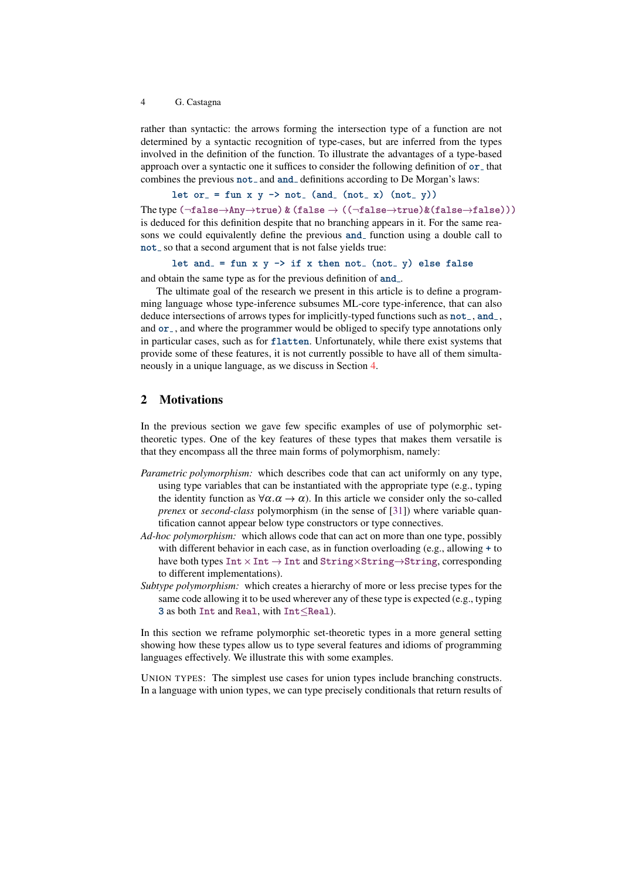rather than syntactic: the arrows forming the intersection type of a function are not determined by a syntactic recognition of type-cases, but are inferred from the types involved in the definition of the function. To illustrate the advantages of a type-based approach over a syntactic one it suffices to consider the following definition of `or_` that combines the previous `not_` and `and_` definitions according to De Morgan's laws:

```
let or_ = fun x y -> not_ (and_ (not_ x) (not_ y))
```

The type `(¬false→Any→true) & (false → ((¬false→true)&(false→false)))` is deduced for this definition despite that no branching appears in it. For the same reasons we could equivalently define the previous `and_` function using a double call to `not_` so that a second argument that is not false yields true:

```
let and_ = fun x y -> if x then not_ (not_ y) else false
```

and obtain the same type as for the previous definition of `and_`.

The ultimate goal of the research we present in this article is to define a programming language whose type-inference subsumes ML-core type-inference, that can also deduce intersections of arrows types for implicitly-typed functions such as `not_`, `and_`, and `or_`, and where the programmer would be obliged to specify type annotations only in particular cases, such as for `flatten`. Unfortunately, while there exist systems that provide some of these features, it is not currently possible to have all of them simultaneously in a unique language, as we discuss in Section 4.

## 2 Motivations

In the previous section we gave few specific examples of use of polymorphic set-theoretic types. One of the key features of these types that makes them versatile is that they encompass all the three main forms of polymorphism, namely:

*Parametric polymorphism:* which describes code that can act uniformly on any type, using type variables that can be instantiated with the appropriate type (e.g., typing the identity function as $\forall\alpha.\alpha \to \alpha$). In this article we consider only the so-called *prenex* or *second-class* polymorphism (in the sense of [31]) where variable quantification cannot appear below type constructors or type connectives.

*Ad-hoc polymorphism:* which allows code that can act on more than one type, possibly with different behavior in each case, as in function overloading (e.g., allowing `+` to have both types `Int` × `Int` → `Int` and `String`×`String`→`String`, corresponding to different implementations).

*Subtype polymorphism:* which creates a hierarchy of more or less precise types for the same code allowing it to be used wherever any of these type is expected (e.g., typing `3` as both `Int` and `Real`, with `Int`≤`Real`).

In this section we reframe polymorphic set-theoretic types in a more general setting showing how these types allow us to type several features and idioms of programming languages effectively. We illustrate this with some examples.

UNION TYPES: The simplest use cases for union types include branching constructs. In a language with union types, we can type precisely conditionals that return results of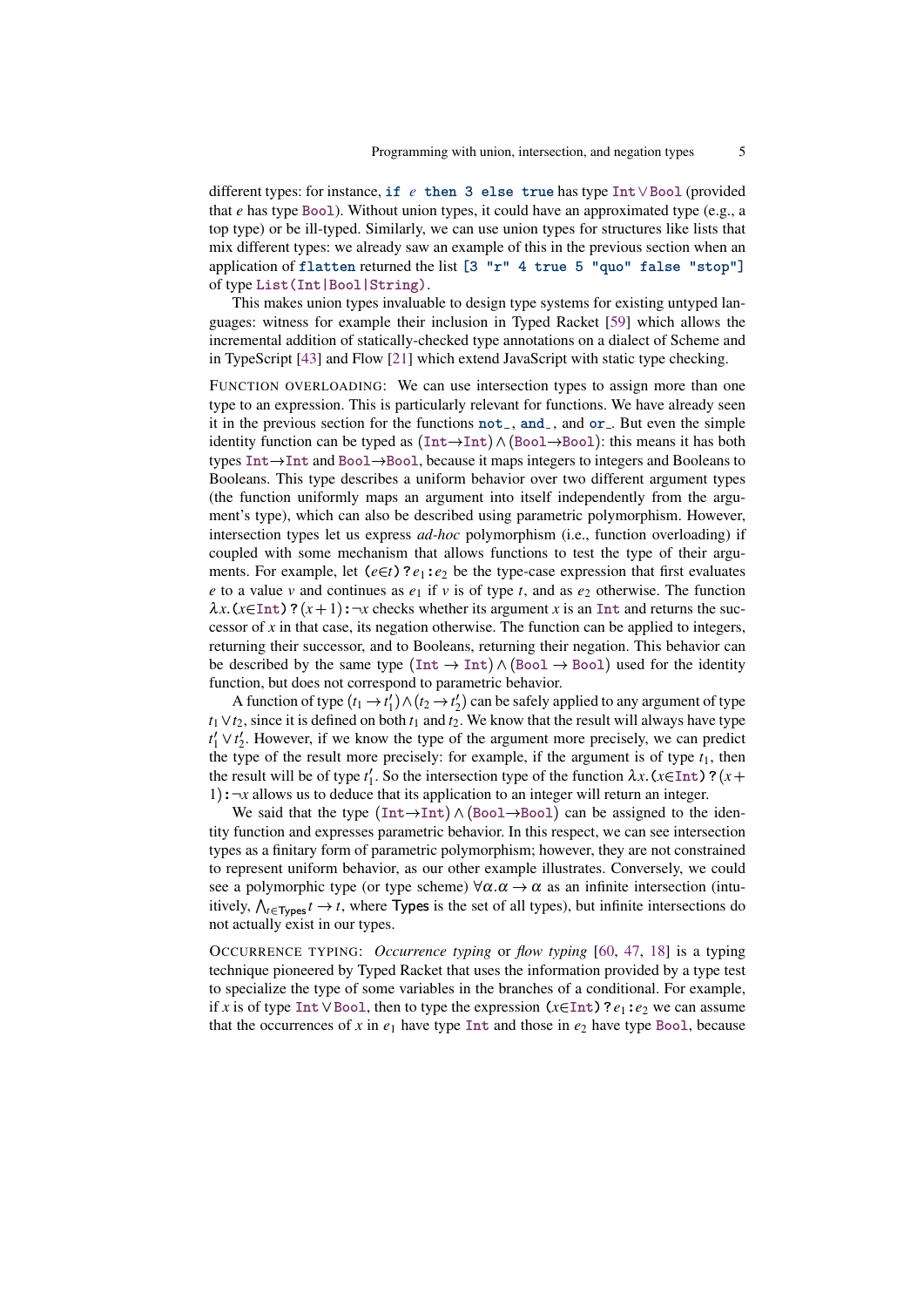different types: for instance, `if e then 3 else true` has type $\texttt{Int} \vee \texttt{Bool}$ (provided that $e$ has type `Bool`). Without union types, it could have an approximated type (e.g., a top type) or be ill-typed. Similarly, we can use union types for structures like lists that mix different types: we already saw an example of this in the previous section when an application of `flatten` returned the list `[3 "r" 4 true 5 "quo" false "stop"]` of type `List(Int|Bool|String)`.

This makes union types invaluable to design type systems for existing untyped languages: witness for example their inclusion in Typed Racket [59] which allows the incremental addition of statically-checked type annotations on a dialect of Scheme and in TypeScript [43] and Flow [21] which extend JavaScript with static type checking.

FUNCTION OVERLOADING: We can use intersection types to assign more than one type to an expression. This is particularly relevant for functions. We have already seen it in the previous section for the functions `not_`, `and_`, and `or_`. But even the simple identity function can be typed as $(\texttt{Int}{\to}\texttt{Int}) \wedge (\texttt{Bool}{\to}\texttt{Bool})$: this means it has both types $\texttt{Int}{\to}\texttt{Int}$ and $\texttt{Bool}{\to}\texttt{Bool}$, because it maps integers to integers and Booleans to Booleans. This type describes a uniform behavior over two different argument types (the function uniformly maps an argument into itself independently from the argument's type), which can also be described using parametric polymorphism. However, intersection types let us express *ad-hoc* polymorphism (i.e., function overloading) if coupled with some mechanism that allows functions to test the type of their arguments. For example, let $(e{\in}t)\,\texttt{?}\,e_1\,\texttt{:}\,e_2$ be the type-case expression that first evaluates $e$ to a value $v$ and continues as $e_1$ if $v$ is of type $t$, and as $e_2$ otherwise. The function $\lambda x.(x{\in}\texttt{Int})\,\texttt{?}\,(x+1)\,\texttt{:}\,\neg x$ checks whether its argument $x$ is an `Int` and returns the successor of $x$ in that case, its negation otherwise. The function can be applied to integers, returning their successor, and to Booleans, returning their negation. This behavior can be described by the same type $(\texttt{Int} \to \texttt{Int}) \wedge (\texttt{Bool} \to \texttt{Bool})$ used for the identity function, but does not correspond to parametric behavior.

A function of type $(t_1 \to t_1') \wedge (t_2 \to t_2')$ can be safely applied to any argument of type $t_1 \vee t_2$, since it is defined on both $t_1$ and $t_2$. We know that the result will always have type $t_1' \vee t_2'$. However, if we know the type of the argument more precisely, we can predict the type of the result more precisely: for example, if the argument is of type $t_1$, then the result will be of type $t_1'$. So the intersection type of the function $\lambda x.(x{\in}\texttt{Int})\,\texttt{?}\,(x+1)\,\texttt{:}\,\neg x$ allows us to deduce that its application to an integer will return an integer.

We said that the type $(\texttt{Int}{\to}\texttt{Int}) \wedge (\texttt{Bool}{\to}\texttt{Bool})$ can be assigned to the identity function and expresses parametric behavior. In this respect, we can see intersection types as a finitary form of parametric polymorphism; however, they are not constrained to represent uniform behavior, as our other example illustrates. Conversely, we could see a polymorphic type (or type scheme) $\forall \alpha.\alpha \to \alpha$ as an infinite intersection (intuitively, $\bigwedge_{t \in \mathsf{Types}} t \to t$, where $\mathsf{Types}$ is the set of all types), but infinite intersections do not actually exist in our types.

OCCURRENCE TYPING: *Occurrence typing* or *flow typing* [60, 47, 18] is a typing technique pioneered by Typed Racket that uses the information provided by a type test to specialize the type of some variables in the branches of a conditional. For example, if $x$ is of type $\texttt{Int} \vee \texttt{Bool}$, then to type the expression $(x{\in}\texttt{Int})\,\texttt{?}\,e_1\,\texttt{:}\,e_2$ we can assume that the occurrences of $x$ in $e_1$ have type `Int` and those in $e_2$ have type `Bool`, because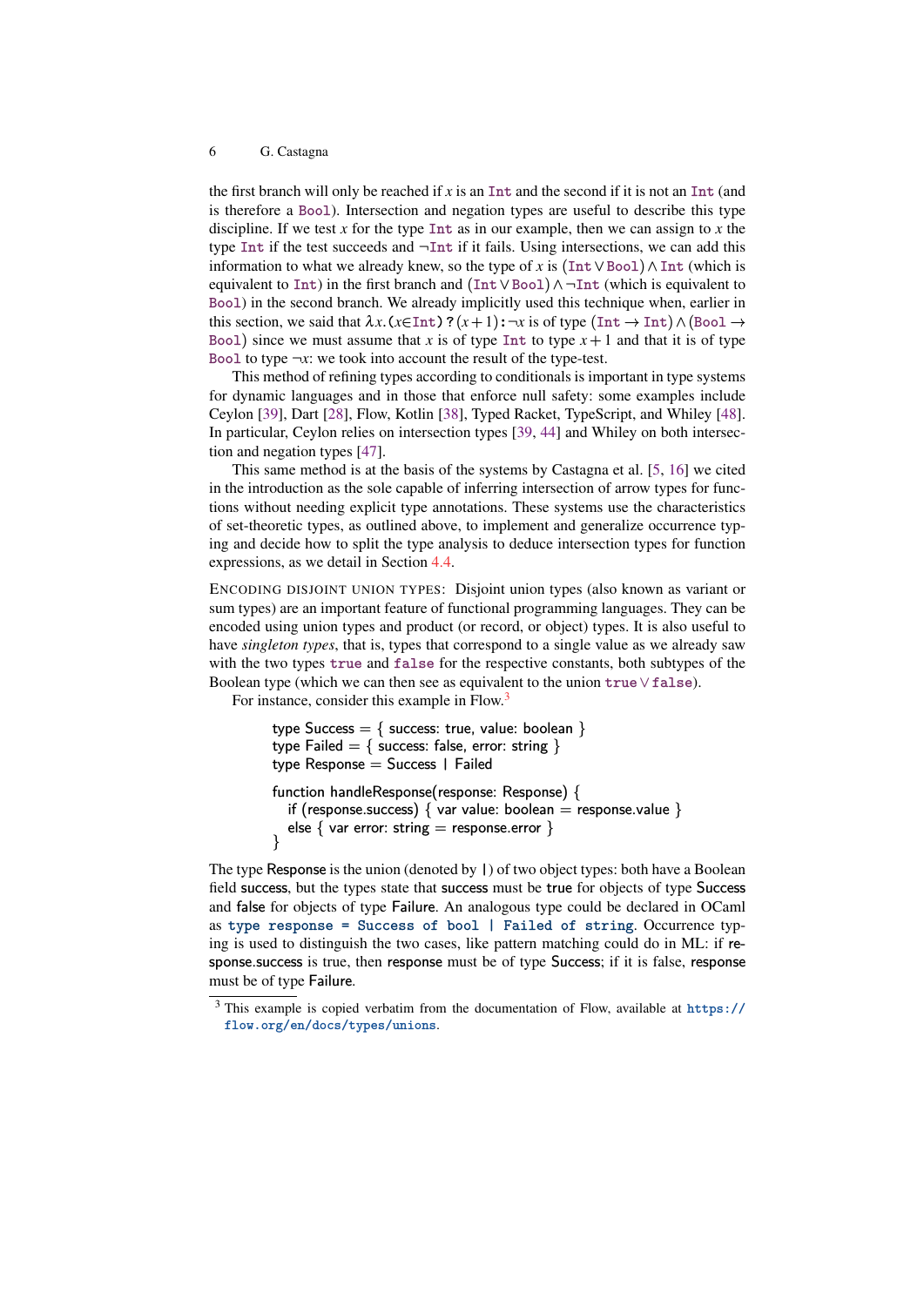the first branch will only be reached if $x$ is an `Int` and the second if it is not an `Int` (and is therefore a `Bool`). Intersection and negation types are useful to describe this type discipline. If we test $x$ for the type `Int` as in our example, then we can assign to $x$ the type `Int` if the test succeeds and $\neg$`Int` if it fails. Using intersections, we can add this information to what we already knew, so the type of $x$ is $(\texttt{Int} \vee \texttt{Bool}) \wedge \texttt{Int}$ (which is equivalent to `Int`) in the first branch and $(\texttt{Int} \vee \texttt{Bool}) \wedge \neg\texttt{Int}$ (which is equivalent to `Bool`) in the second branch. We already implicitly used this technique when, earlier in this section, we said that $\lambda x.(x \in \texttt{Int})\,?\,(x+1)\,\texttt{:}\,\neg x$ is of type $(\texttt{Int} \to \texttt{Int}) \wedge (\texttt{Bool} \to \texttt{Bool})$ since we must assume that $x$ is of type `Int` to type $x+1$ and that it is of type `Bool` to type $\neg x$: we took into account the result of the type-test.

This method of refining types according to conditionals is important in type systems for dynamic languages and in those that enforce null safety: some examples include Ceylon [39], Dart [28], Flow, Kotlin [38], Typed Racket, TypeScript, and Whiley [48]. In particular, Ceylon relies on intersection types [39, 44] and Whiley on both intersection and negation types [47].

This same method is at the basis of the systems by Castagna et al. [5, 16] we cited in the introduction as the sole capable of inferring intersection of arrow types for functions without needing explicit type annotations. These systems use the characteristics of set-theoretic types, as outlined above, to implement and generalize occurrence typing and decide how to split the type analysis to deduce intersection types for function expressions, as we detail in Section 4.4.

ENCODING DISJOINT UNION TYPES: Disjoint union types (also known as variant or sum types) are an important feature of functional programming languages. They can be encoded using union types and product (or record, or object) types. It is also useful to have *singleton types*, that is, types that correspond to a single value as we already saw with the two types `true` and `false` for the respective constants, both subtypes of the Boolean type (which we can then see as equivalent to the union $\texttt{true} \vee \texttt{false}$).

For instance, consider this example in Flow.[3]

```
type Success = { success: true, value: boolean }
type Failed = { success: false, error: string }
type Response = Success | Failed

function handleResponse(response: Response) {
  if (response.success) { var value: boolean = response.value }
  else { var error: string = response.error }
}
```

The type Response is the union (denoted by |) of two object types: both have a Boolean field success, but the types state that success must be true for objects of type Success and false for objects of type Failure. An analogous type could be declared in OCaml as `type response = Success of bool | Failed of string`. Occurrence typing is used to distinguish the two cases, like pattern matching could do in ML: if response.success is true, then response must be of type Success; if it is false, response must be of type Failure.

[3] This example is copied verbatim from the documentation of Flow, available at https://flow.org/en/docs/types/unions.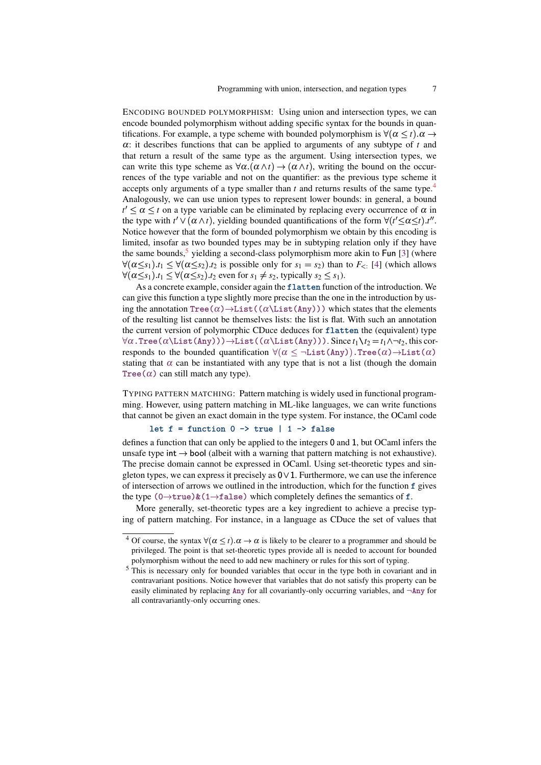ENCODING BOUNDED POLYMORPHISM: Using union and intersection types, we can encode bounded polymorphism without adding specific syntax for the bounds in quantifications. For example, a type scheme with bounded polymorphism is $\forall(\alpha \leq t).\alpha \to \alpha$: it describes functions that can be applied to arguments of any subtype of $t$ and that return a result of the same type as the argument. Using intersection types, we can write this type scheme as $\forall\alpha.(\alpha \wedge t) \to (\alpha \wedge t)$, writing the bound on the occurrences of the type variable and not on the quantifier: as the previous type scheme it accepts only arguments of a type smaller than $t$ and returns results of the same type.[4] Analogously, we can use union types to represent lower bounds: in general, a bound $t' \leq \alpha \leq t$ on a type variable can be eliminated by replacing every occurrence of $\alpha$ in the type with $t' \vee (\alpha \wedge t)$, yielding bounded quantifications of the form $\forall(t' {\leq} \alpha {\leq} t).t''$. Notice however that the form of bounded polymorphism we obtain by this encoding is limited, insofar as two bounded types may be in subtyping relation only if they have the same bounds,[5] yielding a second-class polymorphism more akin to Fun [3] (where $\forall(\alpha{\leq}s_1).t_1 \leq \forall(\alpha{\leq}s_2).t_2$ is possible only for $s_1 = s_2$) than to $F_{<:}$ [4] (which allows $\forall(\alpha{\leq}s_1).t_1 \leq \forall(\alpha{\leq}s_2).t_2$ even for $s_1 \neq s_2$, typically $s_2 \leq s_1$).

As a concrete example, consider again the `flatten` function of the introduction. We can give this function a type slightly more precise than the one in the introduction by using the annotation `Tree(α)→List((α\List(Any)))` which states that the elements of the resulting list cannot be themselves lists: the list is flat. With such an annotation the current version of polymorphic CDuce deduces for `flatten` the (equivalent) type `∀α.Tree(α\List(Any)))→List((α\List(Any)))`. Since $t_1 \setminus t_2 = t_1 \wedge \neg t_2$, this corresponds to the bounded quantification `∀(α ≤ ¬List(Any)).Tree(α)→List(α)` stating that $\alpha$ can be instantiated with any type that is not a list (though the domain `Tree(α)` can still match any type).

TYPING PATTERN MATCHING: Pattern matching is widely used in functional programming. However, using pattern matching in ML-like languages, we can write functions that cannot be given an exact domain in the type system. For instance, the OCaml code

```
let f = function 0 -> true | 1 -> false
```

defines a function that can only be applied to the integers 0 and 1, but OCaml infers the unsafe type $\mathsf{int} \to \mathsf{bool}$ (albeit with a warning that pattern matching is not exhaustive). The precise domain cannot be expressed in OCaml. Using set-theoretic types and singleton types, we can express it precisely as $0 \vee 1$. Furthermore, we can use the inference of intersection of arrows we outlined in the introduction, which for the function `f` gives the type `(0→true)&(1→false)` which completely defines the semantics of `f`.

More generally, set-theoretic types are a key ingredient to achieve a precise typing of pattern matching. For instance, in a language as CDuce the set of values that

---

[4] Of course, the syntax $\forall(\alpha \leq t).\alpha \to \alpha$ is likely to be clearer to a programmer and should be privileged. The point is that set-theoretic types provide all is needed to account for bounded polymorphism without the need to add new machinery or rules for this sort of typing.

[5] This is necessary only for bounded variables that occur in the type both in covariant and in contravariant positions. Notice however that variables that do not satisfy this property can be easily eliminated by replacing `Any` for all covariantly-only occurring variables, and `¬Any` for all contravariantly-only occurring ones.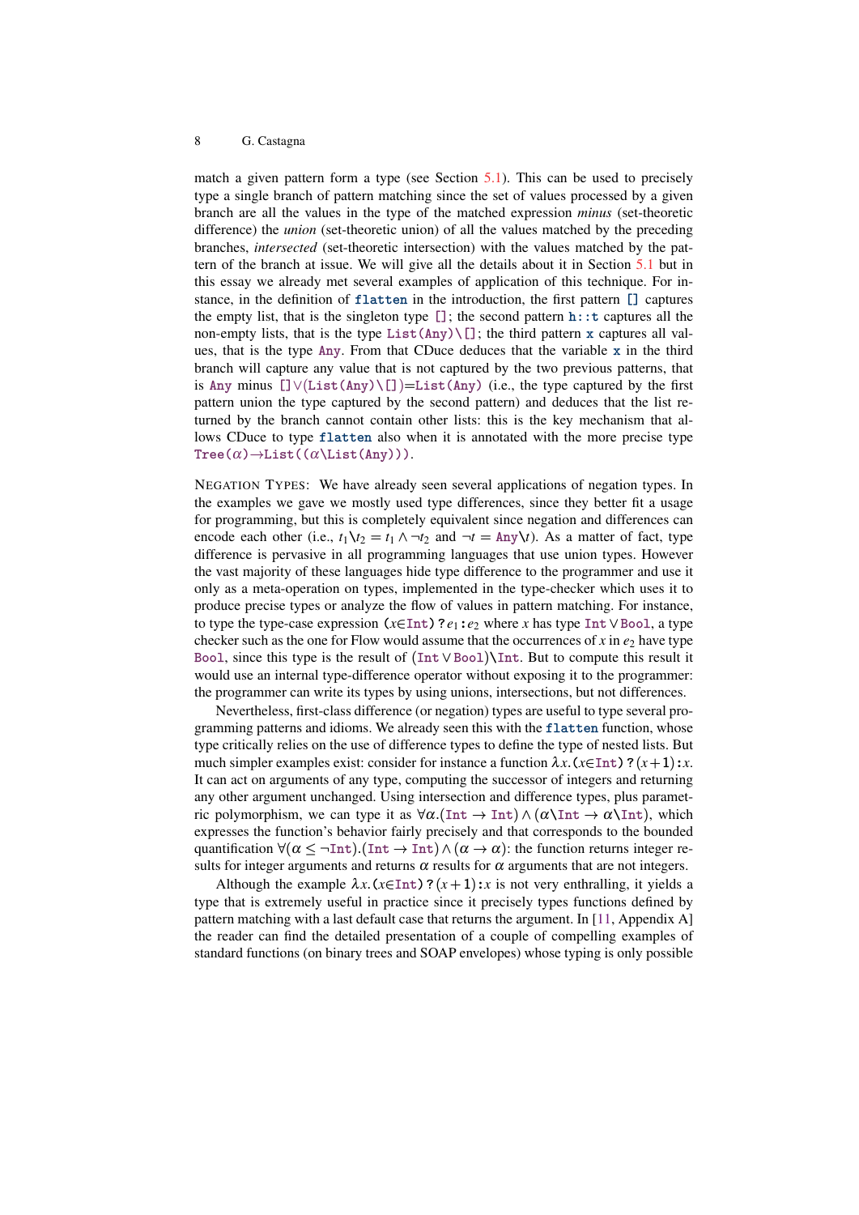match a given pattern form a type (see Section 5.1). This can be used to precisely type a single branch of pattern matching since the set of values processed by a given branch are all the values in the type of the matched expression *minus* (set-theoretic difference) the *union* (set-theoretic union) of all the values matched by the preceding branches, *intersected* (set-theoretic intersection) with the values matched by the pattern of the branch at issue. We will give all the details about it in Section 5.1 but in this essay we already met several examples of application of this technique. For instance, in the definition of `flatten` in the introduction, the first pattern `[]` captures the empty list, that is the singleton type `[]`; the second pattern `h::t` captures all the non-empty lists, that is the type `List(Any)\[]`; the third pattern `x` captures all values, that is the type `Any`. From that CDuce deduces that the variable `x` in the third branch will capture any value that is not captured by the two previous patterns, that is `Any` minus `[]`$\vee$`(List(Any)\[])`$=$`List(Any)` (i.e., the type captured by the first pattern union the type captured by the second pattern) and deduces that the list returned by the branch cannot contain other lists: this is the key mechanism that allows CDuce to type `flatten` also when it is annotated with the more precise type `Tree(`$\alpha$`)`$\to$`List((`$\alpha$`\List(Any)))`.

NEGATION TYPES: We have already seen several applications of negation types. In the examples we gave we mostly used type differences, since they better fit a usage for programming, but this is completely equivalent since negation and differences can encode each other (i.e., $t_1 \backslash t_2 = t_1 \wedge \neg t_2$ and $\neg t =$ `Any`$\backslash t$). As a matter of fact, type difference is pervasive in all programming languages that use union types. However the vast majority of these languages hide type difference to the programmer and use it only as a meta-operation on types, implemented in the type-checker which uses it to produce precise types or analyze the flow of values in pattern matching. For instance, to type the type-case expression `(`$x$`∈Int)?`$e_1$`:`$e_2$ where $x$ has type `Int`$\vee$`Bool`, a type checker such as the one for Flow would assume that the occurrences of $x$ in $e_2$ have type `Bool`, since this type is the result of `(Int`$\vee$`Bool)\Int`. But to compute this result it would use an internal type-difference operator without exposing it to the programmer: the programmer can write its types by using unions, intersections, but not differences.

Nevertheless, first-class difference (or negation) types are useful to type several programming patterns and idioms. We already seen this with the `flatten` function, whose type critically relies on the use of difference types to define the type of nested lists. But much simpler examples exist: consider for instance a function $\lambda x.$`(`$x$`∈Int)?(`$x$`+1):`$x$. It can act on arguments of any type, computing the successor of integers and returning any other argument unchanged. Using intersection and difference types, plus parametric polymorphism, we can type it as $\forall\alpha.$`(Int`$\to$`Int)`$\wedge$`(`$\alpha$`\Int`$\to \alpha$`\Int)`, which expresses the function's behavior fairly precisely and that corresponds to the bounded quantification $\forall(\alpha \leq \neg$`Int).(Int`$\to$`Int)`$\wedge(\alpha \to \alpha)$: the function returns integer results for integer arguments and returns $\alpha$ results for $\alpha$ arguments that are not integers.

Although the example $\lambda x.$`(`$x$`∈Int)?(`$x$`+1):`$x$ is not very enthralling, it yields a type that is extremely useful in practice since it precisely types functions defined by pattern matching with a last default case that returns the argument. In [11, Appendix A] the reader can find the detailed presentation of a couple of compelling examples of standard functions (on binary trees and SOAP envelopes) whose typing is only possible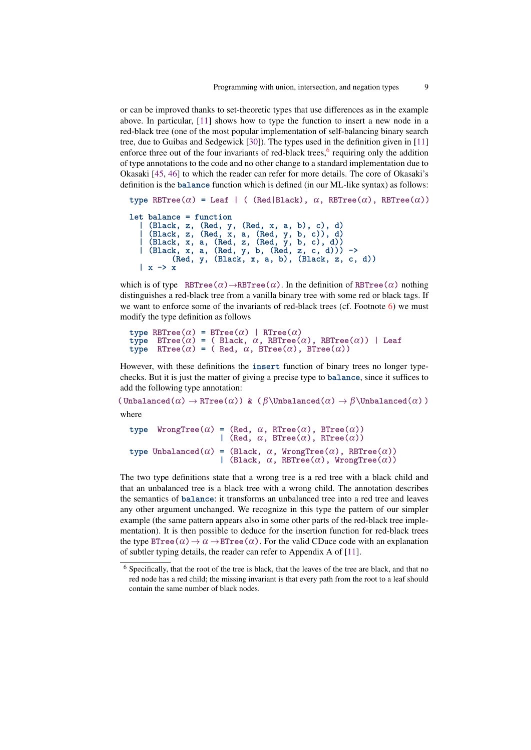or can be improved thanks to set-theoretic types that use differences as in the example above. In particular, [11] shows how to type the function to insert a new node in a red-black tree (one of the most popular implementation of self-balancing binary search tree, due to Guibas and Sedgewick [30]). The types used in the definition given in [11] enforce three out of the four invariants of red-black trees,[6] requiring only the addition of type annotations to the code and no other change to a standard implementation due to Okasaki [45, 46] to which the reader can refer for more details. The core of Okasaki's definition is the `balance` function which is defined (in our ML-like syntax) as follows:

```
type RBTree(α) = Leaf | ( (Red|Black), α, RBTree(α), RBTree(α))

let balance = function
  | (Black, z, (Red, y, (Red, x, a, b), c), d)
  | (Black, z, (Red, x, a, (Red, y, b, c)), d)
  | (Black, x, a, (Red, z, (Red, y, b, c), d))
  | (Black, x, a, (Red, y, b, (Red, z, c, d))) ->
        (Red, y, (Black, x, a, b), (Black, z, c, d))
  | x -> x
```

which is of type `RBTree(α)→RBTree(α)`. In the definition of `RBTree(α)` nothing distinguishes a red-black tree from a vanilla binary tree with some red or black tags. If we want to enforce some of the invariants of red-black trees (cf. Footnote 6) we must modify the type definition as follows

```
type RBTree(α) = BTree(α) | RTree(α)
type  BTree(α) = ( Black, α, RBTree(α), RBTree(α)) | Leaf
type  RTree(α) = ( Red, α, BTree(α), BTree(α))
```

However, with these definitions the `insert` function of binary trees no longer type-checks. But it is just the matter of giving a precise type to `balance`, since it suffices to add the following type annotation:

```
(Unbalanced(α) → RTree(α)) & (β\Unbalanced(α) → β\Unbalanced(α))
```

where

```
type  WrongTree(α) = (Red, α, RTree(α), BTree(α))
                   | (Red, α, BTree(α), RTree(α))

type Unbalanced(α) = (Black, α, WrongTree(α), RBTree(α))
                   | (Black, α, RBTree(α), WrongTree(α))
```

The two type definitions state that a wrong tree is a red tree with a black child and that an unbalanced tree is a black tree with a wrong child. The annotation describes the semantics of `balance`: it transforms an unbalanced tree into a red tree and leaves any other argument unchanged. We recognize in this type the pattern of our simpler example (the same pattern appears also in some other parts of the red-black tree implementation). It is then possible to deduce for the insertion function for red-black trees the type `BTree(α) → α → BTree(α)`. For the valid CDuce code with an explanation of subtler typing details, the reader can refer to Appendix A of [11].

[6] Specifically, that the root of the tree is black, that the leaves of the tree are black, and that no red node has a red child; the missing invariant is that every path from the root to a leaf should contain the same number of black nodes.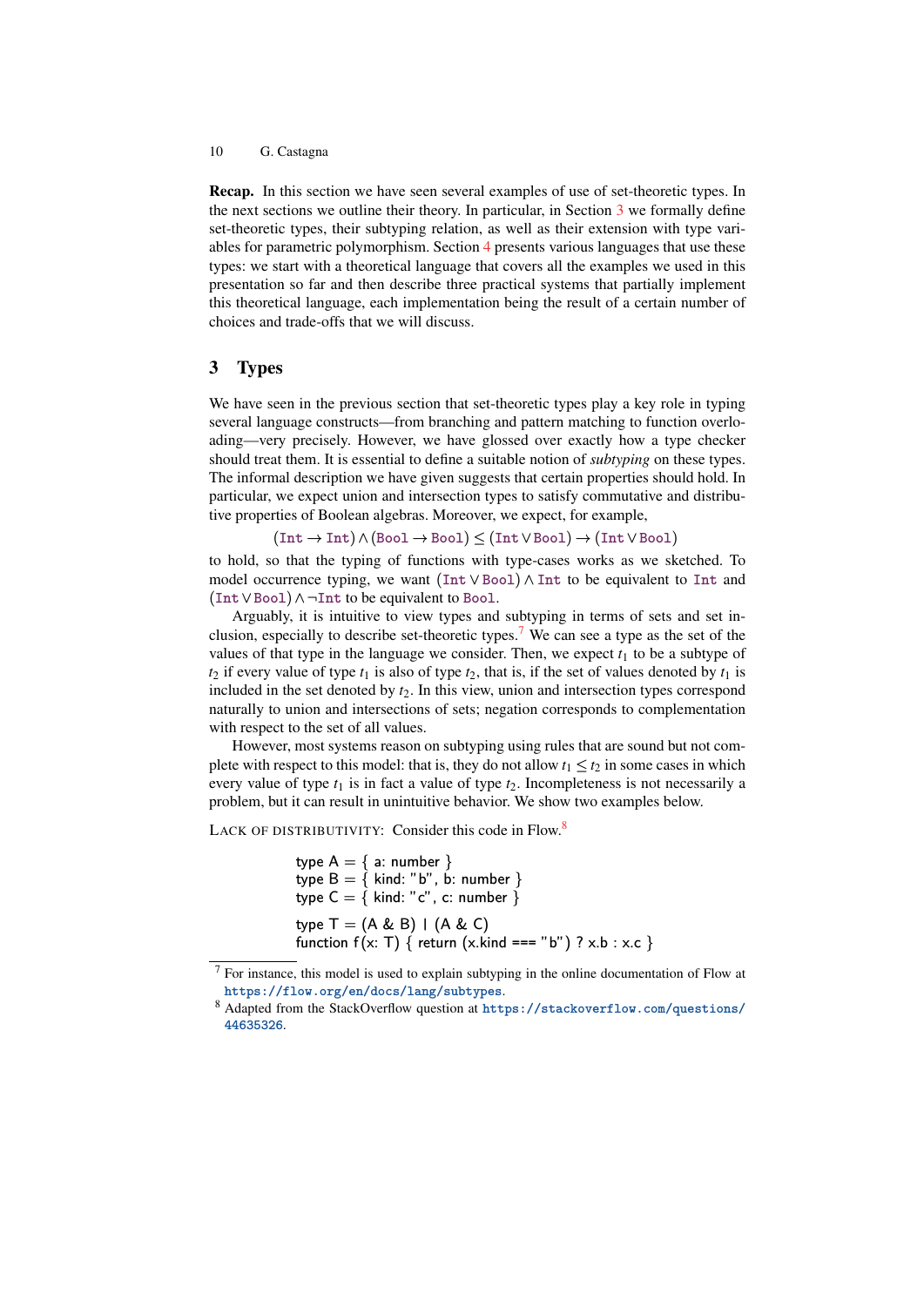**Recap.** In this section we have seen several examples of use of set-theoretic types. In the next sections we outline their theory. In particular, in Section 3 we formally define set-theoretic types, their subtyping relation, as well as their extension with type variables for parametric polymorphism. Section 4 presents various languages that use these types: we start with a theoretical language that covers all the examples we used in this presentation so far and then describe three practical systems that partially implement this theoretical language, each implementation being the result of a certain number of choices and trade-offs that we will discuss.

## 3 Types

We have seen in the previous section that set-theoretic types play a key role in typing several language constructs—from branching and pattern matching to function overloading—very precisely. However, we have glossed over exactly how a type checker should treat them. It is essential to define a suitable notion of *subtyping* on these types. The informal description we have given suggests that certain properties should hold. In particular, we expect union and intersection types to satisfy commutative and distributive properties of Boolean algebras. Moreover, we expect, for example,

$$(\texttt{Int} \to \texttt{Int}) \wedge (\texttt{Bool} \to \texttt{Bool}) \leq (\texttt{Int} \vee \texttt{Bool}) \to (\texttt{Int} \vee \texttt{Bool})$$

to hold, so that the typing of functions with type-cases works as we sketched. To model occurrence typing, we want $(\texttt{Int} \vee \texttt{Bool}) \wedge \texttt{Int}$ to be equivalent to $\texttt{Int}$ and $(\texttt{Int} \vee \texttt{Bool}) \wedge \neg\texttt{Int}$ to be equivalent to $\texttt{Bool}$.

Arguably, it is intuitive to view types and subtyping in terms of sets and set inclusion, especially to describe set-theoretic types.[7] We can see a type as the set of the values of that type in the language we consider. Then, we expect $t_1$ to be a subtype of $t_2$ if every value of type $t_1$ is also of type $t_2$, that is, if the set of values denoted by $t_1$ is included in the set denoted by $t_2$. In this view, union and intersection types correspond naturally to union and intersections of sets; negation corresponds to complementation with respect to the set of all values.

However, most systems reason on subtyping using rules that are sound but not complete with respect to this model: that is, they do not allow $t_1 \leq t_2$ in some cases in which every value of type $t_1$ is in fact a value of type $t_2$. Incompleteness is not necessarily a problem, but it can result in unintuitive behavior. We show two examples below.

LACK OF DISTRIBUTIVITY: Consider this code in Flow.[8]

```
type A = { a: number }
type B = { kind: "b", b: number }
type C = { kind: "c", c: number }

type T = (A & B) | (A & C)
function f(x: T) { return (x.kind === "b") ? x.b : x.c }
```

[7] For instance, this model is used to explain subtyping in the online documentation of Flow at https://flow.org/en/docs/lang/subtypes.

[8] Adapted from the StackOverflow question at https://stackoverflow.com/questions/44635326.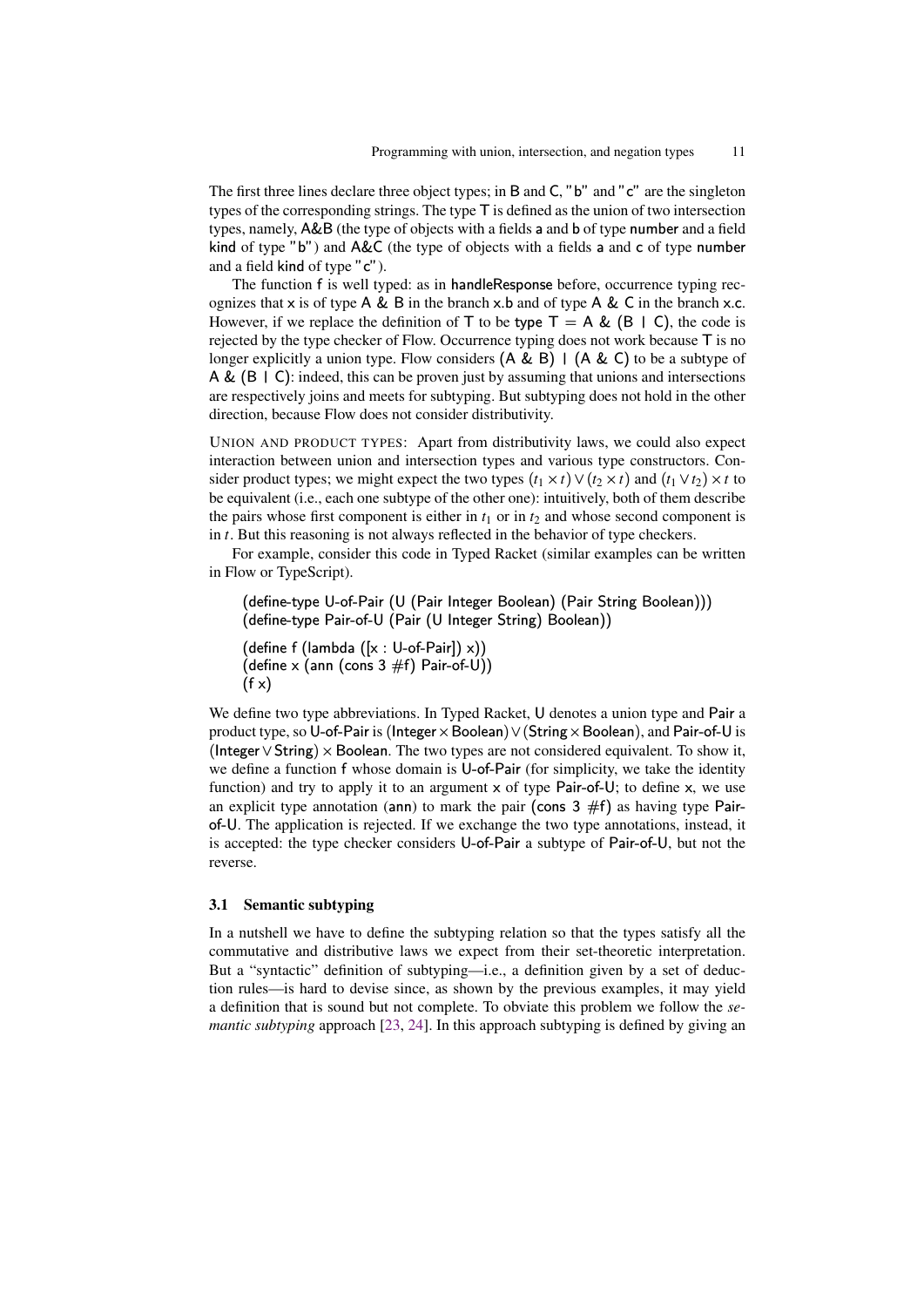The first three lines declare three object types; in B and C, "b" and "c" are the singleton types of the corresponding strings. The type T is defined as the union of two intersection types, namely, A&B (the type of objects with a fields a and b of type number and a field kind of type "b") and A&C (the type of objects with a fields a and c of type number and a field kind of type "c").

The function f is well typed: as in handleResponse before, occurrence typing recognizes that x is of type A & B in the branch x.b and of type A & C in the branch x.c. However, if we replace the definition of T to be type T = A & (B | C), the code is rejected by the type checker of Flow. Occurrence typing does not work because T is no longer explicitly a union type. Flow considers (A & B) | (A & C) to be a subtype of A & (B | C): indeed, this can be proven just by assuming that unions and intersections are respectively joins and meets for subtyping. But subtyping does not hold in the other direction, because Flow does not consider distributivity.

UNION AND PRODUCT TYPES: Apart from distributivity laws, we could also expect interaction between union and intersection types and various type constructors. Consider product types; we might expect the two types $(t_1 \times t) \vee (t_2 \times t)$ and $(t_1 \vee t_2) \times t$ to be equivalent (i.e., each one subtype of the other one): intuitively, both of them describe the pairs whose first component is either in $t_1$ or in $t_2$ and whose second component is in $t$. But this reasoning is not always reflected in the behavior of type checkers.

For example, consider this code in Typed Racket (similar examples can be written in Flow or TypeScript).

```
(define-type U-of-Pair (U (Pair Integer Boolean) (Pair String Boolean)))
(define-type Pair-of-U (Pair (U Integer String) Boolean))

(define f (lambda ([x : U-of-Pair]) x))
(define x (ann (cons 3 #f) Pair-of-U))
(f x)
```

We define two type abbreviations. In Typed Racket, U denotes a union type and Pair a product type, so U-of-Pair is $(\mathsf{Integer} \times \mathsf{Boolean}) \vee (\mathsf{String} \times \mathsf{Boolean})$, and Pair-of-U is $(\mathsf{Integer} \vee \mathsf{String}) \times \mathsf{Boolean}$. The two types are not considered equivalent. To show it, we define a function f whose domain is U-of-Pair (for simplicity, we take the identity function) and try to apply it to an argument x of type Pair-of-U; to define x, we use an explicit type annotation (ann) to mark the pair (cons 3 #f) as having type Pair-of-U. The application is rejected. If we exchange the two type annotations, instead, it is accepted: the type checker considers U-of-Pair a subtype of Pair-of-U, but not the reverse.

### 3.1 Semantic subtyping

In a nutshell we have to define the subtyping relation so that the types satisfy all the commutative and distributive laws we expect from their set-theoretic interpretation. But a "syntactic" definition of subtyping—i.e., a definition given by a set of deduction rules—is hard to devise since, as shown by the previous examples, it may yield a definition that is sound but not complete. To obviate this problem we follow the *semantic subtyping* approach [23, 24]. In this approach subtyping is defined by giving an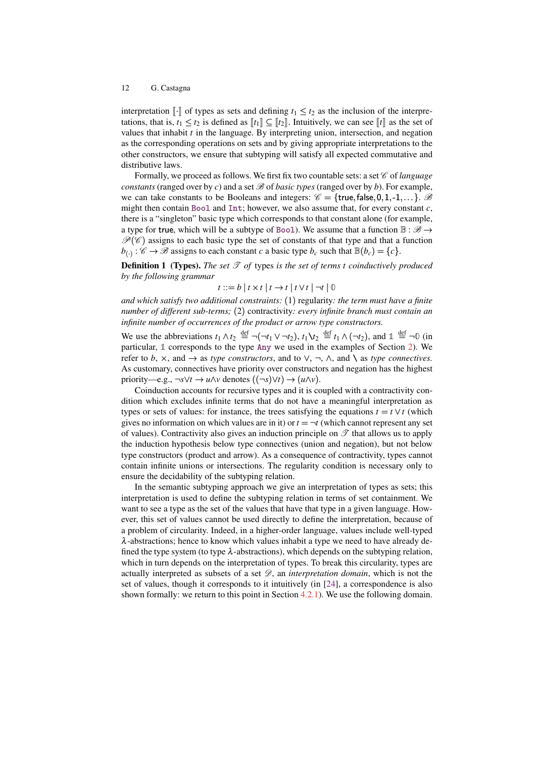interpretation $[\![\cdot]\!]$ of types as sets and defining $t_1 \leq t_2$ as the inclusion of the interpretations, that is, $t_1 \leq t_2$ is defined as $[\![t_1]\!] \subseteq [\![t_2]\!]$. Intuitively, we can see $[\![t]\!]$ as the set of values that inhabit $t$ in the language. By interpreting union, intersection, and negation as the corresponding operations on sets and by giving appropriate interpretations to the other constructors, we ensure that subtyping will satisfy all expected commutative and distributive laws.

Formally, we proceed as follows. We first fix two countable sets: a set $\mathscr{C}$ of *language constants* (ranged over by $c$) and a set $\mathscr{B}$ of *basic types* (ranged over by $b$). For example, we can take constants to be Booleans and integers: $\mathscr{C} = \{\mathsf{true}, \mathsf{false}, 0, 1, \text{-}1, \ldots\}$. $\mathscr{B}$ might then contain `Bool` and `Int`; however, we also assume that, for every constant $c$, there is a "singleton" basic type which corresponds to that constant alone (for example, a type for true, which will be a subtype of `Bool`). We assume that a function $\mathbb{B} : \mathscr{B} \to \mathscr{P}(\mathscr{C})$ assigns to each basic type the set of constants of that type and that a function $b_{(\cdot)} : \mathscr{C} \to \mathscr{B}$ assigns to each constant $c$ a basic type $b_c$ such that $\mathbb{B}(b_c) = \{c\}$.

**Definition 1 (Types).** *The set $\mathscr{T}$ of* types *is the set of terms $t$ coinductively produced by the following grammar*

$$t ::= b \mid t \times t \mid t \to t \mid t \vee t \mid \neg t \mid \mathbb{0}$$

*and which satisfy two additional constraints:* (1) regularity*: the term must have a finite number of different sub-terms;* (2) contractivity*: every infinite branch must contain an infinite number of occurrences of the product or arrow type constructors.*

We use the abbreviations $t_1 \wedge t_2 \overset{\text{def}}{=} \neg(\neg t_1 \vee \neg t_2)$, $t_1 \setminus t_2 \overset{\text{def}}{=} t_1 \wedge (\neg t_2)$, and $\mathbb{1} \overset{\text{def}}{=} \neg\mathbb{0}$ (in particular, $\mathbb{1}$ corresponds to the type `Any` we used in the examples of Section 2). We refer to $b$, $\times$, and $\to$ as *type constructors*, and to $\vee$, $\neg$, $\wedge$, and $\setminus$ as *type connectives.* As customary, connectives have priority over constructors and negation has the highest priority—e.g., $\neg s \vee t \to u \wedge v$ denotes $((\neg s) \vee t) \to (u \wedge v)$.

Coinduction accounts for recursive types and it is coupled with a contractivity condition which excludes infinite terms that do not have a meaningful interpretation as types or sets of values: for instance, the trees satisfying the equations $t = t \vee t$ (which gives no information on which values are in it) or $t = \neg t$ (which cannot represent any set of values). Contractivity also gives an induction principle on $\mathscr{T}$ that allows us to apply the induction hypothesis below type connectives (union and negation), but not below type constructors (product and arrow). As a consequence of contractivity, types cannot contain infinite unions or intersections. The regularity condition is necessary only to ensure the decidability of the subtyping relation.

In the semantic subtyping approach we give an interpretation of types as sets; this interpretation is used to define the subtyping relation in terms of set containment. We want to see a type as the set of the values that have that type in a given language. However, this set of values cannot be used directly to define the interpretation, because of a problem of circularity. Indeed, in a higher-order language, values include well-typed $\lambda$-abstractions; hence to know which values inhabit a type we need to have already defined the type system (to type $\lambda$-abstractions), which depends on the subtyping relation, which in turn depends on the interpretation of types. To break this circularity, types are actually interpreted as subsets of a set $\mathscr{D}$, an *interpretation domain*, which is not the set of values, though it corresponds to it intuitively (in [24], a correspondence is also shown formally: we return to this point in Section 4.2.1). We use the following domain.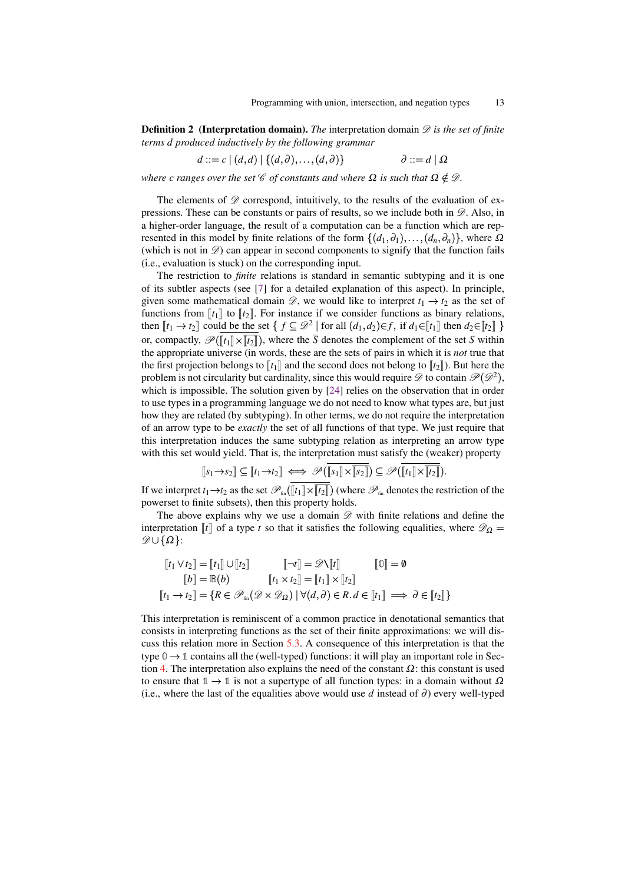**Definition 2 (Interpretation domain).** *The* interpretation domain $\mathscr{D}$ *is the set of finite terms $d$ produced inductively by the following grammar*

$$d ::= c \mid (d,d) \mid \{(d,\partial),\dots,(d,\partial)\} \qquad\qquad \partial ::= d \mid \Omega$$

*where $c$ ranges over the set $\mathscr{C}$ of constants and where $\Omega$ is such that $\Omega \notin \mathscr{D}$.*

The elements of $\mathscr{D}$ correspond, intuitively, to the results of the evaluation of expressions. These can be constants or pairs of results, so we include both in $\mathscr{D}$. Also, in a higher-order language, the result of a computation can be a function which are represented in this model by finite relations of the form $\{(d_1,\partial_1),\dots,(d_n,\partial_n)\}$, where $\Omega$ (which is not in $\mathscr{D}$) can appear in second components to signify that the function fails (i.e., evaluation is stuck) on the corresponding input.

The restriction to *finite* relations is standard in semantic subtyping and it is one of its subtler aspects (see [7] for a detailed explanation of this aspect). In principle, given some mathematical domain $\mathscr{D}$, we would like to interpret $t_1 \to t_2$ as the set of functions from $[\![t_1]\!]$ to $[\![t_2]\!]$. For instance if we consider functions as binary relations, then $[\![t_1 \to t_2]\!]$ could be the set $\{\, f \subseteq \mathscr{D}^2 \mid \text{for all } (d_1,d_2){\in}f, \text{ if } d_1{\in}[\![t_1]\!] \text{ then } d_2{\in}[\![t_2]\!] \,\}$ or, compactly, $\mathscr{P}(\overline{[\![t_1]\!]{\times}\overline{[\![t_2]\!]}})$, where the $\overline{S}$ denotes the complement of the set $S$ within the appropriate universe (in words, these are the sets of pairs in which it is *not* true that the first projection belongs to $[\![t_1]\!]$ and the second does not belong to $[\![t_2]\!]$). But here the problem is not circularity but cardinality, since this would require $\mathscr{D}$ to contain $\mathscr{P}(\mathscr{D}^2)$, which is impossible. The solution given by [24] relies on the observation that in order to use types in a programming language we do not need to know what types are, but just how they are related (by subtyping). In other terms, we do not require the interpretation of an arrow type to be *exactly* the set of all functions of that type. We just require that this interpretation induces the same subtyping relation as interpreting an arrow type with this set would yield. That is, the interpretation must satisfy the (weaker) property

$$[\![s_1{\to}s_2]\!] \subseteq [\![t_1{\to}t_2]\!] \iff \mathscr{P}(\overline{[\![s_1]\!]{\times}\overline{[\![s_2]\!]}}) \subseteq \mathscr{P}(\overline{[\![t_1]\!]{\times}\overline{[\![t_2]\!]}}).$$

If we interpret $t_1{\to}t_2$ as the set $\mathscr{P}_{\text{fin}}(\overline{[\![t_1]\!]{\times}\overline{[\![t_2]\!]}})$ (where $\mathscr{P}_{\text{fin}}$ denotes the restriction of the powerset to finite subsets), then this property holds.

The above explains why we use a domain $\mathscr{D}$ with finite relations and define the interpretation $[\![t]\!]$ of a type $t$ so that it satisfies the following equalities, where $\mathscr{D}_\Omega = \mathscr{D} \cup \{\Omega\}$:

$$
\begin{aligned}
&[\![t_1 \vee t_2]\!] = [\![t_1]\!] \cup [\![t_2]\!] \qquad [\![\neg t]\!] = \mathscr{D} \setminus [\![t]\!] \qquad [\![\mathbb{0}]\!] = \emptyset \\
&[\![b]\!] = \mathbb{B}(b) \qquad [\![t_1 \times t_2]\!] = [\![t_1]\!] \times [\![t_2]\!] \\
&[\![t_1 \to t_2]\!] = \{R \in \mathscr{P}_{\text{fin}}(\mathscr{D} \times \mathscr{D}_\Omega) \mid \forall (d,\partial) \in R.\, d \in [\![t_1]\!] \implies \partial \in [\![t_2]\!]\}
\end{aligned}
$$

This interpretation is reminiscent of a common practice in denotational semantics that consists in interpreting functions as the set of their finite approximations: we will discuss this relation more in Section 5.3. A consequence of this interpretation is that the type $\mathbb{0} \to \mathbb{1}$ contains all the (well-typed) functions: it will play an important role in Section 4. The interpretation also explains the need of the constant $\Omega$: this constant is used to ensure that $\mathbb{1} \to \mathbb{1}$ is not a supertype of all function types: in a domain without $\Omega$ (i.e., where the last of the equalities above would use $d$ instead of $\partial$) every well-typed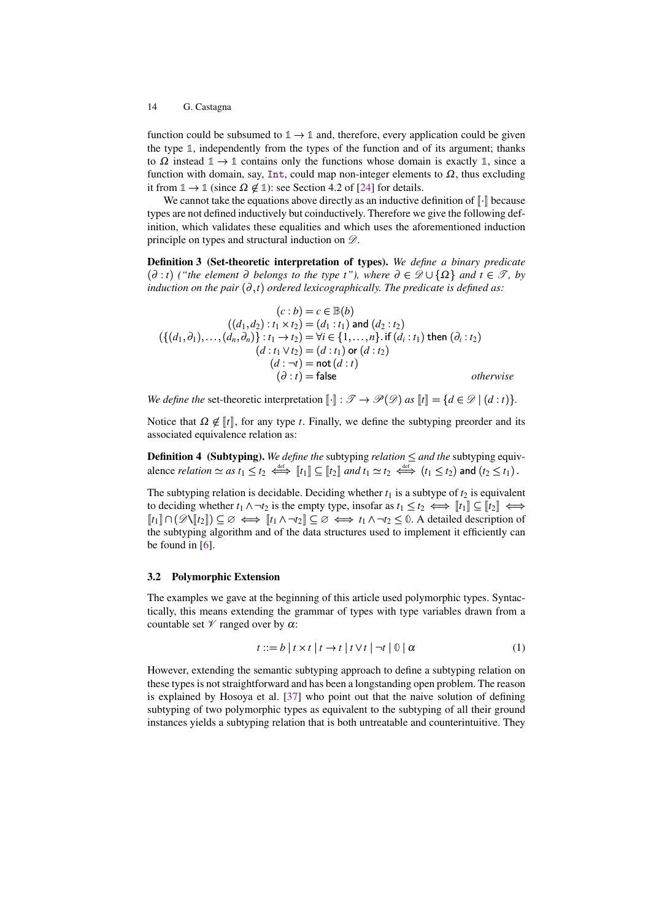function could be subsumed to $\mathbb{1} \to \mathbb{1}$ and, therefore, every application could be given the type $\mathbb{1}$, independently from the types of the function and of its argument; thanks to $\Omega$ instead $\mathbb{1} \to \mathbb{1}$ contains only the functions whose domain is exactly $\mathbb{1}$, since a function with domain, say, `Int`, could map non-integer elements to $\Omega$, thus excluding it from $\mathbb{1} \to \mathbb{1}$ (since $\Omega \notin \mathbb{1}$): see Section 4.2 of [24] for details.

We cannot take the equations above directly as an inductive definition of $[\![\cdot]\!]$ because types are not defined inductively but coinductively. Therefore we give the following definition, which validates these equalities and which uses the aforementioned induction principle on types and structural induction on $\mathscr{D}$.

**Definition 3 (Set-theoretic interpretation of types).** *We define a binary predicate $(\partial : t)$ ("the element $\partial$ belongs to the type $t$"), where $\partial \in \mathscr{D} \cup \{\Omega\}$ and $t \in \mathscr{T}$, by induction on the pair $(\partial, t)$ ordered lexicographically. The predicate is defined as:*

$$
\begin{aligned}
(c : b) &= c \in \mathbb{B}(b) \\
((d_1, d_2) : t_1 \times t_2) &= (d_1 : t_1) \text{ and } (d_2 : t_2) \\
(\{(d_1, \partial_1), \ldots, (d_n, \partial_n)\} : t_1 \to t_2) &= \forall i \in \{1, \ldots, n\}. \text{ if } (d_i : t_1) \text{ then } (\partial_i : t_2) \\
(d : t_1 \vee t_2) &= (d : t_1) \text{ or } (d : t_2) \\
(d : \neg t) &= \text{not } (d : t) \\
(\partial : t) &= \text{false} \qquad\qquad \textit{otherwise}
\end{aligned}
$$

*We define the* set-theoretic interpretation $[\![\cdot]\!] : \mathscr{T} \to \mathscr{P}(\mathscr{D})$ *as* $[\![t]\!] = \{d \in \mathscr{D} \mid (d : t)\}$.

Notice that $\Omega \notin [\![t]\!]$, for any type $t$. Finally, we define the subtyping preorder and its associated equivalence relation as:

**Definition 4 (Subtyping).** *We define the* subtyping *relation* $\leq$ *and the* subtyping equivalence *relation* $\simeq$ *as* $t_1 \leq t_2 \overset{\text{def}}{\iff} [\![t_1]\!] \subseteq [\![t_2]\!]$ *and* $t_1 \simeq t_2 \overset{\text{def}}{\iff} (t_1 \leq t_2)$ and $(t_2 \leq t_1)$.

The subtyping relation is decidable. Deciding whether $t_1$ is a subtype of $t_2$ is equivalent to deciding whether $t_1 \wedge \neg t_2$ is the empty type, insofar as $t_1 \leq t_2 \iff [\![t_1]\!] \subseteq [\![t_2]\!] \iff [\![t_1]\!] \cap (\mathscr{D} \setminus [\![t_2]\!]) \subseteq \varnothing \iff [\![t_1 \wedge \neg t_2]\!] \subseteq \varnothing \iff t_1 \wedge \neg t_2 \leq \mathbb{0}$. A detailed description of the subtyping algorithm and of the data structures used to implement it efficiently can be found in [6].

### 3.2 Polymorphic Extension

The examples we gave at the beginning of this article used polymorphic types. Syntactically, this means extending the grammar of types with type variables drawn from a countable set $\mathscr{V}$ ranged over by $\alpha$:

$$
t ::= b \mid t \times t \mid t \to t \mid t \vee t \mid \neg t \mid \mathbb{0} \mid \alpha \tag{1}
$$

However, extending the semantic subtyping approach to define a subtyping relation on these types is not straightforward and has been a longstanding open problem. The reason is explained by Hosoya et al. [37] who point out that the naive solution of defining subtyping of two polymorphic types as equivalent to the subtyping of all their ground instances yields a subtyping relation that is both untreatable and counterintuitive. They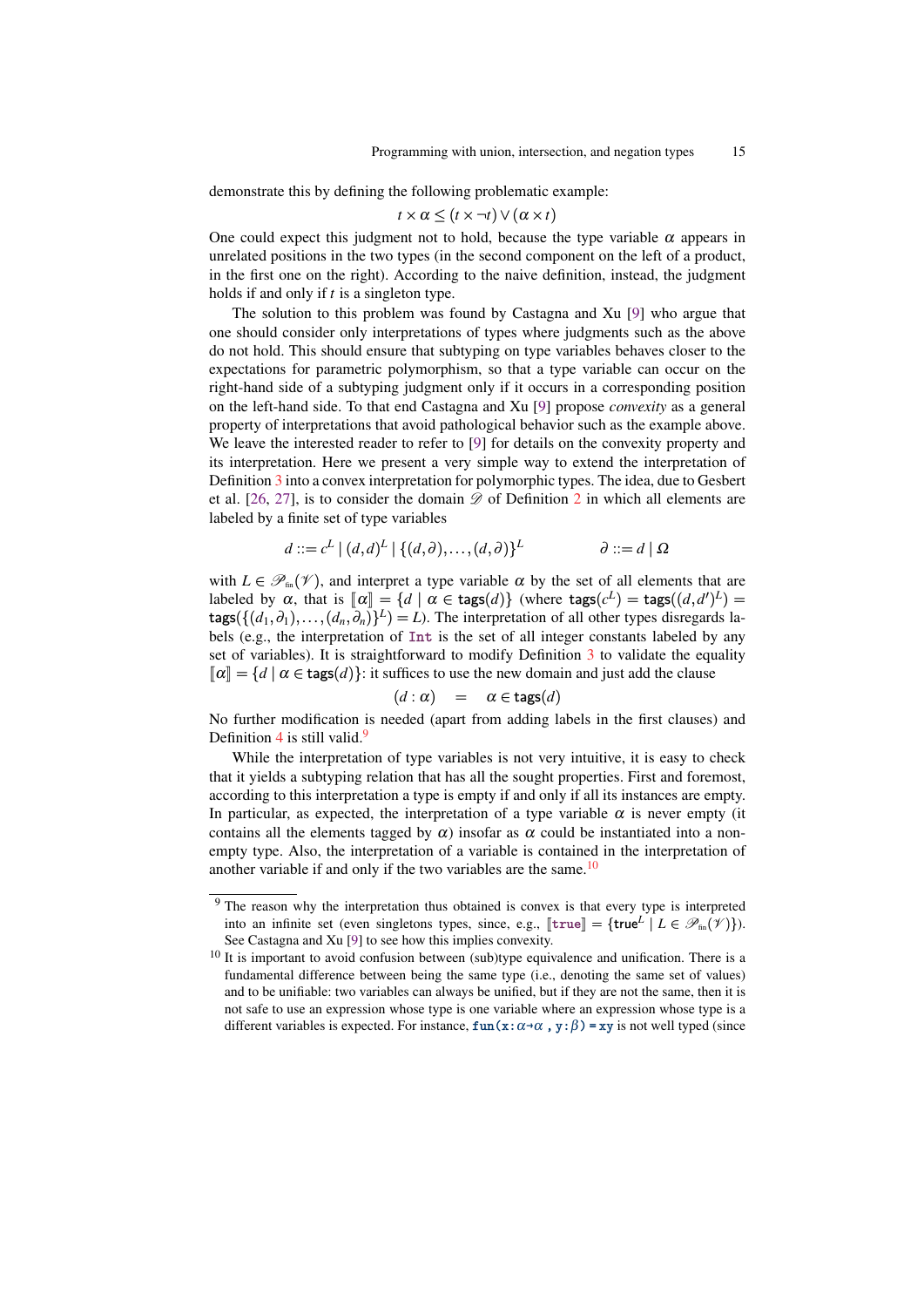demonstrate this by defining the following problematic example:

$$t \times \alpha \leq (t \times \neg t) \vee (\alpha \times t)$$

One could expect this judgment not to hold, because the type variable $\alpha$ appears in unrelated positions in the two types (in the second component on the left of a product, in the first one on the right). According to the naive definition, instead, the judgment holds if and only if $t$ is a singleton type.

The solution to this problem was found by Castagna and Xu [9] who argue that one should consider only interpretations of types where judgments such as the above do not hold. This should ensure that subtyping on type variables behaves closer to the expectations for parametric polymorphism, so that a type variable can occur on the right-hand side of a subtyping judgment only if it occurs in a corresponding position on the left-hand side. To that end Castagna and Xu [9] propose *convexity* as a general property of interpretations that avoid pathological behavior such as the example above. We leave the interested reader to refer to [9] for details on the convexity property and its interpretation. Here we present a very simple way to extend the interpretation of Definition 3 into a convex interpretation for polymorphic types. The idea, due to Gesbert et al. [26, 27], is to consider the domain $\mathscr{D}$ of Definition 2 in which all elements are labeled by a finite set of type variables

$$d ::= c^L \mid (d,d)^L \mid \{(d,\partial),\ldots,(d,\partial)\}^L \qquad\qquad \partial ::= d \mid \Omega$$

with $L \in \mathscr{P}_{\text{fin}}(\mathscr{V})$, and interpret a type variable $\alpha$ by the set of all elements that are labeled by $\alpha$, that is $[\![\alpha]\!] = \{d \mid \alpha \in \mathsf{tags}(d)\}$ (where $\mathsf{tags}(c^L) = \mathsf{tags}((d,d')^L) = \mathsf{tags}(\{(d_1,\partial_1),\ldots,(d_n,\partial_n)\}^L) = L$). The interpretation of all other types disregards labels (e.g., the interpretation of `Int` is the set of all integer constants labeled by any set of variables). It is straightforward to modify Definition 3 to validate the equality $[\![\alpha]\!] = \{d \mid \alpha \in \mathsf{tags}(d)\}$: it suffices to use the new domain and just add the clause

$$(d : \alpha) \quad = \quad \alpha \in \mathsf{tags}(d)$$

No further modification is needed (apart from adding labels in the first clauses) and Definition 4 is still valid.[9]

While the interpretation of type variables is not very intuitive, it is easy to check that it yields a subtyping relation that has all the sought properties. First and foremost, according to this interpretation a type is empty if and only if all its instances are empty. In particular, as expected, the interpretation of a type variable $\alpha$ is never empty (it contains all the elements tagged by $\alpha$) insofar as $\alpha$ could be instantiated into a non-empty type. Also, the interpretation of a variable is contained in the interpretation of another variable if and only if the two variables are the same.[10]

---

[9] The reason why the interpretation thus obtained is convex is that every type is interpreted into an infinite set (even singletons types, since, e.g., $[\![\texttt{true}]\!] = \{\mathsf{true}^L \mid L \in \mathscr{P}_{\text{fin}}(\mathscr{V})\}$). See Castagna and Xu [9] to see how this implies convexity.

[10] It is important to avoid confusion between (sub)type equivalence and unification. There is a fundamental difference between being the same type (i.e., denoting the same set of values) and to be unifiable: two variables can always be unified, but if they are not the same, then it is not safe to use an expression whose type is one variable where an expression whose type is a different variables is expected. For instance, `fun(x:α→α , y:β) = xy` is not well typed (since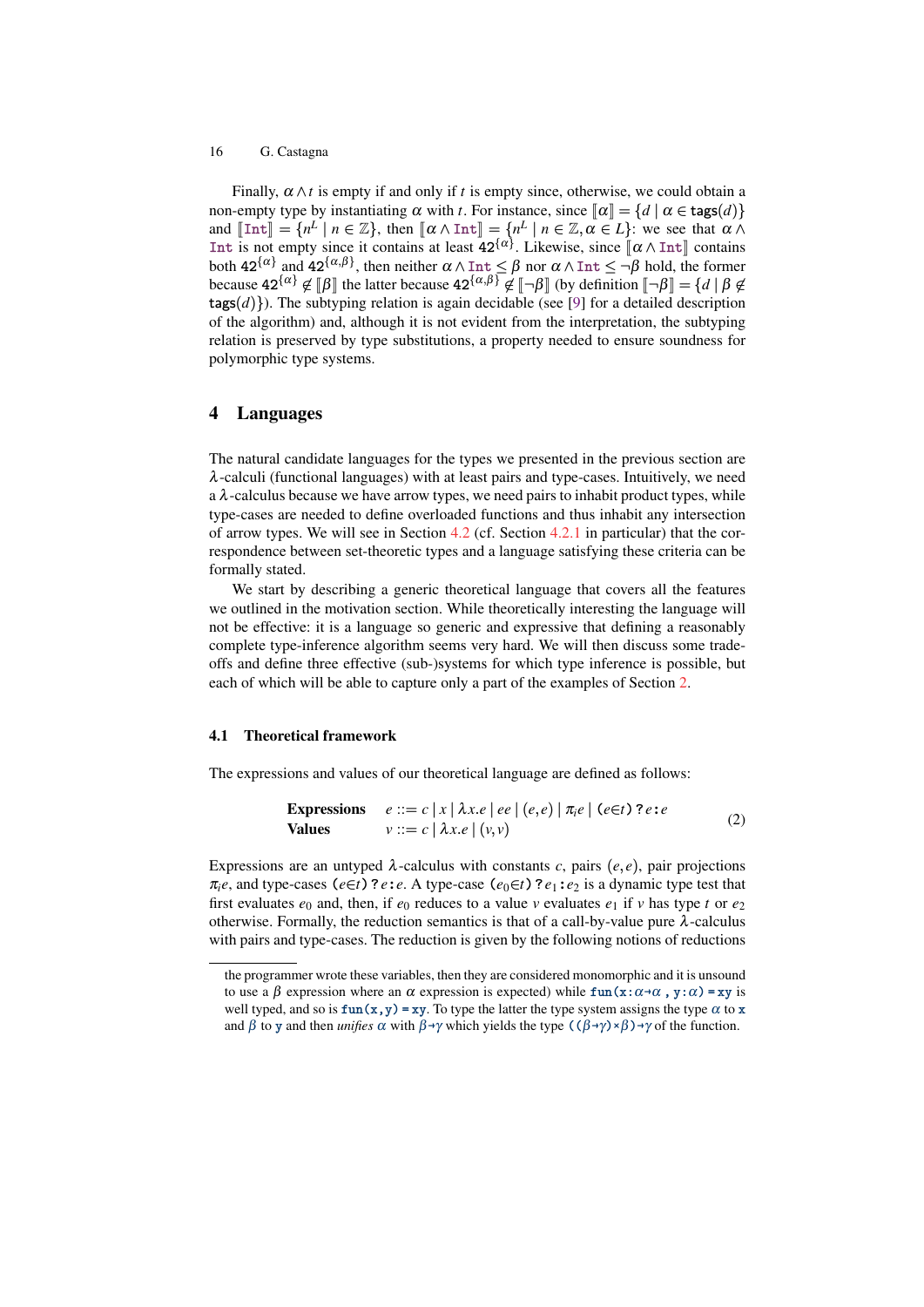Finally, $\alpha \wedge t$ is empty if and only if $t$ is empty since, otherwise, we could obtain a non-empty type by instantiating $\alpha$ with $t$. For instance, since $[\![\alpha]\!] = \{d \mid \alpha \in \mathsf{tags}(d)\}$ and $[\![\mathtt{Int}]\!] = \{n^L \mid n \in \mathbb{Z}\}$, then $[\![\alpha \wedge \mathtt{Int}]\!] = \{n^L \mid n \in \mathbb{Z}, \alpha \in L\}$: we see that $\alpha \wedge \mathtt{Int}$ is not empty since it contains at least $42^{\{\alpha\}}$. Likewise, since $[\![\alpha \wedge \mathtt{Int}]\!]$ contains both $42^{\{\alpha\}}$ and $42^{\{\alpha,\beta\}}$, then neither $\alpha \wedge \mathtt{Int} \leq \beta$ nor $\alpha \wedge \mathtt{Int} \leq \neg\beta$ hold, the former because $42^{\{\alpha\}} \notin [\![\beta]\!]$ the latter because $42^{\{\alpha,\beta\}} \notin [\![\neg\beta]\!]$ (by definition $[\![\neg\beta]\!] = \{d \mid \beta \notin \mathsf{tags}(d)\}$). The subtyping relation is again decidable (see [9] for a detailed description of the algorithm) and, although it is not evident from the interpretation, the subtyping relation is preserved by type substitutions, a property needed to ensure soundness for polymorphic type systems.

## 4 Languages

The natural candidate languages for the types we presented in the previous section are $\lambda$-calculi (functional languages) with at least pairs and type-cases. Intuitively, we need a $\lambda$-calculus because we have arrow types, we need pairs to inhabit product types, while type-cases are needed to define overloaded functions and thus inhabit any intersection of arrow types. We will see in Section 4.2 (cf. Section 4.2.1 in particular) that the correspondence between set-theoretic types and a language satisfying these criteria can be formally stated.

We start by describing a generic theoretical language that covers all the features we outlined in the motivation section. While theoretically interesting the language will not be effective: it is a language so generic and expressive that defining a reasonably complete type-inference algorithm seems very hard. We will then discuss some trade-offs and define three effective (sub-)systems for which type inference is possible, but each of which will be able to capture only a part of the examples of Section 2.

### 4.1 Theoretical framework

The expressions and values of our theoretical language are defined as follows:

$$
\begin{array}{lll}
\textbf{Expressions} & e ::= c \mid x \mid \lambda x.e \mid ee \mid (e,e) \mid \pi_i e \mid (e{\in}t)\,\mathtt{?}\,e\,\mathtt{:}\,e \\
\textbf{Values} & v ::= c \mid \lambda x.e \mid (v,v)
\end{array}
\qquad (2)
$$

Expressions are an untyped $\lambda$-calculus with constants $c$, pairs $(e,e)$, pair projections $\pi_i e$, and type-cases $(e{\in}t)\,\mathtt{?}\,e\,\mathtt{:}\,e$. A type-case $(e_0{\in}t)\,\mathtt{?}\,e_1\,\mathtt{:}\,e_2$ is a dynamic type test that first evaluates $e_0$ and, then, if $e_0$ reduces to a value $v$ evaluates $e_1$ if $v$ has type $t$ or $e_2$ otherwise. Formally, the reduction semantics is that of a call-by-value pure $\lambda$-calculus with pairs and type-cases. The reduction is given by the following notions of reductions

---

the programmer wrote these variables, then they are considered monomorphic and it is unsound to use a $\beta$ expression where an $\alpha$ expression is expected) while `fun(x:`$\alpha$`→`$\alpha$` , y:`$\alpha$`) = xy` is well typed, and so is `fun(x,y) = xy`. To type the latter the type system assigns the type $\alpha$ to `x` and $\beta$ to `y` and then *unifies* $\alpha$ with $\beta$`→`$\gamma$ which yields the type `((`$\beta$`→`$\gamma$`)×`$\beta$`)→`$\gamma$ of the function.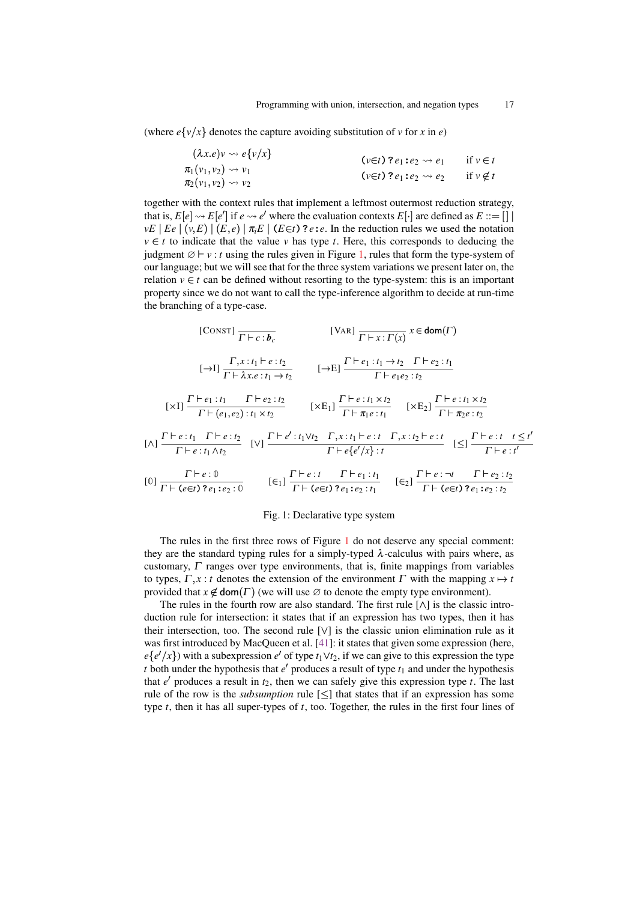(where $e\{v/x\}$ denotes the capture avoiding substitution of $v$ for $x$ in $e$)

$$
\begin{array}{ll}
(\lambda x.e)v \rightsquigarrow e\{v/x\} & \\
\pi_1(v_1,v_2) \rightsquigarrow v_1 & (v{\in}t)\,\texttt{?}\,e_1\,\texttt{:}\,e_2 \rightsquigarrow e_1 \quad \text{if } v \in t \\
\pi_2(v_1,v_2) \rightsquigarrow v_2 & (v{\in}t)\,\texttt{?}\,e_1\,\texttt{:}\,e_2 \rightsquigarrow e_2 \quad \text{if } v \notin t
\end{array}
$$

together with the context rules that implement a leftmost outermost reduction strategy, that is, $E[e] \rightsquigarrow E[e']$ if $e \rightsquigarrow e'$ where the evaluation contexts $E[\cdot]$ are defined as $E ::= [\,] \mid vE \mid Ee \mid (v,E) \mid (E,e) \mid \pi_i E \mid (E{\in}t)\,\texttt{?}\,e\,\texttt{:}\,e$. In the reduction rules we used the notation $v \in t$ to indicate that the value $v$ has type $t$. Here, this corresponds to deducing the judgment $\varnothing \vdash v : t$ using the rules given in Figure 1, rules that form the type-system of our language; but we will see that for the three system variations we present later on, the relation $v \in t$ can be defined without resorting to the type-system: this is an important property since we do not want to call the type-inference algorithm to decide at run-time the branching of a type-case.

$$
[\text{Const}]\ \frac{}{\Gamma \vdash c : \mathbf{b}_c}
\qquad
[\text{Var}]\ \frac{}{\Gamma \vdash x : \Gamma(x)}\ x \in \mathsf{dom}(\Gamma)
$$

$$
[\to\text{I}]\ \frac{\Gamma, x : t_1 \vdash e : t_2}{\Gamma \vdash \lambda x.e : t_1 \to t_2}
\qquad
[\to\text{E}]\ \frac{\Gamma \vdash e_1 : t_1 \to t_2 \quad \Gamma \vdash e_2 : t_1}{\Gamma \vdash e_1 e_2 : t_2}
$$

$$
[\times\text{I}]\ \frac{\Gamma \vdash e_1 : t_1 \quad \Gamma \vdash e_2 : t_2}{\Gamma \vdash (e_1,e_2) : t_1 \times t_2}
\qquad
[\times\text{E}_1]\ \frac{\Gamma \vdash e : t_1 \times t_2}{\Gamma \vdash \pi_1 e : t_1}
\qquad
[\times\text{E}_2]\ \frac{\Gamma \vdash e : t_1 \times t_2}{\Gamma \vdash \pi_2 e : t_2}
$$

$$
[\wedge]\ \frac{\Gamma \vdash e : t_1 \quad \Gamma \vdash e : t_2}{\Gamma \vdash e : t_1 \wedge t_2}
\qquad
[\vee]\ \frac{\Gamma \vdash e' : t_1 \vee t_2 \quad \Gamma, x : t_1 \vdash e : t \quad \Gamma, x : t_2 \vdash e : t}{\Gamma \vdash e\{e'/x\} : t}
\qquad
[\leq]\ \frac{\Gamma \vdash e : t \quad t \leq t'}{\Gamma \vdash e : t'}
$$

$$
[\mathbb{0}]\ \frac{\Gamma \vdash e : \mathbb{0}}{\Gamma \vdash (e{\in}t)\,\texttt{?}\,e_1\,\texttt{:}\,e_2 : \mathbb{0}}
\qquad
[\in_1]\ \frac{\Gamma \vdash e : t \quad \Gamma \vdash e_1 : t_1}{\Gamma \vdash (e{\in}t)\,\texttt{?}\,e_1\,\texttt{:}\,e_2 : t_1}
\qquad
[\in_2]\ \frac{\Gamma \vdash e : \neg t \quad \Gamma \vdash e_2 : t_2}{\Gamma \vdash (e{\in}t)\,\texttt{?}\,e_1\,\texttt{:}\,e_2 : t_2}
$$

Fig. 1: Declarative type system

The rules in the first three rows of Figure 1 do not deserve any special comment: they are the standard typing rules for a simply-typed $\lambda$-calculus with pairs where, as customary, $\Gamma$ ranges over type environments, that is, finite mappings from variables to types, $\Gamma, x : t$ denotes the extension of the environment $\Gamma$ with the mapping $x \mapsto t$ provided that $x \notin \mathsf{dom}(\Gamma)$ (we will use $\varnothing$ to denote the empty type environment).

The rules in the fourth row are also standard. The first rule $[\wedge]$ is the classic introduction rule for intersection: it states that if an expression has two types, then it has their intersection, too. The second rule $[\vee]$ is the classic union elimination rule as it was first introduced by MacQueen et al. [41]: it states that given some expression (here, $e\{e'/x\}$) with a subexpression $e'$ of type $t_1 \vee t_2$, if we can give to this expression the type $t$ both under the hypothesis that $e'$ produces a result of type $t_1$ and under the hypothesis that $e'$ produces a result in $t_2$, then we can safely give this expression type $t$. The last rule of the row is the *subsumption* rule $[\leq]$ that states that if an expression has some type $t$, then it has all super-types of $t$, too. Together, the rules in the first four lines of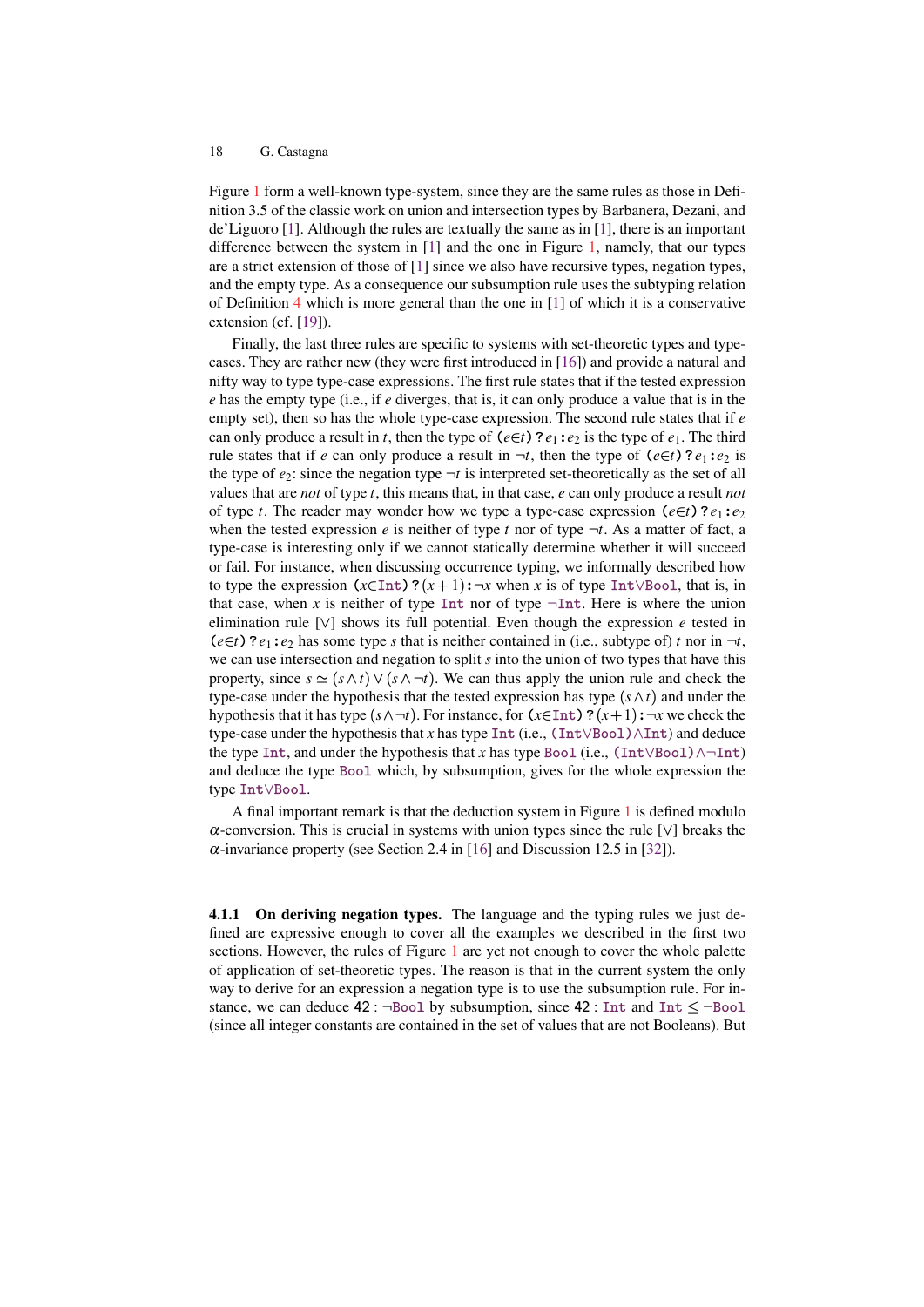Figure 1 form a well-known type-system, since they are the same rules as those in Definition 3.5 of the classic work on union and intersection types by Barbanera, Dezani, and de'Liguoro [1]. Although the rules are textually the same as in [1], there is an important difference between the system in [1] and the one in Figure 1, namely, that our types are a strict extension of those of [1] since we also have recursive types, negation types, and the empty type. As a consequence our subsumption rule uses the subtyping relation of Definition 4 which is more general than the one in [1] of which it is a conservative extension (cf. [19]).

Finally, the last three rules are specific to systems with set-theoretic types and type-cases. They are rather new (they were first introduced in [16]) and provide a natural and nifty way to type type-case expressions. The first rule states that if the tested expression $e$ has the empty type (i.e., if $e$ diverges, that is, it can only produce a value that is in the empty set), then so has the whole type-case expression. The second rule states that if $e$ can only produce a result in $t$, then the type of $(e{\in}t)\,?\,e_1\,{:}\,e_2$ is the type of $e_1$. The third rule states that if $e$ can only produce a result in $\neg t$, then the type of $(e{\in}t)\,?\,e_1\,{:}\,e_2$ is the type of $e_2$: since the negation type $\neg t$ is interpreted set-theoretically as the set of all values that are *not* of type $t$, this means that, in that case, $e$ can only produce a result *not* of type $t$. The reader may wonder how we type a type-case expression $(e{\in}t)\,?\,e_1\,{:}\,e_2$ when the tested expression $e$ is neither of type $t$ nor of type $\neg t$. As a matter of fact, a type-case is interesting only if we cannot statically determine whether it will succeed or fail. For instance, when discussing occurrence typing, we informally described how to type the expression $(x{\in}\texttt{Int})\,?\,(x+1)\,{:}\,\neg x$ when $x$ is of type $\texttt{Int}{\vee}\texttt{Bool}$, that is, in that case, when $x$ is neither of type $\texttt{Int}$ nor of type $\neg\texttt{Int}$. Here is where the union elimination rule [$\vee$] shows its full potential. Even though the expression $e$ tested in $(e{\in}t)\,?\,e_1\,{:}\,e_2$ has some type $s$ that is neither contained in (i.e., subtype of) $t$ nor in $\neg t$, we can use intersection and negation to split $s$ into the union of two types that have this property, since $s \simeq (s \wedge t) \vee (s \wedge \neg t)$. We can thus apply the union rule and check the type-case under the hypothesis that the tested expression has type $(s \wedge t)$ and under the hypothesis that it has type $(s{\wedge}\neg t)$. For instance, for $(x{\in}\texttt{Int})\,?\,(x{+}1)\,{:}\,\neg x$ we check the type-case under the hypothesis that $x$ has type $\texttt{Int}$ (i.e., $(\texttt{Int}{\vee}\texttt{Bool}){\wedge}\texttt{Int}$) and deduce the type $\texttt{Int}$, and under the hypothesis that $x$ has type $\texttt{Bool}$ (i.e., $(\texttt{Int}{\vee}\texttt{Bool}){\wedge}\neg\texttt{Int}$) and deduce the type $\texttt{Bool}$ which, by subsumption, gives for the whole expression the type $\texttt{Int}{\vee}\texttt{Bool}$.

A final important remark is that the deduction system in Figure 1 is defined modulo $\alpha$-conversion. This is crucial in systems with union types since the rule [$\vee$] breaks the $\alpha$-invariance property (see Section 2.4 in [16] and Discussion 12.5 in [32]).

#### 4.1.1 On deriving negation types.

The language and the typing rules we just defined are expressive enough to cover all the examples we described in the first two sections. However, the rules of Figure 1 are yet not enough to cover the whole palette of application of set-theoretic types. The reason is that in the current system the only way to derive for an expression a negation type is to use the subsumption rule. For instance, we can deduce $42 : \neg\texttt{Bool}$ by subsumption, since $42 : \texttt{Int}$ and $\texttt{Int} \leq \neg\texttt{Bool}$ (since all integer constants are contained in the set of values that are not Booleans). But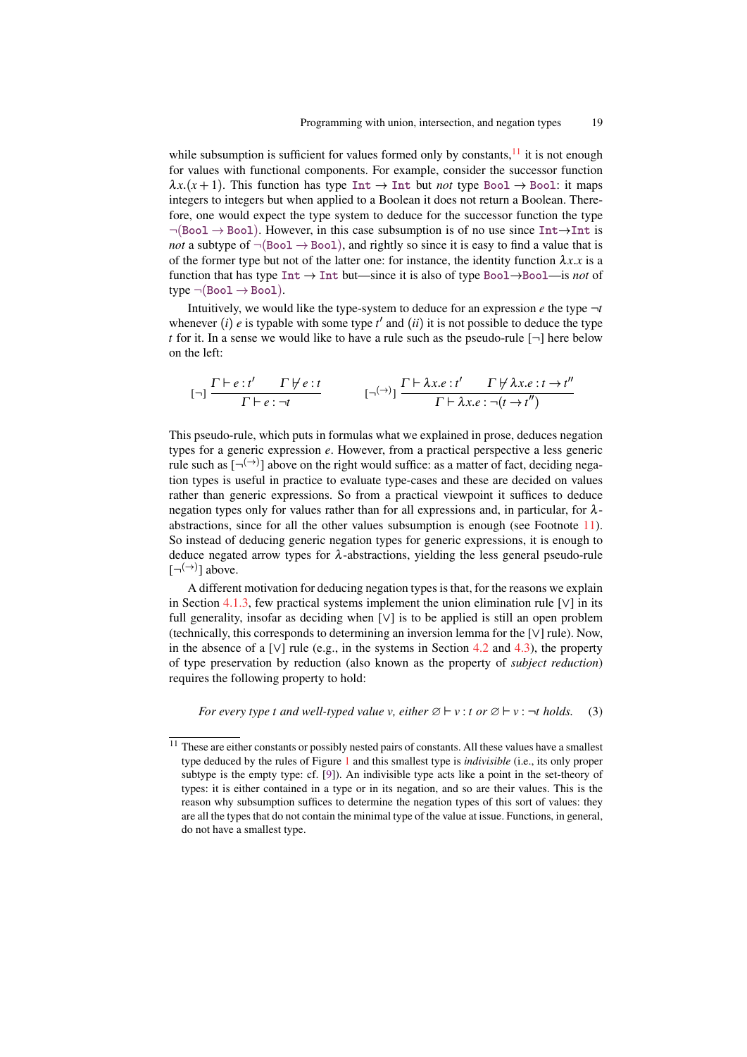while subsumption is sufficient for values formed only by constants,[11] it is not enough for values with functional components. For example, consider the successor function $\lambda x.(x+1)$. This function has type `Int` $\to$ `Int` but *not* type `Bool` $\to$ `Bool`: it maps integers to integers but when applied to a Boolean it does not return a Boolean. Therefore, one would expect the type system to deduce for the successor function the type $\neg$(`Bool` $\to$ `Bool`). However, in this case subsumption is of no use since `Int`$\to$`Int` is *not* a subtype of $\neg$(`Bool` $\to$ `Bool`), and rightly so since it is easy to find a value that is of the former type but not of the latter one: for instance, the identity function $\lambda x.x$ is a function that has type `Int` $\to$ `Int` but—since it is also of type `Bool`$\to$`Bool`—is *not* of type $\neg$(`Bool` $\to$ `Bool`).

Intuitively, we would like the type-system to deduce for an expression $e$ the type $\neg t$ whenever $(i)$ $e$ is typable with some type $t'$ and $(ii)$ it is not possible to deduce the type $t$ for it. In a sense we would like to have a rule such as the pseudo-rule $[\neg]$ here below on the left:

$$[\neg]\ \frac{\Gamma \vdash e : t' \qquad \Gamma \not\vdash e : t}{\Gamma \vdash e : \neg t} \qquad\qquad [\neg^{(\to)}]\ \frac{\Gamma \vdash \lambda x.e : t' \qquad \Gamma \not\vdash \lambda x.e : t \to t''}{\Gamma \vdash \lambda x.e : \neg(t \to t'')}$$

This pseudo-rule, which puts in formulas what we explained in prose, deduces negation types for a generic expression $e$. However, from a practical perspective a less generic rule such as $[\neg^{(\to)}]$ above on the right would suffice: as a matter of fact, deciding negation types is useful in practice to evaluate type-cases and these are decided on values rather than generic expressions. So from a practical viewpoint it suffices to deduce negation types only for values rather than for all expressions and, in particular, for $\lambda$-abstractions, since for all the other values subsumption is enough (see Footnote 11). So instead of deducing generic negation types for generic expressions, it is enough to deduce negated arrow types for $\lambda$-abstractions, yielding the less general pseudo-rule $[\neg^{(\to)}]$ above.

A different motivation for deducing negation types is that, for the reasons we explain in Section 4.1.3, few practical systems implement the union elimination rule $[\vee]$ in its full generality, insofar as deciding when $[\vee]$ is to be applied is still an open problem (technically, this corresponds to determining an inversion lemma for the $[\vee]$ rule). Now, in the absence of a $[\vee]$ rule (e.g., in the systems in Section 4.2 and 4.3), the property of type preservation by reduction (also known as the property of *subject reduction*) requires the following property to hold:

*For every type $t$ and well-typed value $v$, either $\varnothing \vdash v : t$ or $\varnothing \vdash v : \neg t$ holds.* (3)

[11] These are either constants or possibly nested pairs of constants. All these values have a smallest type deduced by the rules of Figure 1 and this smallest type is *indivisible* (i.e., its only proper subtype is the empty type: cf. [9]). An indivisible type acts like a point in the set-theory of types: it is either contained in a type or in its negation, and so are their values. This is the reason why subsumption suffices to determine the negation types of this sort of values: they are all the types that do not contain the minimal type of the value at issue. Functions, in general, do not have a smallest type.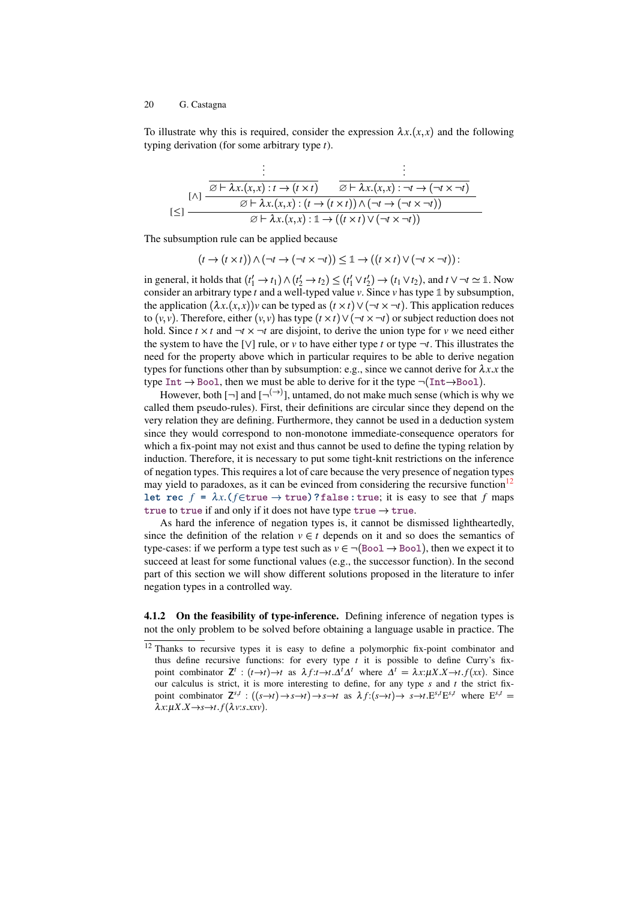To illustrate why this is required, consider the expression $\lambda x.(x,x)$ and the following typing derivation (for some arbitrary type $t$).

$$
[\leq]\ \dfrac{[\wedge]\ \dfrac{\dfrac{\vdots}{\varnothing \vdash \lambda x.(x,x) : t \to (t \times t)} \qquad \dfrac{\vdots}{\varnothing \vdash \lambda x.(x,x) : \neg t \to (\neg t \times \neg t)}}{\varnothing \vdash \lambda x.(x,x) : (t \to (t \times t)) \wedge (\neg t \to (\neg t \times \neg t))}}{\varnothing \vdash \lambda x.(x,x) : \mathbb{1} \to ((t \times t) \vee (\neg t \times \neg t))}
$$

The subsumption rule can be applied because

$$
(t \to (t \times t)) \wedge (\neg t \to (\neg t \times \neg t)) \leq \mathbb{1} \to ((t \times t) \vee (\neg t \times \neg t)):
$$

in general, it holds that $(t_1' \to t_1) \wedge (t_2' \to t_2) \leq (t_1' \vee t_2') \to (t_1 \vee t_2)$, and $t \vee \neg t \simeq \mathbb{1}$. Now consider an arbitrary type $t$ and a well-typed value $v$. Since $v$ has type $\mathbb{1}$ by subsumption, the application $(\lambda x.(x,x))v$ can be typed as $(t \times t) \vee (\neg t \times \neg t)$. This application reduces to $(v,v)$. Therefore, either $(v,v)$ has type $(t \times t) \vee (\neg t \times \neg t)$ or subject reduction does not hold. Since $t \times t$ and $\neg t \times \neg t$ are disjoint, to derive the union type for $v$ we need either the system to have the $[\vee]$ rule, or $v$ to have either type $t$ or type $\neg t$. This illustrates the need for the property above which in particular requires to be able to derive negation types for functions other than by subsumption: e.g., since we cannot derive for $\lambda x.x$ the type `Int`$\to$`Bool`, then we must be able to derive for it the type $\neg($`Int`$\to$`Bool`$)$.

However, both $[\neg]$ and $[\neg^{(\to)}]$, untamed, do not make much sense (which is why we called them pseudo-rules). First, their definitions are circular since they depend on the very relation they are defining. Furthermore, they cannot be used in a deduction system since they would correspond to non-monotone immediate-consequence operators for which a fix-point may not exist and thus cannot be used to define the typing relation by induction. Therefore, it is necessary to put some tight-knit restrictions on the inference of negation types. This requires a lot of care because the very presence of negation types may yield to paradoxes, as it can be evinced from considering the recursive function[12] `let rec` $f$ `=` $\lambda x.$`(`$f$`∈true → true)?false:true`; it is easy to see that $f$ maps `true` to `true` if and only if it does not have type `true` $\to$ `true`.

As hard the inference of negation types is, it cannot be dismissed lightheartedly, since the definition of the relation $v \in t$ depends on it and so does the semantics of type-cases: if we perform a type test such as $v \in \neg($`Bool` $\to$ `Bool`$)$, then we expect it to succeed at least for some functional values (e.g., the successor function). In the second part of this section we will show different solutions proposed in the literature to infer negation types in a controlled way.

#### 4.1.2 On the feasibility of type-inference.

Defining inference of negation types is not the only problem to be solved before obtaining a language usable in practice. The

---

[12] Thanks to recursive types it is easy to define a polymorphic fix-point combinator and thus define recursive functions: for every type $t$ it is possible to define Curry's fix-point combinator $\mathsf{Z}^t : (t{\to}t){\to}t$ as $\lambda f{:}t{\to}t.\Delta^t\Delta^t$ where $\Delta^t = \lambda x{:}\mu X.X{\to}t.f(xx)$. Since our calculus is strict, it is more interesting to define, for any type $s$ and $t$ the strict fix-point combinator $\mathsf{Z}^{s,t} : ((s{\to}t){\to}s{\to}t){\to}s{\to}t$ as $\lambda f{:}(s{\to}t){\to}\ s{\to}t.\mathrm{E}^{s,t}\mathrm{E}^{s,t}$ where $\mathrm{E}^{s,t} = \lambda x{:}\mu X.X{\to}s{\to}t.f(\lambda v{:}s.xxv)$.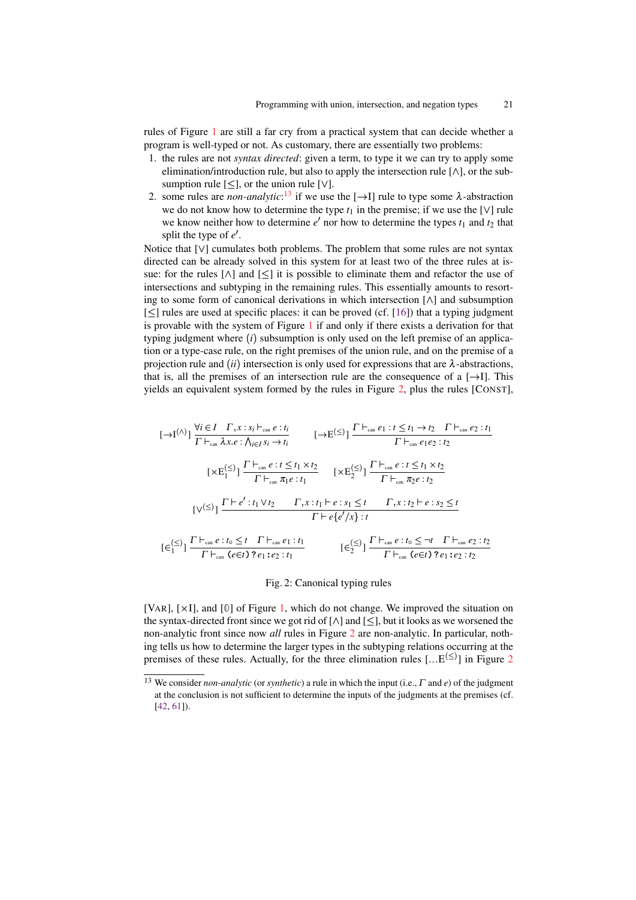rules of Figure 1 are still a far cry from a practical system that can decide whether a program is well-typed or not. As customary, there are essentially two problems:

1. the rules are not *syntax directed*: given a term, to type it we can try to apply some elimination/introduction rule, but also to apply the intersection rule [$\wedge$], or the subsumption rule [$\leq$], or the union rule [$\vee$].
2. some rules are *non-analytic*:[13] if we use the [$\to$I] rule to type some $\lambda$-abstraction we do not know how to determine the type $t_1$ in the premise; if we use the [$\vee$] rule we know neither how to determine $e'$ nor how to determine the types $t_1$ and $t_2$ that split the type of $e'$.

Notice that [$\vee$] cumulates both problems. The problem that some rules are not syntax directed can be already solved in this system for at least two of the three rules at issue: for the rules [$\wedge$] and [$\leq$] it is possible to eliminate them and refactor the use of intersections and subtyping in the remaining rules. This essentially amounts to resorting to some form of canonical derivations in which intersection [$\wedge$] and subsumption [$\leq$] rules are used at specific places: it can be proved (cf. [16]) that a typing judgment is provable with the system of Figure 1 if and only if there exists a derivation for that typing judgment where $(i)$ subsumption is only used on the left premise of an application or a type-case rule, on the right premises of the union rule, and on the premise of a projection rule and $(ii)$ intersection is only used for expressions that are $\lambda$-abstractions, that is, all the premises of an intersection rule are the consequence of a [$\to$I]. This yields an equivalent system formed by the rules in Figure 2, plus the rules [CONST],

$$[\to\mathrm{I}^{(\wedge)}]\ \frac{\forall i \in I \quad \Gamma, x : s_i \vdash_{\text{can}} e : t_i}{\Gamma \vdash_{\text{can}} \lambda x.e : \bigwedge_{i\in I} s_i \to t_i} \qquad [\to\mathrm{E}^{(\leq)}]\ \frac{\Gamma \vdash_{\text{can}} e_1 : t \leq t_1 \to t_2 \quad \Gamma \vdash_{\text{can}} e_2 : t_1}{\Gamma \vdash_{\text{can}} e_1 e_2 : t_2}$$

$$[\times\mathrm{E}_1^{(\leq)}]\ \frac{\Gamma \vdash_{\text{can}} e : t \leq t_1 \times t_2}{\Gamma \vdash_{\text{can}} \pi_1 e : t_1} \qquad [\times\mathrm{E}_2^{(\leq)}]\ \frac{\Gamma \vdash_{\text{can}} e : t \leq t_1 \times t_2}{\Gamma \vdash_{\text{can}} \pi_2 e : t_2}$$

$$[\vee^{(\leq)}]\ \frac{\Gamma \vdash e' : t_1 \vee t_2 \qquad \Gamma, x : t_1 \vdash e : s_1 \leq t \qquad \Gamma, x : t_2 \vdash e : s_2 \leq t}{\Gamma \vdash e\{e'/x\} : t}$$

$$[\in_1^{(\leq)}]\ \frac{\Gamma \vdash_{\text{can}} e : t_\circ \leq t \quad \Gamma \vdash_{\text{can}} e_1 : t_1}{\Gamma \vdash_{\text{can}} (e{\in}t)\,?\,e_1 : e_2 : t_1} \qquad [\in_2^{(\leq)}]\ \frac{\Gamma \vdash_{\text{can}} e : t_\circ \leq \neg t \quad \Gamma \vdash_{\text{can}} e_2 : t_2}{\Gamma \vdash_{\text{can}} (e{\in}t)\,?\,e_1 : e_2 : t_2}$$

Fig. 2: Canonical typing rules

[VAR], [$\times$I], and [$\mathbb{0}$] of Figure 1, which do not change. We improved the situation on the syntax-directed front since we got rid of [$\wedge$] and [$\leq$], but it looks as we worsened the non-analytic front since now *all* rules in Figure 2 are non-analytic. In particular, nothing tells us how to determine the larger types in the subtyping relations occurring at the premises of these rules. Actually, for the three elimination rules [...E$^{(\leq)}$] in Figure 2

[13] We consider *non-analytic* (or *synthetic*) a rule in which the input (i.e., $\Gamma$ and $e$) of the judgment at the conclusion is not sufficient to determine the inputs of the judgments at the premises (cf. [42, 61]).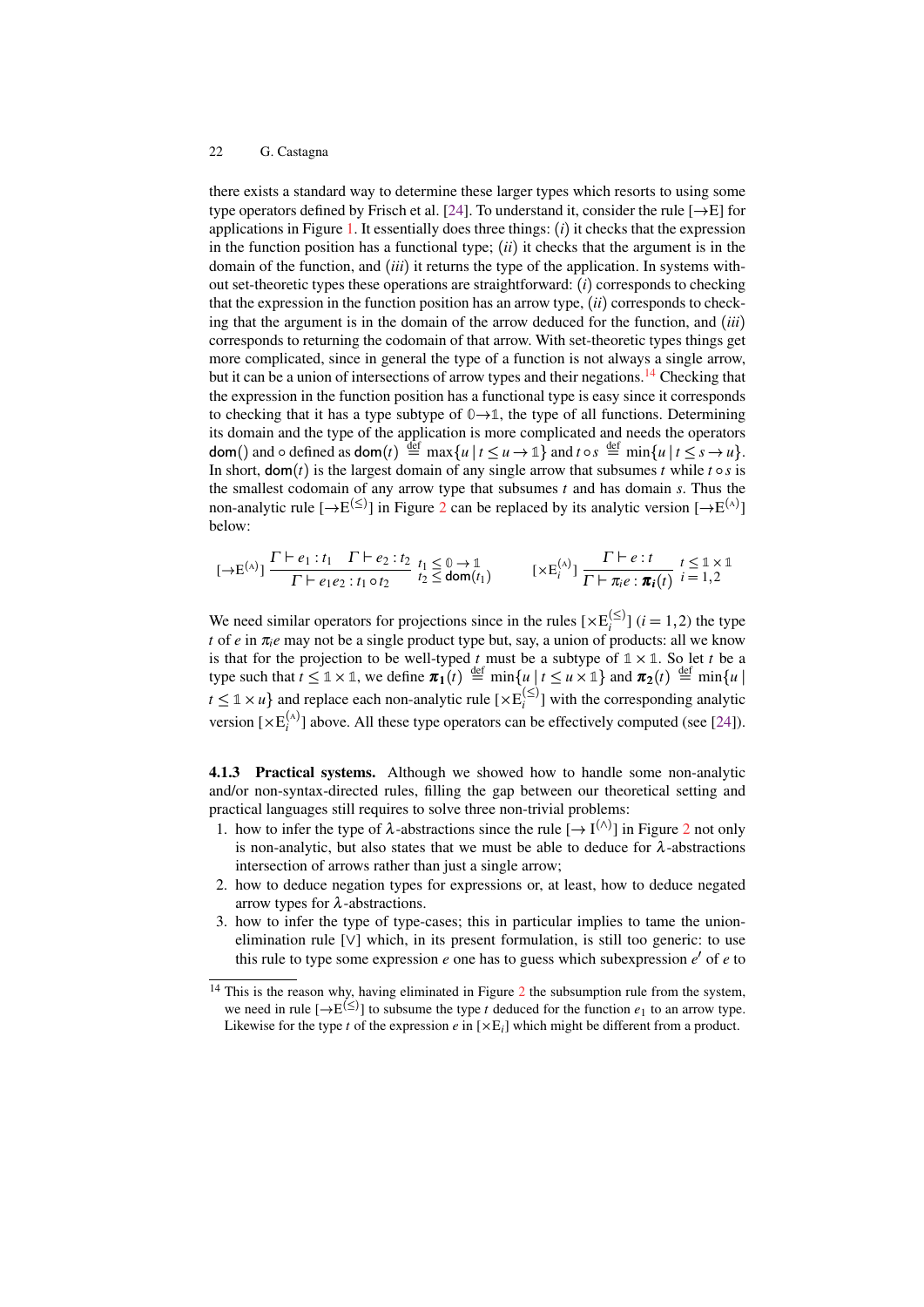there exists a standard way to determine these larger types which resorts to using some type operators defined by Frisch et al. [24]. To understand it, consider the rule [$\to$E] for applications in Figure 1. It essentially does three things: (*i*) it checks that the expression in the function position has a functional type; (*ii*) it checks that the argument is in the domain of the function, and (*iii*) it returns the type of the application. In systems without set-theoretic types these operations are straightforward: (*i*) corresponds to checking that the expression in the function position has an arrow type, (*ii*) corresponds to checking that the argument is in the domain of the arrow deduced for the function, and (*iii*) corresponds to returning the codomain of that arrow. With set-theoretic types things get more complicated, since in general the type of a function is not always a single arrow, but it can be a union of intersections of arrow types and their negations.[14] Checking that the expression in the function position has a functional type is easy since it corresponds to checking that it has a type subtype of $\mathbb{0}\to\mathbb{1}$, the type of all functions. Determining its domain and the type of the application is more complicated and needs the operators $\mathsf{dom}()$ and $\circ$ defined as $\mathsf{dom}(t) \stackrel{\text{def}}{=} \max\{u \mid t \leq u \to \mathbb{1}\}$ and $t \circ s \stackrel{\text{def}}{=} \min\{u \mid t \leq s \to u\}$. In short, $\mathsf{dom}(t)$ is the largest domain of any single arrow that subsumes $t$ while $t \circ s$ is the smallest codomain of any arrow type that subsumes $t$ and has domain $s$. Thus the non-analytic rule [$\to$E$^{(\leq)}$] in Figure 2 can be replaced by its analytic version [$\to$E$^{(\wedge)}$] below:

$$[\to\text{E}^{(\wedge)}]\ \frac{\Gamma \vdash e_1 : t_1 \quad \Gamma \vdash e_2 : t_2}{\Gamma \vdash e_1 e_2 : t_1 \circ t_2}\ \begin{array}{l} t_1 \leq \mathbb{0} \to \mathbb{1} \\ t_2 \leq \mathsf{dom}(t_1) \end{array} \qquad [\times\text{E}_i^{(\wedge)}]\ \frac{\Gamma \vdash e : t}{\Gamma \vdash \pi_i e : \boldsymbol{\pi_i}(t)}\ \begin{array}{l} t \leq \mathbb{1} \times \mathbb{1} \\ i = 1,2 \end{array}$$

We need similar operators for projections since in the rules [$\times$E$_i^{(\leq)}$] ($i = 1,2$) the type $t$ of $e$ in $\pi_i e$ may not be a single product type but, say, a union of products: all we know is that for the projection to be well-typed $t$ must be a subtype of $\mathbb{1} \times \mathbb{1}$. So let $t$ be a type such that $t \leq \mathbb{1} \times \mathbb{1}$, we define $\boldsymbol{\pi_1}(t) \stackrel{\text{def}}{=} \min\{u \mid t \leq u \times \mathbb{1}\}$ and $\boldsymbol{\pi_2}(t) \stackrel{\text{def}}{=} \min\{u \mid t \leq \mathbb{1} \times u\}$ and replace each non-analytic rule [$\times$E$_i^{(\leq)}$] with the corresponding analytic version [$\times$E$_i^{(\wedge)}$] above. All these type operators can be effectively computed (see [24]).

#### 4.1.3 Practical systems.

Although we showed how to handle some non-analytic and/or non-syntax-directed rules, filling the gap between our theoretical setting and practical languages still requires to solve three non-trivial problems:

1. how to infer the type of $\lambda$-abstractions since the rule [$\to$ I$^{(\wedge)}$] in Figure 2 not only is non-analytic, but also states that we must be able to deduce for $\lambda$-abstractions intersection of arrows rather than just a single arrow;
2. how to deduce negation types for expressions or, at least, how to deduce negated arrow types for $\lambda$-abstractions.
3. how to infer the type of type-cases; this in particular implies to tame the union-elimination rule [$\vee$] which, in its present formulation, is still too generic: to use this rule to type some expression $e$ one has to guess which subexpression $e'$ of $e$ to

[14] This is the reason why, having eliminated in Figure 2 the subsumption rule from the system, we need in rule [$\to$E$^{(\leq)}$] to subsume the type $t$ deduced for the function $e_1$ to an arrow type. Likewise for the type $t$ of the expression $e$ in [$\times$E$_i$] which might be different from a product.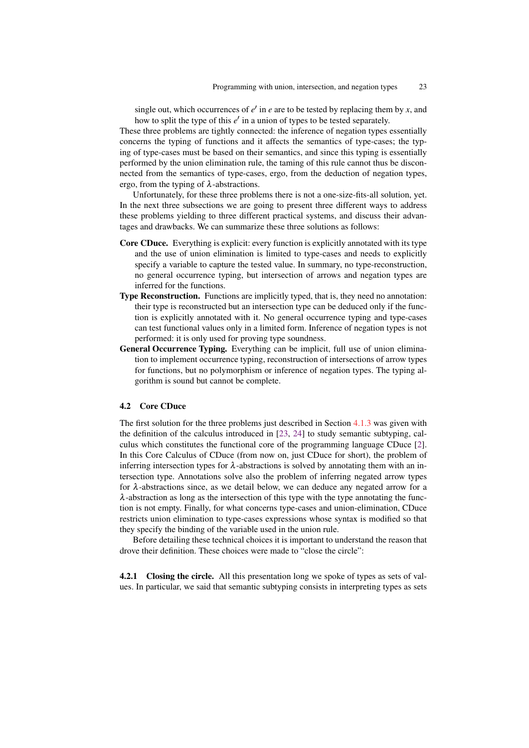single out, which occurrences of $e'$ in $e$ are to be tested by replacing them by $x$, and how to split the type of this $e'$ in a union of types to be tested separately.

These three problems are tightly connected: the inference of negation types essentially concerns the typing of functions and it affects the semantics of type-cases; the typing of type-cases must be based on their semantics, and since this typing is essentially performed by the union elimination rule, the taming of this rule cannot thus be disconnected from the semantics of type-cases, ergo, from the deduction of negation types, ergo, from the typing of $\lambda$-abstractions.

Unfortunately, for these three problems there is not a one-size-fits-all solution, yet. In the next three subsections we are going to present three different ways to address these problems yielding to three different practical systems, and discuss their advantages and drawbacks. We can summarize these three solutions as follows:

**Core CDuce.** Everything is explicit: every function is explicitly annotated with its type and the use of union elimination is limited to type-cases and needs to explicitly specify a variable to capture the tested value. In summary, no type-reconstruction, no general occurrence typing, but intersection of arrows and negation types are inferred for the functions.

**Type Reconstruction.** Functions are implicitly typed, that is, they need no annotation: their type is reconstructed but an intersection type can be deduced only if the function is explicitly annotated with it. No general occurrence typing and type-cases can test functional values only in a limited form. Inference of negation types is not performed: it is only used for proving type soundness.

**General Occurrence Typing.** Everything can be implicit, full use of union elimination to implement occurrence typing, reconstruction of intersections of arrow types for functions, but no polymorphism or inference of negation types. The typing algorithm is sound but cannot be complete.

### 4.2 Core CDuce

The first solution for the three problems just described in Section 4.1.3 was given with the definition of the calculus introduced in [23, 24] to study semantic subtyping, calculus which constitutes the functional core of the programming language CDuce [2]. In this Core Calculus of CDuce (from now on, just CDuce for short), the problem of inferring intersection types for $\lambda$-abstractions is solved by annotating them with an intersection type. Annotations solve also the problem of inferring negated arrow types for $\lambda$-abstractions since, as we detail below, we can deduce any negated arrow for a $\lambda$-abstraction as long as the intersection of this type with the type annotating the function is not empty. Finally, for what concerns type-cases and union-elimination, CDuce restricts union elimination to type-cases expressions whose syntax is modified so that they specify the binding of the variable used in the union rule.

Before detailing these technical choices it is important to understand the reason that drove their definition. These choices were made to "close the circle":

#### 4.2.1 Closing the circle.

All this presentation long we spoke of types as sets of values. In particular, we said that semantic subtyping consists in interpreting types as sets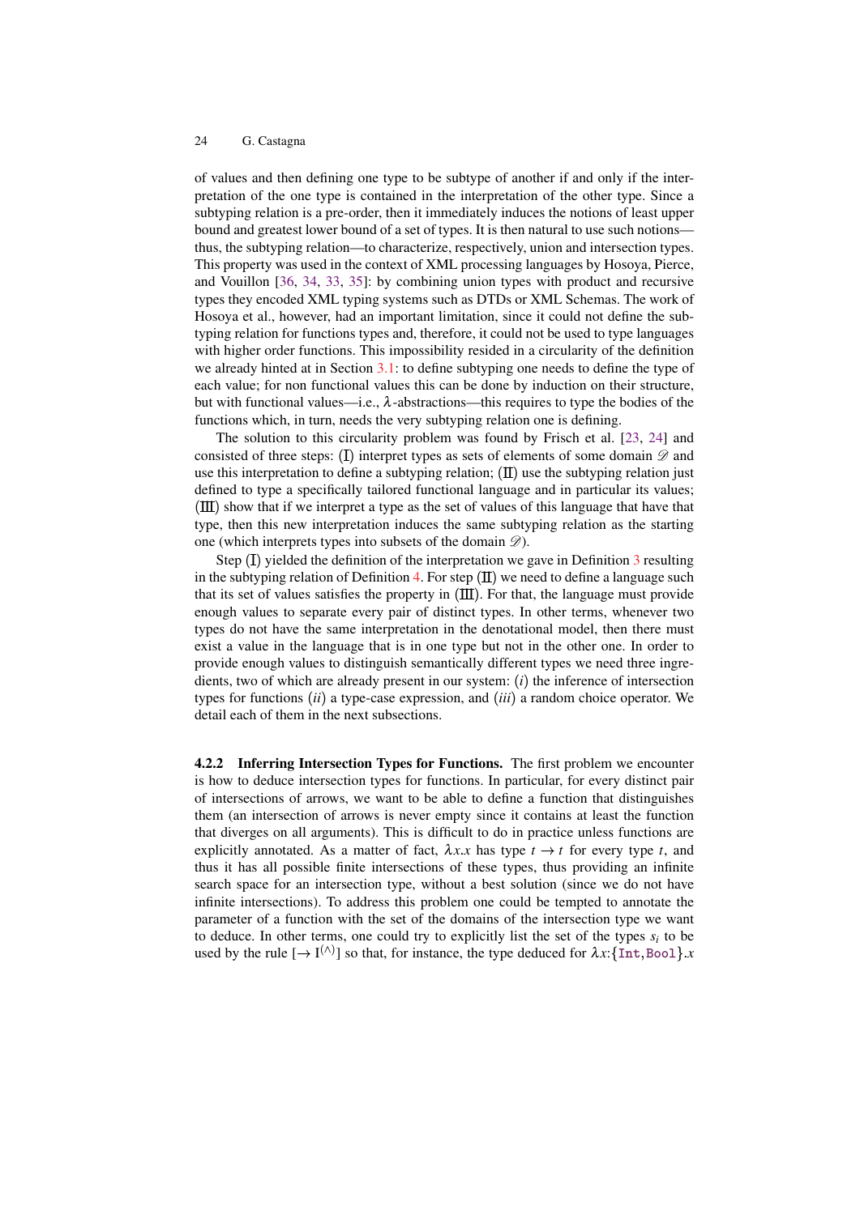of values and then defining one type to be subtype of another if and only if the interpretation of the one type is contained in the interpretation of the other type. Since a subtyping relation is a pre-order, then it immediately induces the notions of least upper bound and greatest lower bound of a set of types. It is then natural to use such notions—thus, the subtyping relation—to characterize, respectively, union and intersection types. This property was used in the context of XML processing languages by Hosoya, Pierce, and Vouillon [36, 34, 33, 35]: by combining union types with product and recursive types they encoded XML typing systems such as DTDs or XML Schemas. The work of Hosoya et al., however, had an important limitation, since it could not define the subtyping relation for functions types and, therefore, it could not be used to type languages with higher order functions. This impossibility resided in a circularity of the definition we already hinted at in Section 3.1: to define subtyping one needs to define the type of each value; for non functional values this can be done by induction on their structure, but with functional values—i.e., $\lambda$-abstractions—this requires to type the bodies of the functions which, in turn, needs the very subtyping relation one is defining.

The solution to this circularity problem was found by Frisch et al. [23, 24] and consisted of three steps: (I) interpret types as sets of elements of some domain $\mathscr{D}$ and use this interpretation to define a subtyping relation; (II) use the subtyping relation just defined to type a specifically tailored functional language and in particular its values; (III) show that if we interpret a type as the set of values of this language that have that type, then this new interpretation induces the same subtyping relation as the starting one (which interprets types into subsets of the domain $\mathscr{D}$).

Step (I) yielded the definition of the interpretation we gave in Definition 3 resulting in the subtyping relation of Definition 4. For step (II) we need to define a language such that its set of values satisfies the property in (III). For that, the language must provide enough values to separate every pair of distinct types. In other terms, whenever two types do not have the same interpretation in the denotational model, then there must exist a value in the language that is in one type but not in the other one. In order to provide enough values to distinguish semantically different types we need three ingredients, two of which are already present in our system: (*i*) the inference of intersection types for functions (*ii*) a type-case expression, and (*iii*) a random choice operator. We detail each of them in the next subsections.

**4.2.2 Inferring Intersection Types for Functions.** The first problem we encounter is how to deduce intersection types for functions. In particular, for every distinct pair of intersections of arrows, we want to be able to define a function that distinguishes them (an intersection of arrows is never empty since it contains at least the function that diverges on all arguments). This is difficult to do in practice unless functions are explicitly annotated. As a matter of fact, $\lambda x.x$ has type $t \to t$ for every type $t$, and thus it has all possible finite intersections of these types, thus providing an infinite search space for an intersection type, without a best solution (since we do not have infinite intersections). To address this problem one could be tempted to annotate the parameter of a function with the set of the domains of the intersection type we want to deduce. In other terms, one could try to explicitly list the set of the types $s_i$ to be used by the rule $[\to \mathrm{I}^{(\wedge)}]$ so that, for instance, the type deduced for $\lambda x{:}\{\texttt{Int},\texttt{Bool}\}.x$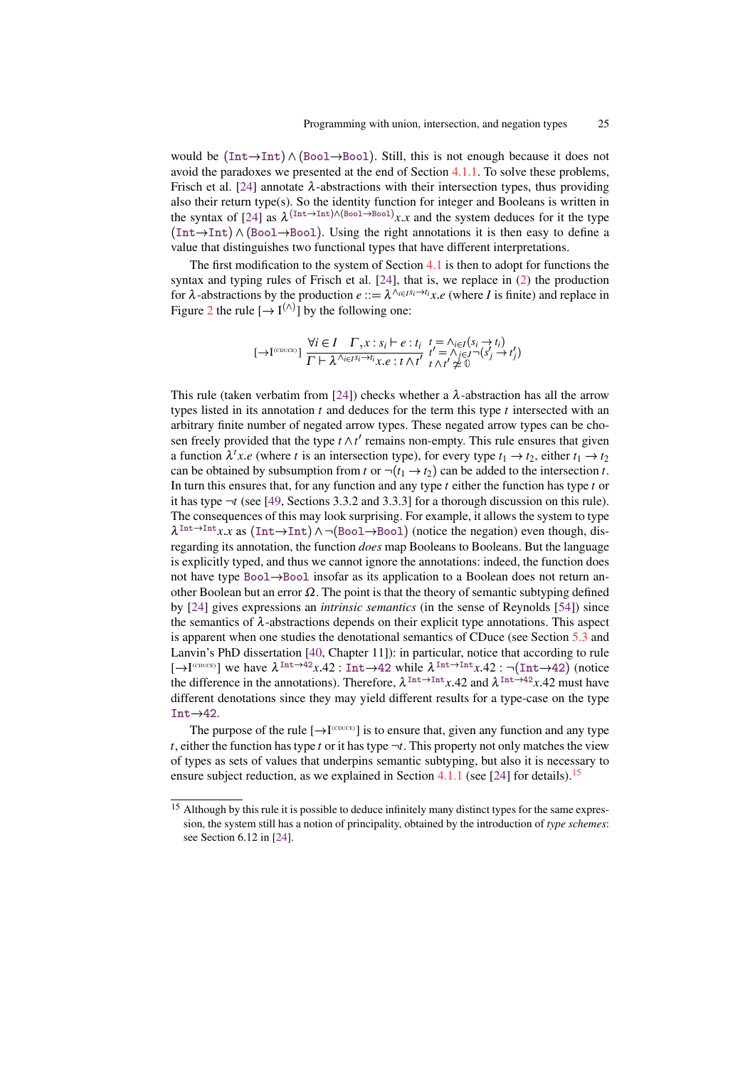would be $(\texttt{Int}{\to}\texttt{Int}) \wedge (\texttt{Bool}{\to}\texttt{Bool})$. Still, this is not enough because it does not avoid the paradoxes we presented at the end of Section 4.1.1. To solve these problems, Frisch et al. [24] annotate $\lambda$-abstractions with their intersection types, thus providing also their return type(s). So the identity function for integer and Booleans is written in the syntax of [24] as $\lambda^{(\texttt{Int}\to\texttt{Int})\wedge(\texttt{Bool}\to\texttt{Bool})}x.x$ and the system deduces for it the type $(\texttt{Int}{\to}\texttt{Int}) \wedge (\texttt{Bool}{\to}\texttt{Bool})$. Using the right annotations it is then easy to define a value that distinguishes two functional types that have different interpretations.

The first modification to the system of Section 4.1 is then to adopt for functions the syntax and typing rules of Frisch et al. [24], that is, we replace in (2) the production for $\lambda$-abstractions by the production $e ::= \lambda^{\wedge_{i\in I} s_i \to t_i} x.e$ (where $I$ is finite) and replace in Figure 2 the rule $[\to \mathrm{I}^{(\wedge)}]$ by the following one:

$$[\to\mathrm{I}^{(\text{CDUCE})}]\ \frac{\forall i \in I \quad \Gamma, x : s_i \vdash e : t_i}{\Gamma \vdash \lambda^{\wedge_{i\in I} s_i \to t_i} x.e : t \wedge t'}\ \begin{array}{l} t = \wedge_{i\in I}(s_i \to t_i) \\ t' = \wedge_{j\in J}\neg(s'_j \to t'_j) \\ t \wedge t' \not\simeq \mathbb{0} \end{array}$$

This rule (taken verbatim from [24]) checks whether a $\lambda$-abstraction has all the arrow types listed in its annotation $t$ and deduces for the term this type $t$ intersected with an arbitrary finite number of negated arrow types. These negated arrow types can be chosen freely provided that the type $t \wedge t'$ remains non-empty. This rule ensures that given a function $\lambda^t x.e$ (where $t$ is an intersection type), for every type $t_1 \to t_2$, either $t_1 \to t_2$ can be obtained by subsumption from $t$ or $\neg(t_1 \to t_2)$ can be added to the intersection $t$. In turn this ensures that, for any function and any type $t$ either the function has type $t$ or it has type $\neg t$ (see [49, Sections 3.3.2 and 3.3.3] for a thorough discussion on this rule). The consequences of this may look surprising. For example, it allows the system to type $\lambda^{\texttt{Int}\to\texttt{Int}}x.x$ as $(\texttt{Int}{\to}\texttt{Int}) \wedge \neg(\texttt{Bool}{\to}\texttt{Bool})$ (notice the negation) even though, disregarding its annotation, the function *does* map Booleans to Booleans. But the language is explicitly typed, and thus we cannot ignore the annotations: indeed, the function does not have type $\texttt{Bool}{\to}\texttt{Bool}$ insofar as its application to a Boolean does not return another Boolean but an error $\Omega$. The point is that the theory of semantic subtyping defined by [24] gives expressions an *intrinsic semantics* (in the sense of Reynolds [54]) since the semantics of $\lambda$-abstractions depends on their explicit type annotations. This aspect is apparent when one studies the denotational semantics of CDuce (see Section 5.3 and Lanvin's PhD dissertation [40, Chapter 11]): in particular, notice that according to rule $[\to\mathrm{I}^{(\text{CDUCE})}]$ we have $\lambda^{\texttt{Int}\to\texttt{42}}x.42 : \texttt{Int}{\to}\texttt{42}$ while $\lambda^{\texttt{Int}\to\texttt{Int}}x.42 : \neg(\texttt{Int}{\to}\texttt{42})$ (notice the difference in the annotations). Therefore, $\lambda^{\texttt{Int}\to\texttt{Int}}x.42$ and $\lambda^{\texttt{Int}\to\texttt{42}}x.42$ must have different denotations since they may yield different results for a type-case on the type $\texttt{Int}{\to}\texttt{42}$.

The purpose of the rule $[\to\mathrm{I}^{(\text{CDUCE})}]$ is to ensure that, given any function and any type $t$, either the function has type $t$ or it has type $\neg t$. This property not only matches the view of types as sets of values that underpins semantic subtyping, but also it is necessary to ensure subject reduction, as we explained in Section 4.1.1 (see [24] for details).[15]

[15] Although by this rule it is possible to deduce infinitely many distinct types for the same expression, the system still has a notion of principality, obtained by the introduction of *type schemes*: see Section 6.12 in [24].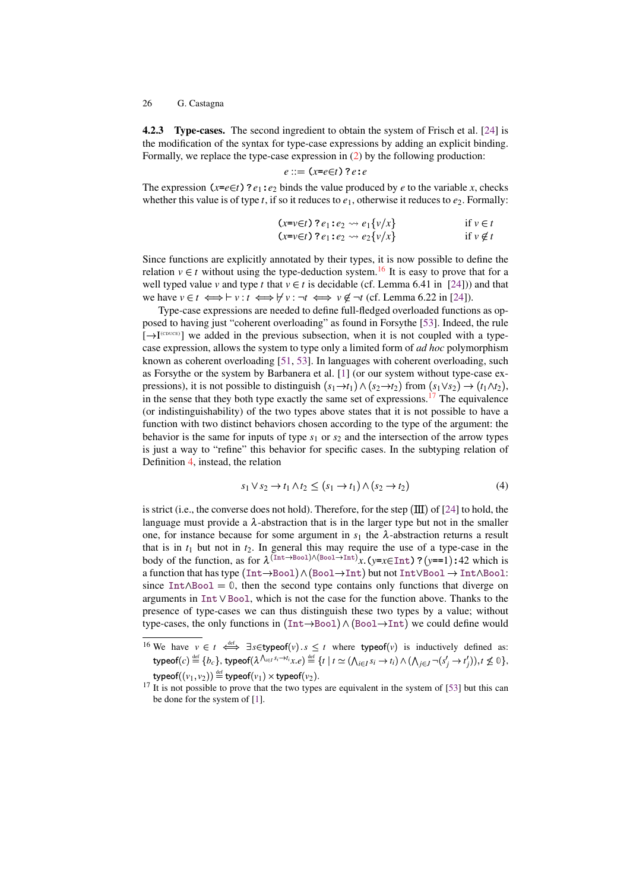**4.2.3 Type-cases.** The second ingredient to obtain the system of Frisch et al. [24] is the modification of the syntax for type-case expressions by adding an explicit binding. Formally, we replace the type-case expression in (2) by the following production:

$$e ::= (x{=}e{\in}t)\,?\,e : e$$

The expression $(x{=}e{\in}t)\,?\,e_1 : e_2$ binds the value produced by $e$ to the variable $x$, checks whether this value is of type $t$, if so it reduces to $e_1$, otherwise it reduces to $e_2$. Formally:

$$
\begin{array}{lll}
(x{=}v{\in}t)\,?\,e_1 : e_2 \rightsquigarrow e_1\{v/x\} & & \text{if } v \in t \\
(x{=}v{\in}t)\,?\,e_1 : e_2 \rightsquigarrow e_2\{v/x\} & & \text{if } v \notin t
\end{array}
$$

Since functions are explicitly annotated by their types, it is now possible to define the relation $v \in t$ without using the type-deduction system.[16] It is easy to prove that for a well typed value $v$ and type $t$ that $v \in t$ is decidable (cf. Lemma 6.41 in [24]) and that we have $v \in t \iff \vdash v : t \iff \nvdash v : \neg t \iff v \notin \neg t$ (cf. Lemma 6.22 in [24]).

Type-case expressions are needed to define full-fledged overloaded functions as opposed to having just "coherent overloading" as found in Forsythe [53]. Indeed, the rule $[\to\mathrm{I}^{(\mathrm{CDUCE})}]$ we added in the previous subsection, when it is not coupled with a type-case expression, allows the system to type only a limited form of *ad hoc* polymorphism known as coherent overloading [51, 53]. In languages with coherent overloading, such as Forsythe or the system by Barbanera et al. [1] (or our system without type-case expressions), it is not possible to distinguish $(s_1{\to}t_1) \wedge (s_2{\to}t_2)$ from $(s_1{\vee}s_2) \to (t_1{\wedge}t_2)$, in the sense that they both type exactly the same set of expressions.[17] The equivalence (or indistinguishability) of the two types above states that it is not possible to have a function with two distinct behaviors chosen according to the type of the argument: the behavior is the same for inputs of type $s_1$ or $s_2$ and the intersection of the arrow types is just a way to "refine" this behavior for specific cases. In the subtyping relation of Definition 4, instead, the relation

$$s_1 \vee s_2 \to t_1 \wedge t_2 \leq (s_1 \to t_1) \wedge (s_2 \to t_2) \tag{4}$$

is strict (i.e., the converse does not hold). Therefore, for the step (III) of [24] to hold, the language must provide a $\lambda$-abstraction that is in the larger type but not in the smaller one, for instance because for some argument in $s_1$ the $\lambda$-abstraction returns a result that is in $t_1$ but not in $t_2$. In general this may require the use of a type-case in the body of the function, as for $\lambda^{(\texttt{Int}\to\texttt{Bool})\wedge(\texttt{Bool}\to\texttt{Int})}x.(y{=}x{\in}\texttt{Int})\,?\,(y{=}{=}1) : 42$ which is a function that has type $(\texttt{Int}{\to}\texttt{Bool}) \wedge (\texttt{Bool}{\to}\texttt{Int})$ but not $\texttt{Int}{\vee}\texttt{Bool} \to \texttt{Int}{\wedge}\texttt{Bool}$: since $\texttt{Int}{\wedge}\texttt{Bool} = \mathbb{0}$, then the second type contains only functions that diverge on arguments in $\texttt{Int} \vee \texttt{Bool}$, which is not the case for the function above. Thanks to the presence of type-cases we can thus distinguish these two types by a value; without type-cases, the only functions in $(\texttt{Int}{\to}\texttt{Bool}) \wedge (\texttt{Bool}{\to}\texttt{Int})$ we could define would

---

[16] We have $v \in t \overset{\text{def}}{\iff} \exists s{\in}\mathsf{typeof}(v) \,.\, s \leq t$ where $\mathsf{typeof}(v)$ is inductively defined as: $\mathsf{typeof}(c) \overset{\text{def}}{=} \{b_c\}$, $\mathsf{typeof}(\lambda^{\bigwedge_{i\in I} s_i \to t_i} x.e) \overset{\text{def}}{=} \{t \mid t \simeq (\bigwedge_{i\in I} s_i \to t_i) \wedge (\bigwedge_{j\in J} \neg(s'_j \to t'_j)), t \not\leq \mathbb{0}\}$, $\mathsf{typeof}((v_1,v_2)) \overset{\text{def}}{=} \mathsf{typeof}(v_1) \times \mathsf{typeof}(v_2)$.

[17] It is not possible to prove that the two types are equivalent in the system of [53] but this can be done for the system of [1].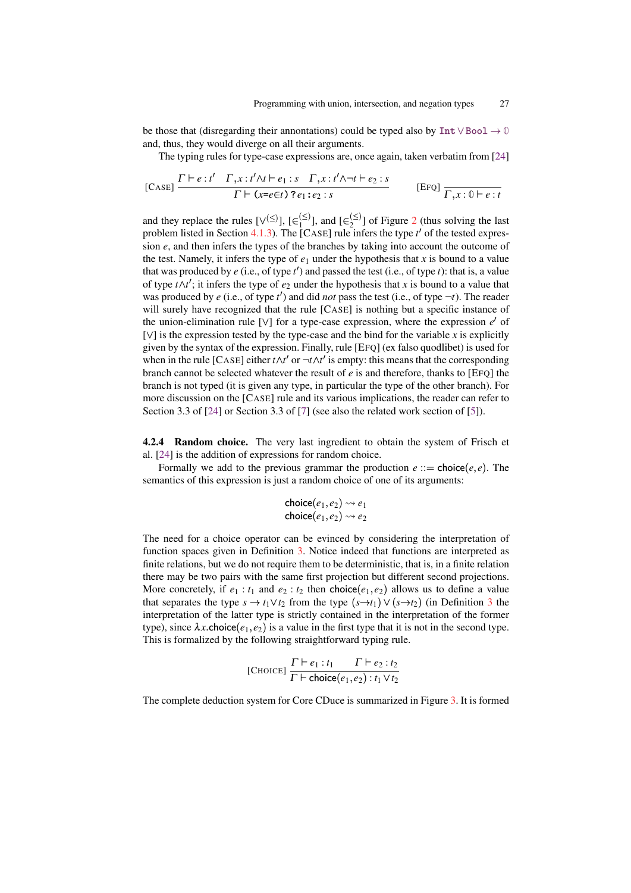be those that (disregarding their annontations) could be typed also by $\texttt{Int} \vee \texttt{Bool} \to \mathbb{0}$ and, thus, they would diverge on all their arguments.

The typing rules for type-case expressions are, once again, taken verbatim from [24]

$$[\textsc{Case}]\ \frac{\Gamma \vdash e : t' \quad \Gamma, x : t' \wedge t \vdash e_1 : s \quad \Gamma, x : t' \wedge \neg t \vdash e_2 : s}{\Gamma \vdash (x{=}e{\in}t)\,?\,e_1 : e_2 : s} \qquad [\textsc{Efq}]\ \frac{}{\Gamma, x : \mathbb{0} \vdash e : t}$$

and they replace the rules $[\vee^{(\leq)}]$, $[\in_1^{(\leq)}]$, and $[\in_2^{(\leq)}]$ of Figure 2 (thus solving the last problem listed in Section 4.1.3). The [Case] rule infers the type $t'$ of the tested expression $e$, and then infers the types of the branches by taking into account the outcome of the test. Namely, it infers the type of $e_1$ under the hypothesis that $x$ is bound to a value that was produced by $e$ (i.e., of type $t'$) and passed the test (i.e., of type $t$): that is, a value of type $t \wedge t'$; it infers the type of $e_2$ under the hypothesis that $x$ is bound to a value that was produced by $e$ (i.e., of type $t'$) and did *not* pass the test (i.e., of type $\neg t$). The reader will surely have recognized that the rule [Case] is nothing but a specific instance of the union-elimination rule $[\vee]$ for a type-case expression, where the expression $e'$ of $[\vee]$ is the expression tested by the type-case and the bind for the variable $x$ is explicitly given by the syntax of the expression. Finally, rule [Efq] (ex falso quodlibet) is used for when in the rule [Case] either $t \wedge t'$ or $\neg t \wedge t'$ is empty: this means that the corresponding branch cannot be selected whatever the result of $e$ is and therefore, thanks to [Efq] the branch is not typed (it is given any type, in particular the type of the other branch). For more discussion on the [Case] rule and its various implications, the reader can refer to Section 3.3 of [24] or Section 3.3 of [7] (see also the related work section of [5]).

#### 4.2.4 Random choice.

The very last ingredient to obtain the system of Frisch et al. [24] is the addition of expressions for random choice.

Formally we add to the previous grammar the production $e ::= \mathsf{choice}(e, e)$. The semantics of this expression is just a random choice of one of its arguments:

$$\mathsf{choice}(e_1, e_2) \rightsquigarrow e_1$$
$$\mathsf{choice}(e_1, e_2) \rightsquigarrow e_2$$

The need for a choice operator can be evinced by considering the interpretation of function spaces given in Definition 3. Notice indeed that functions are interpreted as finite relations, but we do not require them to be deterministic, that is, in a finite relation there may be two pairs with the same first projection but different second projections. More concretely, if $e_1 : t_1$ and $e_2 : t_2$ then $\mathsf{choice}(e_1, e_2)$ allows us to define a value that separates the type $s \to t_1 \vee t_2$ from the type $(s{\to}t_1) \vee (s{\to}t_2)$ (in Definition 3 the interpretation of the latter type is strictly contained in the interpretation of the former type), since $\lambda x.\mathsf{choice}(e_1, e_2)$ is a value in the first type that it is not in the second type. This is formalized by the following straightforward typing rule.

$$[\textsc{Choice}]\ \frac{\Gamma \vdash e_1 : t_1 \qquad \Gamma \vdash e_2 : t_2}{\Gamma \vdash \mathsf{choice}(e_1, e_2) : t_1 \vee t_2}$$

The complete deduction system for Core CDuce is summarized in Figure 3. It is formed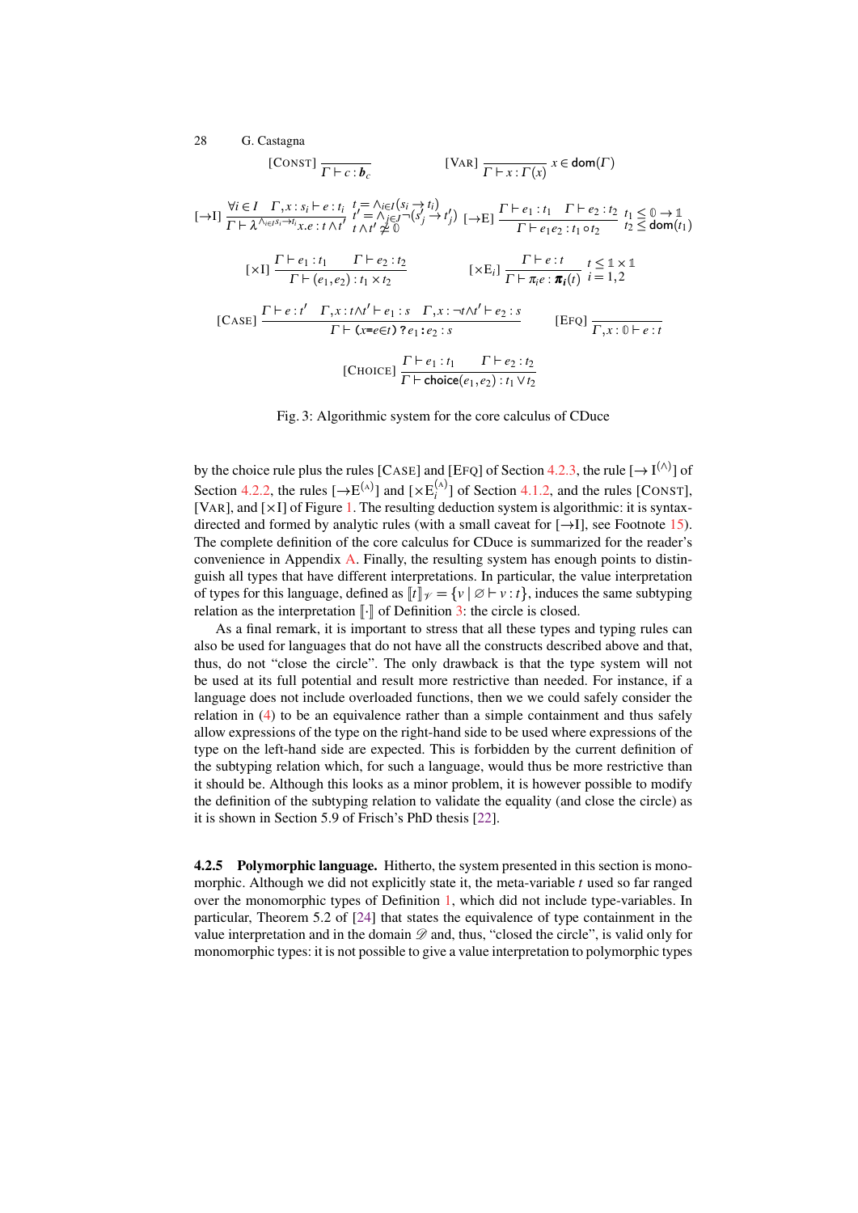$$\text{[CONST]}\ \frac{}{\Gamma \vdash c : \boldsymbol{b}_c} \qquad \text{[VAR]}\ \frac{}{\Gamma \vdash x : \Gamma(x)}\ x \in \mathsf{dom}(\Gamma)$$

$$[\to\text{I}]\ \frac{\forall i \in I \quad \Gamma, x : s_i \vdash e : t_i}{\Gamma \vdash \lambda^{\wedge_{i\in I} s_i \to t_i} x.e : t \wedge t'}\ \begin{array}{l} t = \wedge_{i\in I}(s_i \to t_i) \\ t' = \wedge_{j\in J} \neg(s'_j \to t'_j) \\ t \wedge t' \not\simeq \mathbb{0} \end{array} \quad [\to\text{E}]\ \frac{\Gamma \vdash e_1 : t_1 \quad \Gamma \vdash e_2 : t_2}{\Gamma \vdash e_1 e_2 : t_1 \circ t_2}\ \begin{array}{l} t_1 \leq \mathbb{0} \to \mathbb{1} \\ t_2 \leq \mathsf{dom}(t_1) \end{array}$$

$$[\times\text{I}]\ \frac{\Gamma \vdash e_1 : t_1 \qquad \Gamma \vdash e_2 : t_2}{\Gamma \vdash (e_1, e_2) : t_1 \times t_2} \qquad [\times\text{E}_i]\ \frac{\Gamma \vdash e : t}{\Gamma \vdash \pi_i e : \boldsymbol{\pi_i}(t)}\ \begin{array}{l} t \leq \mathbb{1} \times \mathbb{1} \\ i = 1,2 \end{array}$$

$$\text{[CASE]}\ \frac{\Gamma \vdash e : t' \quad \Gamma, x : t \wedge t' \vdash e_1 : s \quad \Gamma, x : \neg t \wedge t' \vdash e_2 : s}{\Gamma \vdash (x{=}e{\in}t)\ ?\ e_1 : e_2 : s} \qquad \text{[EFQ]}\ \frac{}{\Gamma, x : \mathbb{0} \vdash e : t}$$

$$\text{[CHOICE]}\ \frac{\Gamma \vdash e_1 : t_1 \qquad \Gamma \vdash e_2 : t_2}{\Gamma \vdash \mathsf{choice}(e_1, e_2) : t_1 \vee t_2}$$

Fig. 3: Algorithmic system for the core calculus of CDuce

by the choice rule plus the rules [CASE] and [EFQ] of Section 4.2.3, the rule $[\to \text{I}^{(\wedge)}]$ of Section 4.2.2, the rules $[\to\text{E}^{(\wedge)}]$ and $[\times\text{E}_i^{(\wedge)}]$ of Section 4.1.2, and the rules [CONST], [VAR], and [×I] of Figure 1. The resulting deduction system is algorithmic: it is syntax-directed and formed by analytic rules (with a small caveat for [→I], see Footnote 15). The complete definition of the core calculus for CDuce is summarized for the reader's convenience in Appendix A. Finally, the resulting system has enough points to distinguish all types that have different interpretations. In particular, the value interpretation of types for this language, defined as $[\![t]\!]_{\mathscr{V}} = \{v \mid \varnothing \vdash v : t\}$, induces the same subtyping relation as the interpretation $[\![\cdot]\!]$ of Definition 3: the circle is closed.

As a final remark, it is important to stress that all these types and typing rules can also be used for languages that do not have all the constructs described above and that, thus, do not "close the circle". The only drawback is that the type system will not be used at its full potential and result more restrictive than needed. For instance, if a language does not include overloaded functions, then we we could safely consider the relation in (4) to be an equivalence rather than a simple containment and thus safely allow expressions of the type on the right-hand side to be used where expressions of the type on the left-hand side are expected. This is forbidden by the current definition of the subtyping relation which, for such a language, would thus be more restrictive than it should be. Although this looks as a minor problem, it is however possible to modify the definition of the subtyping relation to validate the equality (and close the circle) as it is shown in Section 5.9 of Frisch's PhD thesis [22].

#### 4.2.5 Polymorphic language.

Hitherto, the system presented in this section is monomorphic. Although we did not explicitly state it, the meta-variable $t$ used so far ranged over the monomorphic types of Definition 1, which did not include type-variables. In particular, Theorem 5.2 of [24] that states the equivalence of type containment in the value interpretation and in the domain $\mathscr{D}$ and, thus, "closed the circle", is valid only for monomorphic types: it is not possible to give a value interpretation to polymorphic types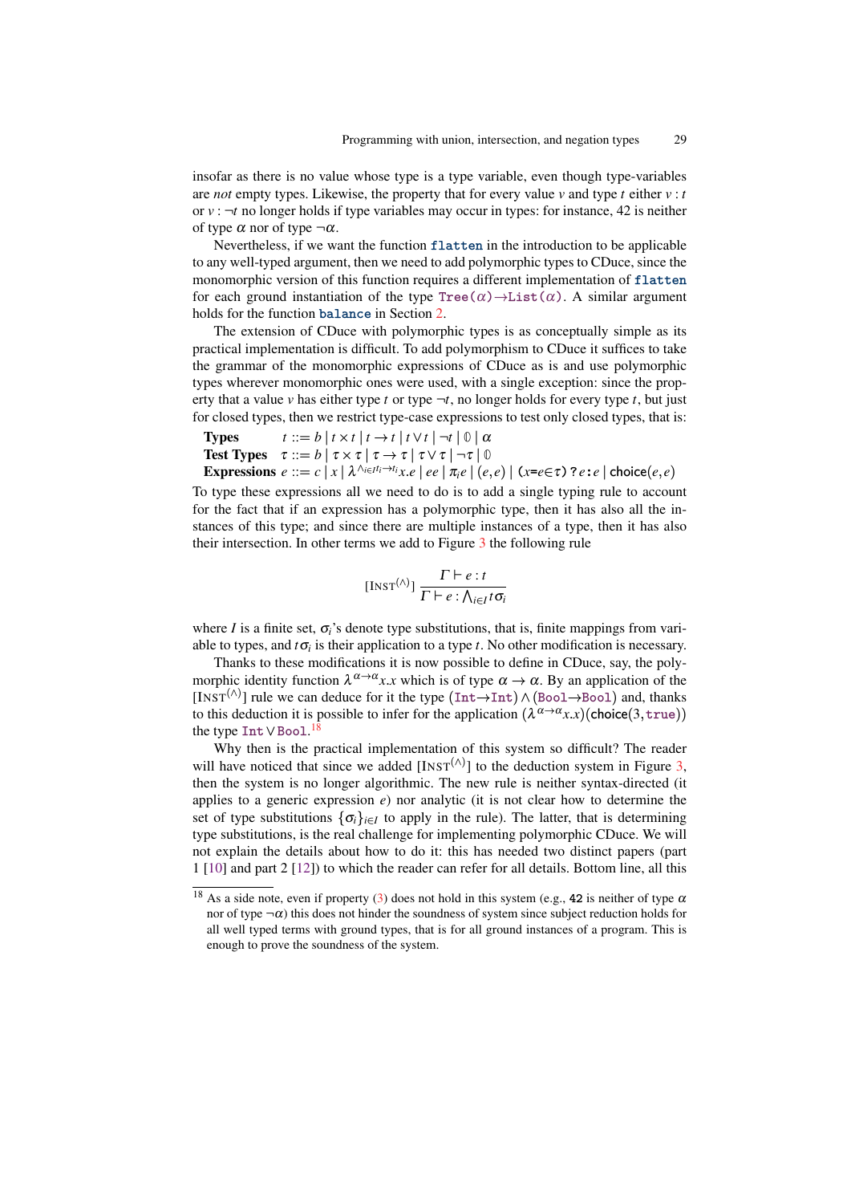insofar as there is no value whose type is a type variable, even though type-variables are *not* empty types. Likewise, the property that for every value $v$ and type $t$ either $v : t$ or $v : \neg t$ no longer holds if type variables may occur in types: for instance, 42 is neither of type $\alpha$ nor of type $\neg\alpha$.

Nevertheless, if we want the function `flatten` in the introduction to be applicable to any well-typed argument, then we need to add polymorphic types to CDuce, since the monomorphic version of this function requires a different implementation of `flatten` for each ground instantiation of the type `Tree(`$\alpha$`)`$\to$`List(`$\alpha$`)`. A similar argument holds for the function `balance` in Section 2.

The extension of CDuce with polymorphic types is as conceptually simple as its practical implementation is difficult. To add polymorphism to CDuce it suffices to take the grammar of the monomorphic expressions of CDuce as is and use polymorphic types wherever monomorphic ones were used, with a single exception: since the property that a value $v$ has either type $t$ or type $\neg t$, no longer holds for every type $t$, but just for closed types, then we restrict type-case expressions to test only closed types, that is:

**Types** $\quad t ::= b \mid t \times t \mid t \to t \mid t \vee t \mid \neg t \mid \mathbb{0} \mid \alpha$

**Test Types** $\quad \tau ::= b \mid \tau \times \tau \mid \tau \to \tau \mid \tau \vee \tau \mid \neg\tau \mid \mathbb{0}$

**Expressions** $\quad e ::= c \mid x \mid \lambda^{\wedge_{i\in I} t_i \to t_i} x.e \mid ee \mid \pi_i e \mid (e,e) \mid (x{=}e{\in}\tau)\,?\,e : e \mid \mathsf{choice}(e,e)$

To type these expressions all we need to do is to add a single typing rule to account for the fact that if an expression has a polymorphic type, then it has also all the instances of this type; and since there are multiple instances of a type, then it has also their intersection. In other terms we add to Figure 3 the following rule

$$[\textsc{Inst}^{(\wedge)}]\ \frac{\Gamma \vdash e : t}{\Gamma \vdash e : \bigwedge_{i\in I} t\sigma_i}$$

where $I$ is a finite set, $\sigma_i$'s denote type substitutions, that is, finite mappings from variable to types, and $t\sigma_i$ is their application to a type $t$. No other modification is necessary.

Thanks to these modifications it is now possible to define in CDuce, say, the polymorphic identity function $\lambda^{\alpha\to\alpha} x.x$ which is of type $\alpha \to \alpha$. By an application of the $[\textsc{Inst}^{(\wedge)}]$ rule we can deduce for it the type $($`Int`$\to$`Int`$) \wedge ($`Bool`$\to$`Bool`$)$ and, thanks to this deduction it is possible to infer for the application $(\lambda^{\alpha\to\alpha} x.x)(\mathsf{choice}(3,\texttt{true}))$ the type `Int` $\vee$ `Bool`.[18]

Why then is the practical implementation of this system so difficult? The reader will have noticed that since we added $[\textsc{Inst}^{(\wedge)}]$ to the deduction system in Figure 3, then the system is no longer algorithmic. The new rule is neither syntax-directed (it applies to a generic expression $e$) nor analytic (it is not clear how to determine the set of type substitutions $\{\sigma_i\}_{i\in I}$ to apply in the rule). The latter, that is determining type substitutions, is the real challenge for implementing polymorphic CDuce. We will not explain the details about how to do it: this has needed two distinct papers (part 1 [10] and part 2 [12]) to which the reader can refer for all details. Bottom line, all this

---

[18] As a side note, even if property (3) does not hold in this system (e.g., `42` is neither of type $\alpha$ nor of type $\neg\alpha$) this does not hinder the soundness of system since subject reduction holds for all well typed terms with ground types, that is for all ground instances of a program. This is enough to prove the soundness of the system.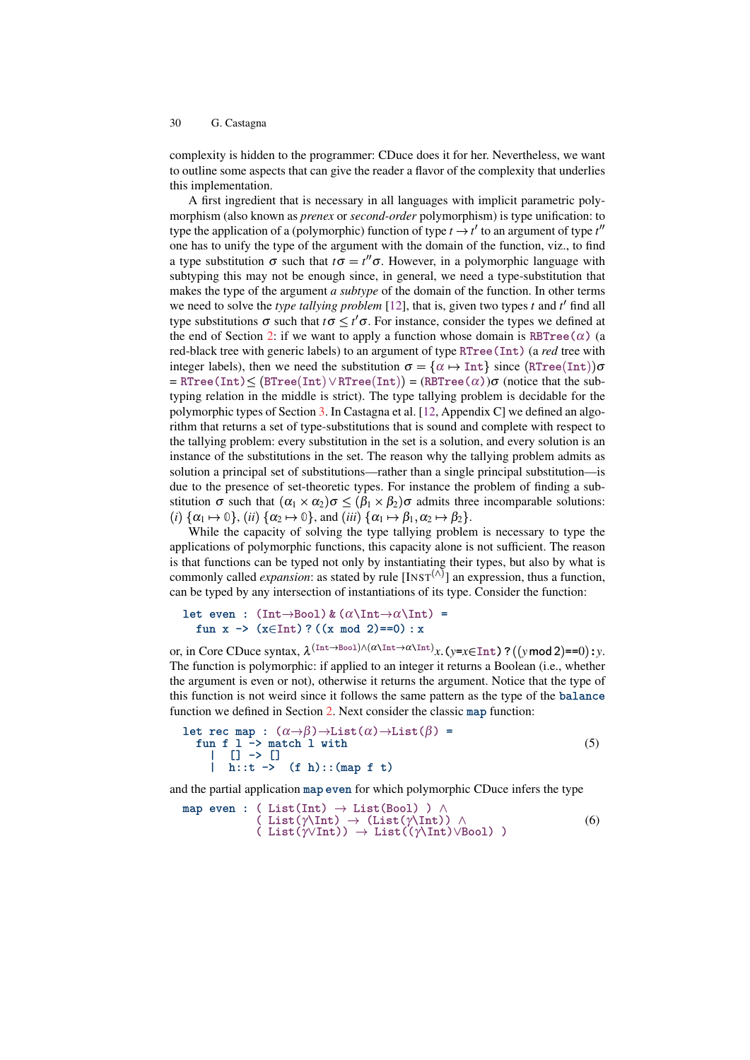complexity is hidden to the programmer: CDuce does it for her. Nevertheless, we want to outline some aspects that can give the reader a flavor of the complexity that underlies this implementation.

A first ingredient that is necessary in all languages with implicit parametric polymorphism (also known as *prenex* or *second-order* polymorphism) is type unification: to type the application of a (polymorphic) function of type $t \to t'$ to an argument of type $t''$ one has to unify the type of the argument with the domain of the function, viz., to find a type substitution $\sigma$ such that $t\sigma = t''\sigma$. However, in a polymorphic language with subtyping this may not be enough since, in general, we need a type-substitution that makes the type of the argument *a subtype* of the domain of the function. In other terms we need to solve the *type tallying problem* [12], that is, given two types $t$ and $t'$ find all type substitutions $\sigma$ such that $t\sigma \leq t'\sigma$. For instance, consider the types we defined at the end of Section 2: if we want to apply a function whose domain is `RBTree(`$\alpha$`)` (a red-black tree with generic labels) to an argument of type `RTree(Int)` (a *red* tree with integer labels), then we need the substitution $\sigma = \{\alpha \mapsto$ `Int`$\}$ since (`RTree(Int)`)$\sigma$ = `RTree(Int)`$\leq$ (`BTree(Int)` $\vee$ `RTree(Int)`) = (`RBTree(`$\alpha$`)`)$\sigma$ (notice that the subtyping relation in the middle is strict). The type tallying problem is decidable for the polymorphic types of Section 3. In Castagna et al. [12, Appendix C] we defined an algorithm that returns a set of type-substitutions that is sound and complete with respect to the tallying problem: every substitution in the set is a solution, and every solution is an instance of the substitutions in the set. The reason why the tallying problem admits as solution a principal set of substitutions—rather than a single principal substitution—is due to the presence of set-theoretic types. For instance the problem of finding a substitution $\sigma$ such that $(\alpha_1 \times \alpha_2)\sigma \leq (\beta_1 \times \beta_2)\sigma$ admits three incomparable solutions: (*i*) $\{\alpha_1 \mapsto \mathbb{0}\}$, (*ii*) $\{\alpha_2 \mapsto \mathbb{0}\}$, and (*iii*) $\{\alpha_1 \mapsto \beta_1, \alpha_2 \mapsto \beta_2\}$.

While the capacity of solving the type tallying problem is necessary to type the applications of polymorphic functions, this capacity alone is not sufficient. The reason is that functions can be typed not only by instantiating their types, but also by what is commonly called *expansion*: as stated by rule [INST$^{(\wedge)}$] an expression, thus a function, can be typed by any intersection of instantiations of its type. Consider the function:

```
let even : (Int→Bool) & (α\Int→α\Int) =
  fun x -> (x∈Int) ? ((x mod 2)==0) : x
```

or, in Core CDuce syntax, $\lambda^{(\texttt{Int}\to\texttt{Bool})\wedge(\alpha\backslash\texttt{Int}\to\alpha\backslash\texttt{Int})}x.(y{=}x{\in}\texttt{Int})\,?\,((y \bmod 2){=}{=}0):y$. The function is polymorphic: if applied to an integer it returns a Boolean (i.e., whether the argument is even or not), otherwise it returns the argument. Notice that the type of this function is not weird since it follows the same pattern as the type of the `balance` function we defined in Section 2. Next consider the classic `map` function:

```
let rec map : (α→β)→List(α)→List(β) =
  fun f l -> match l with
    |  [] -> []
    |  h::t ->  (f h)::(map f t)                                   (5)
```

and the partial application `map even` for which polymorphic CDuce infers the type

```
map even : ( List(Int) → List(Bool) ) ∧
           ( List(γ\Int) → (List(γ\Int)) ∧                         (6)
           ( List(γ∨Int)) → List((γ\Int)∨Bool) )
```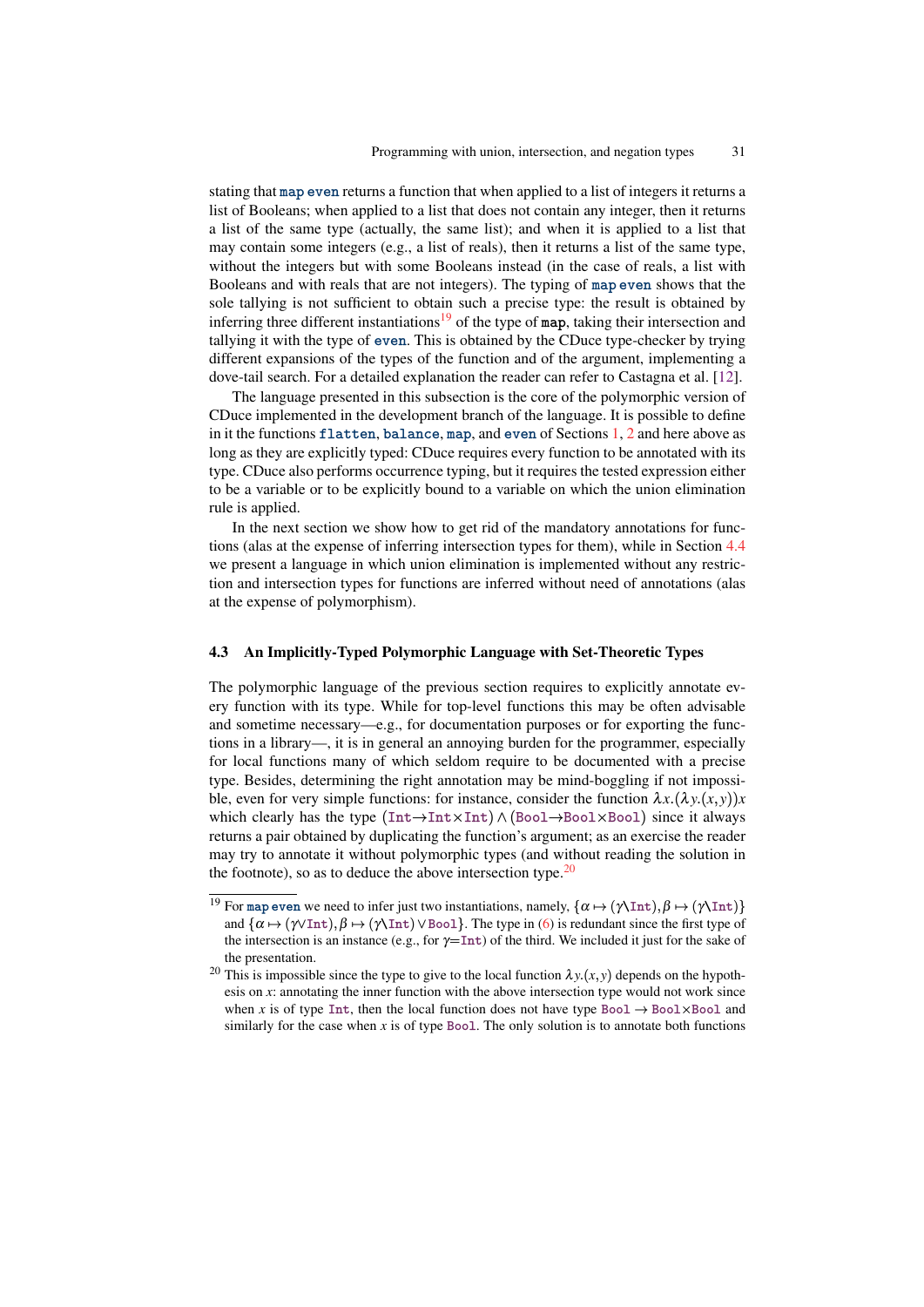stating that `map even` returns a function that when applied to a list of integers it returns a list of Booleans; when applied to a list that does not contain any integer, then it returns a list of the same type (actually, the same list); and when it is applied to a list that may contain some integers (e.g., a list of reals), then it returns a list of the same type, without the integers but with some Booleans instead (in the case of reals, a list with Booleans and with reals that are not integers). The typing of `map even` shows that the sole tallying is not sufficient to obtain such a precise type: the result is obtained by inferring three different instantiations[19] of the type of `map`, taking their intersection and tallying it with the type of `even`. This is obtained by the CDuce type-checker by trying different expansions of the types of the function and of the argument, implementing a dove-tail search. For a detailed explanation the reader can refer to Castagna et al. [12].

The language presented in this subsection is the core of the polymorphic version of CDuce implemented in the development branch of the language. It is possible to define in it the functions `flatten`, `balance`, `map`, and `even` of Sections 1, 2 and here above as long as they are explicitly typed: CDuce requires every function to be annotated with its type. CDuce also performs occurrence typing, but it requires the tested expression either to be a variable or to be explicitly bound to a variable on which the union elimination rule is applied.

In the next section we show how to get rid of the mandatory annotations for functions (alas at the expense of inferring intersection types for them), while in Section 4.4 we present a language in which union elimination is implemented without any restriction and intersection types for functions are inferred without need of annotations (alas at the expense of polymorphism).

### 4.3 An Implicitly-Typed Polymorphic Language with Set-Theoretic Types

The polymorphic language of the previous section requires to explicitly annotate every function with its type. While for top-level functions this may be often advisable and sometime necessary—e.g., for documentation purposes or for exporting the functions in a library—, it is in general an annoying burden for the programmer, especially for local functions many of which seldom require to be documented with a precise type. Besides, determining the right annotation may be mind-boggling if not impossible, even for very simple functions: for instance, consider the function $\lambda x.(\lambda y.(x,y))x$ which clearly has the type $(\texttt{Int}{\to}\texttt{Int}{\times}\texttt{Int}) \wedge (\texttt{Bool}{\to}\texttt{Bool}{\times}\texttt{Bool})$ since it always returns a pair obtained by duplicating the function's argument; as an exercise the reader may try to annotate it without polymorphic types (and without reading the solution in the footnote), so as to deduce the above intersection type.[20]

---

[19] For `map even` we need to infer just two instantiations, namely, $\{\alpha \mapsto (\gamma{\setminus}\texttt{Int}), \beta \mapsto (\gamma{\setminus}\texttt{Int})\}$ and $\{\alpha \mapsto (\gamma{\vee}\texttt{Int}), \beta \mapsto (\gamma{\setminus}\texttt{Int}) \vee \texttt{Bool}\}$. The type in (6) is redundant since the first type of the intersection is an instance (e.g., for $\gamma{=}\texttt{Int}$) of the third. We included it just for the sake of the presentation.

[20] This is impossible since the type to give to the local function $\lambda y.(x,y)$ depends on the hypothesis on $x$: annotating the inner function with the above intersection type would not work since when $x$ is of type `Int`, then the local function does not have type $\texttt{Bool} \to \texttt{Bool}{\times}\texttt{Bool}$ and similarly for the case when $x$ is of type `Bool`. The only solution is to annotate both functions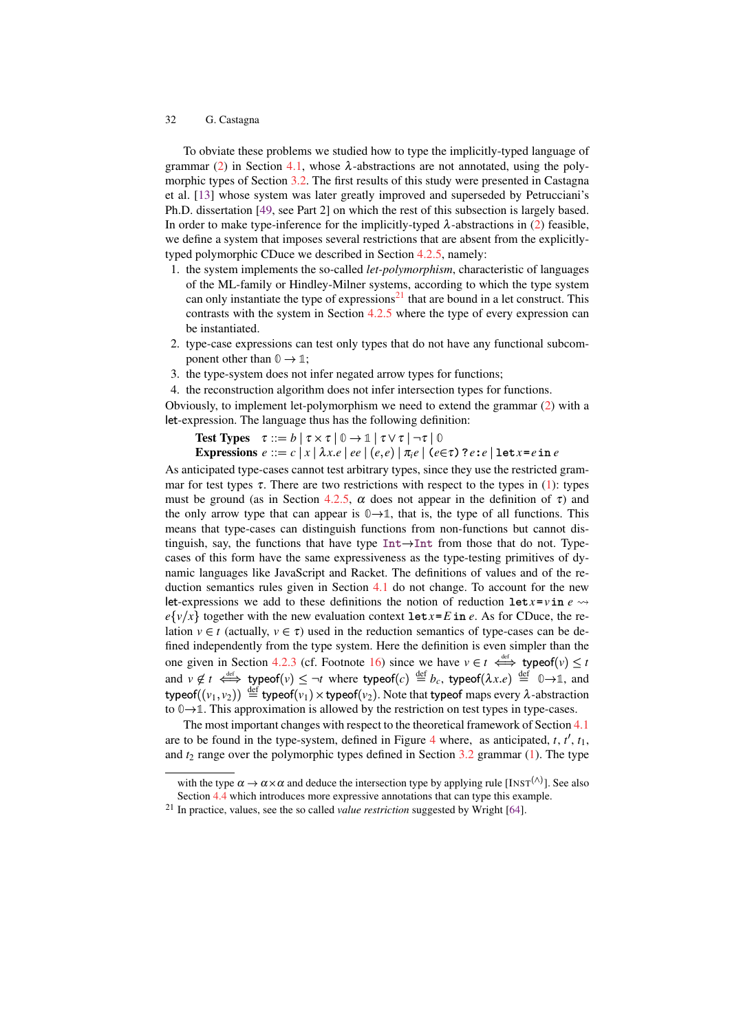To obviate these problems we studied how to type the implicitly-typed language of grammar (2) in Section 4.1, whose $\lambda$-abstractions are not annotated, using the polymorphic types of Section 3.2. The first results of this study were presented in Castagna et al. [13] whose system was later greatly improved and superseded by Petrucciani's Ph.D. dissertation [49, see Part 2] on which the rest of this subsection is largely based. In order to make type-inference for the implicitly-typed $\lambda$-abstractions in (2) feasible, we define a system that imposes several restrictions that are absent from the explicitly-typed polymorphic CDuce we described in Section 4.2.5, namely:

1. the system implements the so-called *let-polymorphism*, characteristic of languages of the ML-family or Hindley-Milner systems, according to which the type system can only instantiate the type of expressions[21] that are bound in a let construct. This contrasts with the system in Section 4.2.5 where the type of every expression can be instantiated.
2. type-case expressions can test only types that do not have any functional subcomponent other than $\mathbb{0} \to \mathbb{1}$;
3. the type-system does not infer negated arrow types for functions;
4. the reconstruction algorithm does not infer intersection types for functions.

Obviously, to implement let-polymorphism we need to extend the grammar (2) with a let-expression. The language thus has the following definition:

**Test Types** $\tau ::= b \mid \tau \times \tau \mid \mathbb{0} \to \mathbb{1} \mid \tau \vee \tau \mid \neg\tau \mid \mathbb{0}$

**Expressions** $e ::= c \mid x \mid \lambda x.e \mid ee \mid (e,e) \mid \pi_i e \mid (e{\in}\tau)\,?\,e\,:\,e \mid \mathtt{let}\,x\,\mathtt{=}\,e\,\mathtt{in}\,e$

As anticipated type-cases cannot test arbitrary types, since they use the restricted grammar for test types $\tau$. There are two restrictions with respect to the types in (1): types must be ground (as in Section 4.2.5, $\alpha$ does not appear in the definition of $\tau$) and the only arrow type that can appear is $\mathbb{0}{\to}\mathbb{1}$, that is, the type of all functions. This means that type-cases can distinguish functions from non-functions but cannot distinguish, say, the functions that have type `Int`$\to$`Int` from those that do not. Type-cases of this form have the same expressiveness as the type-testing primitives of dynamic languages like JavaScript and Racket. The definitions of values and of the reduction semantics rules given in Section 4.1 do not change. To account for the new let-expressions we add to these definitions the notion of reduction $\mathtt{let}\,x\,\mathtt{=}\,v\,\mathtt{in}\;e \rightsquigarrow e\{v/x\}$ together with the new evaluation context $\mathtt{let}\,x\,\mathtt{=}\,E\;\mathtt{in}\;e$. As for CDuce, the relation $v \in t$ (actually, $v \in \tau$) used in the reduction semantics of type-cases can be defined independently from the type system. Here the definition is even simpler than the one given in Section 4.2.3 (cf. Footnote 16) since we have $v \in t \overset{\text{def}}{\iff} \mathsf{typeof}(v) \leq t$ and $v \notin t \overset{\text{def}}{\iff} \mathsf{typeof}(v) \leq \neg t$ where $\mathsf{typeof}(c) \overset{\text{def}}{=} b_c$, $\mathsf{typeof}(\lambda x.e) \overset{\text{def}}{=} \mathbb{0}{\to}\mathbb{1}$, and $\mathsf{typeof}((v_1,v_2)) \overset{\text{def}}{=} \mathsf{typeof}(v_1) \times \mathsf{typeof}(v_2)$. Note that typeof maps every $\lambda$-abstraction to $\mathbb{0}{\to}\mathbb{1}$. This approximation is allowed by the restriction on test types in type-cases.

The most important changes with respect to the theoretical framework of Section 4.1 are to be found in the type-system, defined in Figure 4 where, as anticipated, $t$, $t'$, $t_1$, and $t_2$ range over the polymorphic types defined in Section 3.2 grammar (1). The type

---

with the type $\alpha \to \alpha{\times}\alpha$ and deduce the intersection type by applying rule [INST$^{(\wedge)}$]. See also Section 4.4 which introduces more expressive annotations that can type this example.

[21] In practice, values, see the so called *value restriction* suggested by Wright [64].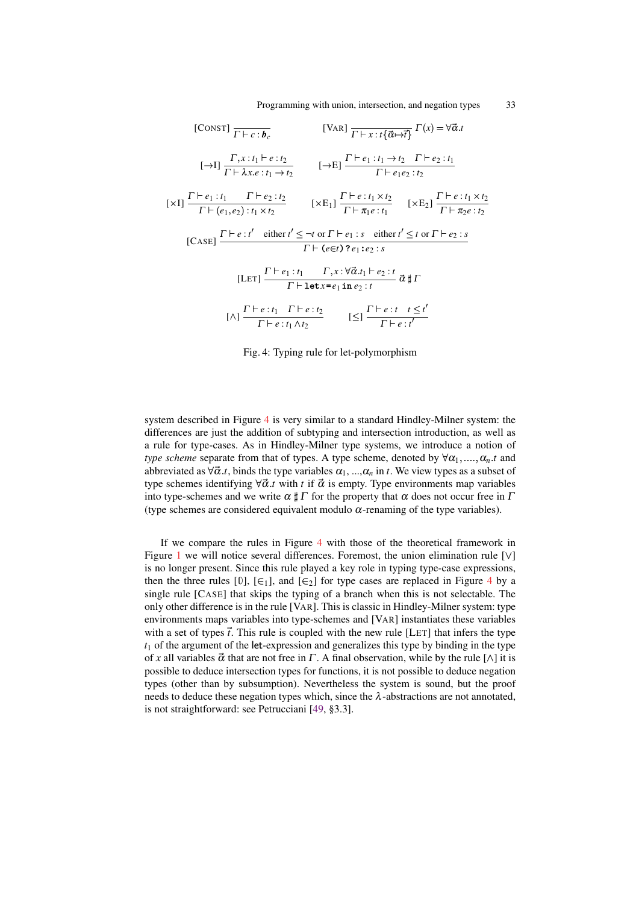$$\text{[CONST]}\ \frac{}{\Gamma \vdash c : \boldsymbol{b}_c} \qquad \text{[VAR]}\ \frac{}{\Gamma \vdash x : t\{\vec{\alpha} \mapsto \vec{t}\}}\ \Gamma(x) = \forall\vec{\alpha}.t$$

$$[\to\text{I}]\ \frac{\Gamma, x : t_1 \vdash e : t_2}{\Gamma \vdash \lambda x.e : t_1 \to t_2} \qquad [\to\text{E}]\ \frac{\Gamma \vdash e_1 : t_1 \to t_2 \quad \Gamma \vdash e_2 : t_1}{\Gamma \vdash e_1 e_2 : t_2}$$

$$[\times\text{I}]\ \frac{\Gamma \vdash e_1 : t_1 \qquad \Gamma \vdash e_2 : t_2}{\Gamma \vdash (e_1, e_2) : t_1 \times t_2} \qquad [\times\text{E}_1]\ \frac{\Gamma \vdash e : t_1 \times t_2}{\Gamma \vdash \pi_1 e : t_1} \qquad [\times\text{E}_2]\ \frac{\Gamma \vdash e : t_1 \times t_2}{\Gamma \vdash \pi_2 e : t_2}$$

$$\text{[CASE]}\ \frac{\Gamma \vdash e : t' \quad \text{either } t' \leq \neg t \text{ or } \Gamma \vdash e_1 : s \quad \text{either } t' \leq t \text{ or } \Gamma \vdash e_2 : s}{\Gamma \vdash (e \in t)\,\texttt{?}\,e_1 \texttt{:} e_2 : s}$$

$$\text{[LET]}\ \frac{\Gamma \vdash e_1 : t_1 \qquad \Gamma, x : \forall\vec{\alpha}.t_1 \vdash e_2 : t}{\Gamma \vdash \texttt{let}\, x \texttt{=} e_1\, \texttt{in}\, e_2 : t}\ \vec{\alpha} \sharp \Gamma$$

$$[\wedge]\ \frac{\Gamma \vdash e : t_1 \quad \Gamma \vdash e : t_2}{\Gamma \vdash e : t_1 \wedge t_2} \qquad [\leq]\ \frac{\Gamma \vdash e : t \quad t \leq t'}{\Gamma \vdash e : t'}$$

Fig. 4: Typing rule for let-polymorphism

system described in Figure 4 is very similar to a standard Hindley-Milner system: the differences are just the addition of subtyping and intersection introduction, as well as a rule for type-cases. As in Hindley-Milner type systems, we introduce a notion of *type scheme* separate from that of types. A type scheme, denoted by $\forall\alpha_1,\ldots,\alpha_n.t$ and abbreviated as $\forall\vec{\alpha}.t$, binds the type variables $\alpha_1,\ldots,\alpha_n$ in $t$. We view types as a subset of type schemes identifying $\forall\vec{\alpha}.t$ with $t$ if $\vec{\alpha}$ is empty. Type environments map variables into type-schemes and we write $\alpha \sharp \Gamma$ for the property that $\alpha$ does not occur free in $\Gamma$ (type schemes are considered equivalent modulo $\alpha$-renaming of the type variables).

If we compare the rules in Figure 4 with those of the theoretical framework in Figure 1 we will notice several differences. Foremost, the union elimination rule [$\vee$] is no longer present. Since this rule played a key role in typing type-case expressions, then the three rules [$\mathbb{0}$], [$\in_1$], and [$\in_2$] for type cases are replaced in Figure 4 by a single rule [CASE] that skips the typing of a branch when this is not selectable. The only other difference is in the rule [VAR]. This is classic in Hindley-Milner system: type environments maps variables into type-schemes and [VAR] instantiates these variables with a set of types $\vec{t}$. This rule is coupled with the new rule [LET] that infers the type $t_1$ of the argument of the let-expression and generalizes this type by binding in the type of $x$ all variables $\vec{\alpha}$ that are not free in $\Gamma$. A final observation, while by the rule [$\wedge$] it is possible to deduce intersection types for functions, it is not possible to deduce negation types (other than by subsumption). Nevertheless the system is sound, but the proof needs to deduce these negation types which, since the $\lambda$-abstractions are not annotated, is not straightforward: see Petrucciani [49, §3.3].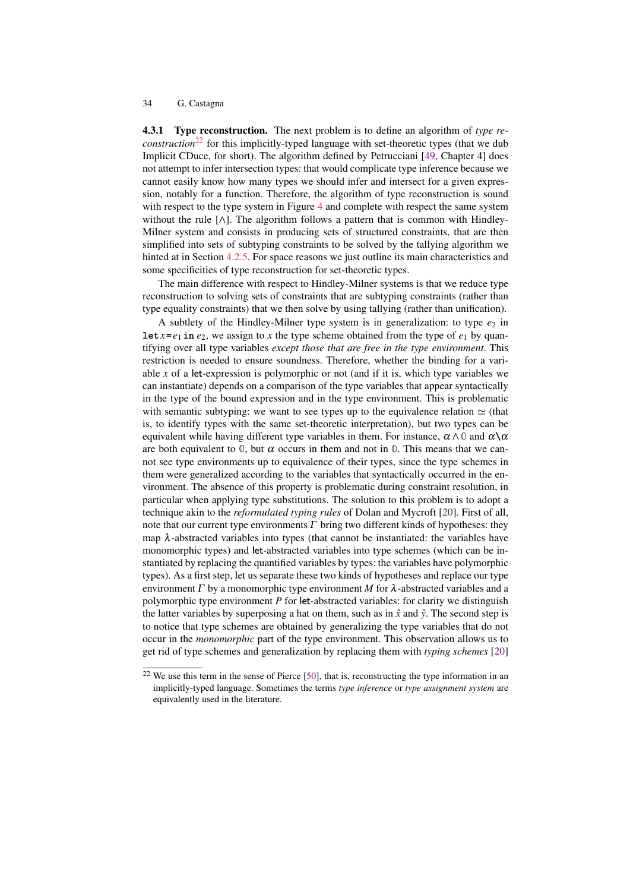**4.3.1 Type reconstruction.** The next problem is to define an algorithm of *type reconstruction*[22] for this implicitly-typed language with set-theoretic types (that we dub Implicit CDuce, for short). The algorithm defined by Petrucciani [49, Chapter 4] does not attempt to infer intersection types: that would complicate type inference because we cannot easily know how many types we should infer and intersect for a given expression, notably for a function. Therefore, the algorithm of type reconstruction is sound with respect to the type system in Figure 4 and complete with respect the same system without the rule [$\wedge$]. The algorithm follows a pattern that is common with Hindley-Milner system and consists in producing sets of structured constraints, that are then simplified into sets of subtyping constraints to be solved by the tallying algorithm we hinted at in Section 4.2.5. For space reasons we just outline its main characteristics and some specificities of type reconstruction for set-theoretic types.

The main difference with respect to Hindley-Milner systems is that we reduce type reconstruction to solving sets of constraints that are subtyping constraints (rather than type equality constraints) that we then solve by using tallying (rather than unification).

A subtlety of the Hindley-Milner type system is in generalization: to type $e_2$ in $\texttt{let}\,x\texttt{=}e_1\,\texttt{in}\,e_2$, we assign to $x$ the type scheme obtained from the type of $e_1$ by quantifying over all type variables *except those that are free in the type environment*. This restriction is needed to ensure soundness. Therefore, whether the binding for a variable $x$ of a let-expression is polymorphic or not (and if it is, which type variables we can instantiate) depends on a comparison of the type variables that appear syntactically in the type of the bound expression and in the type environment. This is problematic with semantic subtyping: we want to see types up to the equivalence relation $\simeq$ (that is, to identify types with the same set-theoretic interpretation), but two types can be equivalent while having different type variables in them. For instance, $\alpha \wedge \mathbb{0}$ and $\alpha \backslash \alpha$ are both equivalent to $\mathbb{0}$, but $\alpha$ occurs in them and not in $\mathbb{0}$. This means that we cannot see type environments up to equivalence of their types, since the type schemes in them were generalized according to the variables that syntactically occurred in the environment. The absence of this property is problematic during constraint resolution, in particular when applying type substitutions. The solution to this problem is to adopt a technique akin to the *reformulated typing rules* of Dolan and Mycroft [20]. First of all, note that our current type environments $\Gamma$ bring two different kinds of hypotheses: they map $\lambda$-abstracted variables into types (that cannot be instantiated: the variables have monomorphic types) and let-abstracted variables into type schemes (which can be instantiated by replacing the quantified variables by types: the variables have polymorphic types). As a first step, let us separate these two kinds of hypotheses and replace our type environment $\Gamma$ by a monomorphic type environment $M$ for $\lambda$-abstracted variables and a polymorphic type environment $P$ for let-abstracted variables: for clarity we distinguish the latter variables by superposing a hat on them, such as in $\hat{x}$ and $\hat{y}$. The second step is to notice that type schemes are obtained by generalizing the type variables that do not occur in the *monomorphic* part of the type environment. This observation allows us to get rid of type schemes and generalization by replacing them with *typing schemes* [20]

[22] We use this term in the sense of Pierce [50], that is, reconstructing the type information in an implicitly-typed language. Sometimes the terms *type inference* or *type assignment system* are equivalently used in the literature.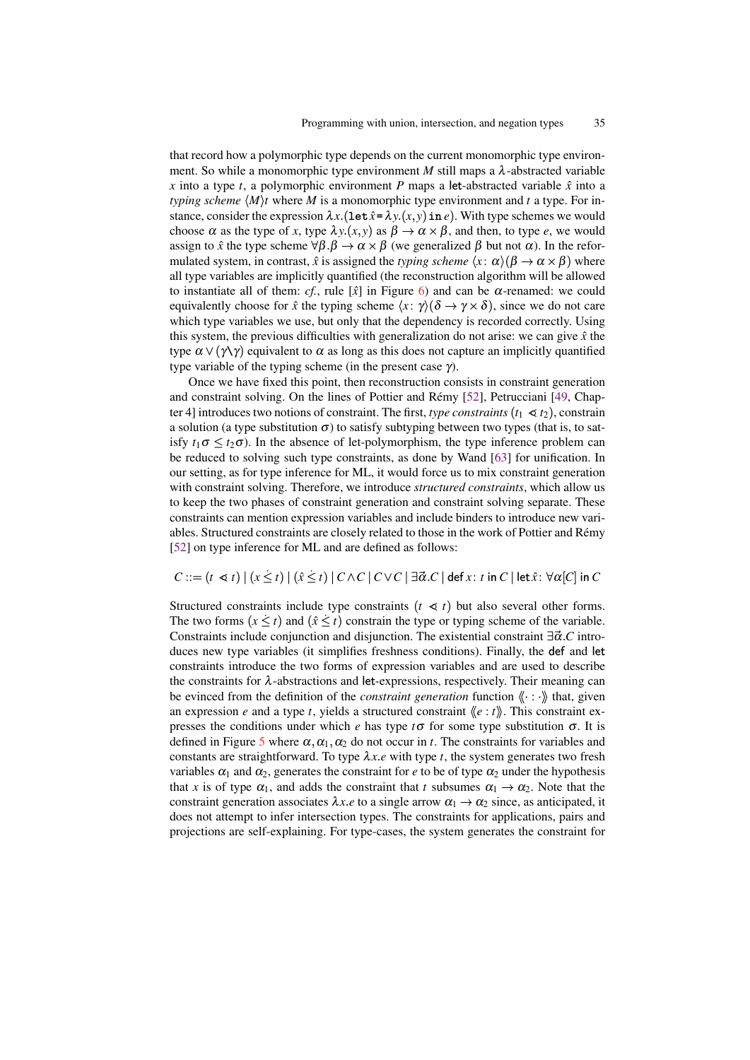that record how a polymorphic type depends on the current monomorphic type environment. So while a monomorphic type environment $M$ still maps a $\lambda$-abstracted variable $x$ into a type $t$, a polymorphic environment $P$ maps a let-abstracted variable $\hat{x}$ into a *typing scheme* $\langle M \rangle t$ where $M$ is a monomorphic type environment and $t$ a type. For instance, consider the expression $\lambda x.(\texttt{let}\,\hat{x}\texttt{=}\lambda y.(x,y)\,\texttt{in}\,e)$. With type schemes we would choose $\alpha$ as the type of $x$, type $\lambda y.(x,y)$ as $\beta \to \alpha \times \beta$, and then, to type $e$, we would assign to $\hat{x}$ the type scheme $\forall \beta.\beta \to \alpha \times \beta$ (we generalized $\beta$ but not $\alpha$). In the reformulated system, in contrast, $\hat{x}$ is assigned the *typing scheme* $\langle x\colon \alpha \rangle (\beta \to \alpha \times \beta)$ where all type variables are implicitly quantified (the reconstruction algorithm will be allowed to instantiate all of them: *cf.*, rule $[\hat{x}]$ in Figure 6) and can be $\alpha$-renamed: we could equivalently choose for $\hat{x}$ the typing scheme $\langle x\colon \gamma \rangle (\delta \to \gamma \times \delta)$, since we do not care which type variables we use, but only that the dependency is recorded correctly. Using this system, the previous difficulties with generalization do not arise: we can give $\hat{x}$ the type $\alpha \vee (\gamma \setminus \gamma)$ equivalent to $\alpha$ as long as this does not capture an implicitly quantified type variable of the typing scheme (in the present case $\gamma$).

Once we have fixed this point, then reconstruction consists in constraint generation and constraint solving. On the lines of Pottier and Rémy [52], Petrucciani [49, Chapter 4] introduces two notions of constraint. The first, *type constraints* $(t_1 \lessdot t_2)$, constrain a solution (a type substitution $\sigma$) to satisfy subtyping between two types (that is, to satisfy $t_1\sigma \leq t_2\sigma$). In the absence of let-polymorphism, the type inference problem can be reduced to solving such type constraints, as done by Wand [63] for unification. In our setting, as for type inference for ML, it would force us to mix constraint generation with constraint solving. Therefore, we introduce *structured constraints*, which allow us to keep the two phases of constraint generation and constraint solving separate. These constraints can mention expression variables and include binders to introduce new variables. Structured constraints are closely related to those in the work of Pottier and Rémy [52] on type inference for ML and are defined as follows:

$$C ::= (t \lessdot t) \mid (x \mathrel{\dot{\leq}} t) \mid (\hat{x} \mathrel{\dot{\leq}} t) \mid C \wedge C \mid C \vee C \mid \exists \vec{\alpha}.C \mid \mathsf{def}\; x\colon t \;\mathsf{in}\; C \mid \mathsf{let}\, \hat{x}\colon \forall \alpha[C] \;\mathsf{in}\; C$$

Structured constraints include type constraints $(t \lessdot t)$ but also several other forms. The two forms $(x \mathrel{\dot{\leq}} t)$ and $(\hat{x} \mathrel{\dot{\leq}} t)$ constrain the type or typing scheme of the variable. Constraints include conjunction and disjunction. The existential constraint $\exists \vec{\alpha}.C$ introduces new type variables (it simplifies freshness conditions). Finally, the def and let constraints introduce the two forms of expression variables and are used to describe the constraints for $\lambda$-abstractions and let-expressions, respectively. Their meaning can be evinced from the definition of the *constraint generation* function $\langle\!\langle \cdot : \cdot \rangle\!\rangle$ that, given an expression $e$ and a type $t$, yields a structured constraint $\langle\!\langle e : t \rangle\!\rangle$. This constraint expresses the conditions under which $e$ has type $t\sigma$ for some type substitution $\sigma$. It is defined in Figure 5 where $\alpha, \alpha_1, \alpha_2$ do not occur in $t$. The constraints for variables and constants are straightforward. To type $\lambda x.e$ with type $t$, the system generates two fresh variables $\alpha_1$ and $\alpha_2$, generates the constraint for $e$ to be of type $\alpha_2$ under the hypothesis that $x$ is of type $\alpha_1$, and adds the constraint that $t$ subsumes $\alpha_1 \to \alpha_2$. Note that the constraint generation associates $\lambda x.e$ to a single arrow $\alpha_1 \to \alpha_2$ since, as anticipated, it does not attempt to infer intersection types. The constraints for applications, pairs and projections are self-explaining. For type-cases, the system generates the constraint for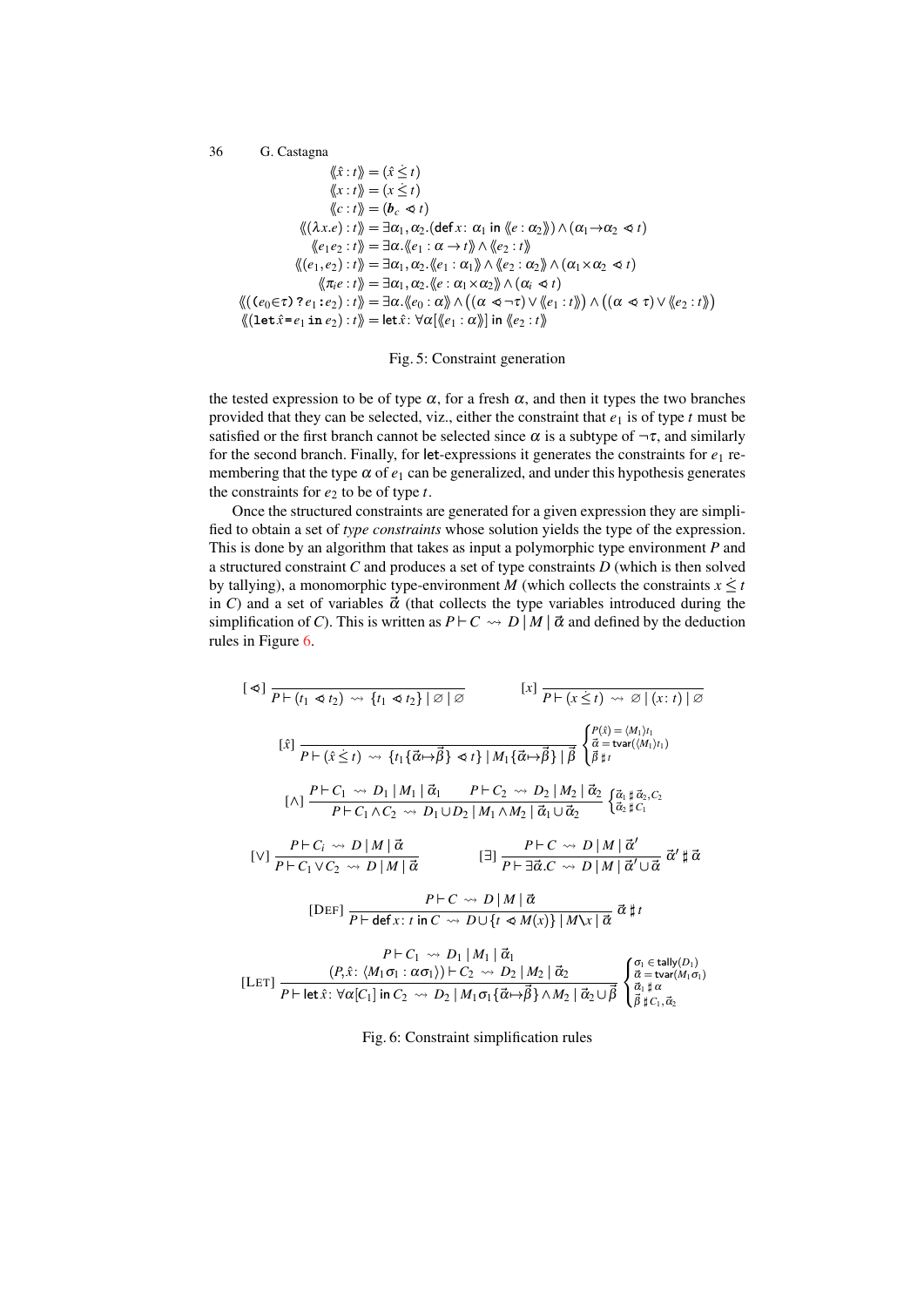$$\langle\!\langle \hat{x} : t \rangle\!\rangle = (\hat{x} \dot{\leq} t)$$
$$\langle\!\langle x : t \rangle\!\rangle = (x \dot{\leq} t)$$
$$\langle\!\langle c : t \rangle\!\rangle = (b_c \lessdot t)$$
$$\langle\!\langle (\lambda x.e) : t \rangle\!\rangle = \exists \alpha_1, \alpha_2.(\mathsf{def}\, x\colon \alpha_1 \,\mathsf{in}\, \langle\!\langle e : \alpha_2 \rangle\!\rangle) \wedge (\alpha_1 \to \alpha_2 \lessdot t)$$
$$\langle\!\langle e_1 e_2 : t \rangle\!\rangle = \exists \alpha. \langle\!\langle e_1 : \alpha \to t \rangle\!\rangle \wedge \langle\!\langle e_2 : t \rangle\!\rangle$$
$$\langle\!\langle (e_1, e_2) : t \rangle\!\rangle = \exists \alpha_1, \alpha_2. \langle\!\langle e_1 : \alpha_1 \rangle\!\rangle \wedge \langle\!\langle e_2 : \alpha_2 \rangle\!\rangle \wedge (\alpha_1 \times \alpha_2 \lessdot t)$$
$$\langle\!\langle \pi_i e : t \rangle\!\rangle = \exists \alpha_1, \alpha_2. \langle\!\langle e : \alpha_1 \times \alpha_2 \rangle\!\rangle \wedge (\alpha_i \lessdot t)$$
$$\langle\!\langle ((e_0 \in \tau)\, ?\, e_1 : e_2) : t \rangle\!\rangle = \exists \alpha. \langle\!\langle e_0 : \alpha \rangle\!\rangle \wedge \big((\alpha \lessdot \neg\tau) \vee \langle\!\langle e_1 : t \rangle\!\rangle\big) \wedge \big((\alpha \lessdot \tau) \vee \langle\!\langle e_2 : t \rangle\!\rangle\big)$$
$$\langle\!\langle (\mathtt{let}\, \hat{x} = e_1 \,\mathtt{in}\, e_2) : t \rangle\!\rangle = \mathsf{let}\, \hat{x}\colon \forall \alpha[\langle\!\langle e_1 : \alpha \rangle\!\rangle] \,\mathsf{in}\, \langle\!\langle e_2 : t \rangle\!\rangle$$

Fig. 5: Constraint generation

the tested expression to be of type $\alpha$, for a fresh $\alpha$, and then it types the two branches provided that they can be selected, viz., either the constraint that $e_1$ is of type $t$ must be satisfied or the first branch cannot be selected since $\alpha$ is a subtype of $\neg\tau$, and similarly for the second branch. Finally, for let-expressions it generates the constraints for $e_1$ remembering that the type $\alpha$ of $e_1$ can be generalized, and under this hypothesis generates the constraints for $e_2$ to be of type $t$.

Once the structured constraints are generated for a given expression they are simplified to obtain a set of *type constraints* whose solution yields the type of the expression. This is done by an algorithm that takes as input a polymorphic type environment $P$ and a structured constraint $C$ and produces a set of type constraints $D$ (which is then solved by tallying), a monomorphic type-environment $M$ (which collects the constraints $x \dot{\leq} t$ in $C$) and a set of variables $\vec{\alpha}$ (that collects the type variables introduced during the simplification of $C$). This is written as $P \vdash C \rightsquigarrow D \mid M \mid \vec{\alpha}$ and defined by the deduction rules in Figure 6.

$$[\lessdot]\ \frac{}{P \vdash (t_1 \lessdot t_2) \rightsquigarrow \{t_1 \lessdot t_2\} \mid \varnothing \mid \varnothing} \qquad [x]\ \frac{}{P \vdash (x \dot{\leq} t) \rightsquigarrow \varnothing \mid (x\colon t) \mid \varnothing}$$

$$[\hat{x}]\ \frac{}{P \vdash (\hat{x} \dot{\leq} t) \rightsquigarrow \{t_1\{\vec{\alpha} \mapsto \vec{\beta}\} \lessdot t\} \mid M_1\{\vec{\alpha} \mapsto \vec{\beta}\} \mid \vec{\beta}} \begin{cases} P(\hat{x}) = \langle M_1 \rangle t_1 \\ \vec{\alpha} = \mathsf{tvar}(\langle M_1 \rangle t_1) \\ \vec{\beta} \,\sharp\, t \end{cases}$$

$$[\wedge]\ \frac{P \vdash C_1 \rightsquigarrow D_1 \mid M_1 \mid \vec{\alpha}_1 \qquad P \vdash C_2 \rightsquigarrow D_2 \mid M_2 \mid \vec{\alpha}_2}{P \vdash C_1 \wedge C_2 \rightsquigarrow D_1 \cup D_2 \mid M_1 \wedge M_2 \mid \vec{\alpha}_1 \cup \vec{\alpha}_2} \begin{cases} \vec{\alpha}_1 \,\sharp\, \vec{\alpha}_2, C_2 \\ \vec{\alpha}_2 \,\sharp\, C_1 \end{cases}$$

$$[\vee]\ \frac{P \vdash C_i \rightsquigarrow D \mid M \mid \vec{\alpha}}{P \vdash C_1 \vee C_2 \rightsquigarrow D \mid M \mid \vec{\alpha}} \qquad [\exists]\ \frac{P \vdash C \rightsquigarrow D \mid M \mid \vec{\alpha}'}{P \vdash \exists \vec{\alpha}.C \rightsquigarrow D \mid M \mid \vec{\alpha}' \cup \vec{\alpha}}\ \vec{\alpha}' \,\sharp\, \vec{\alpha}$$

$$[\text{DEF}]\ \frac{P \vdash C \rightsquigarrow D \mid M \mid \vec{\alpha}}{P \vdash \mathsf{def}\, x\colon t \,\mathsf{in}\, C \rightsquigarrow D \cup \{t \lessdot M(x)\} \mid M \backslash x \mid \vec{\alpha}}\ \vec{\alpha} \,\sharp\, t$$

$$[\text{LET}]\ \frac{\begin{array}{c} P \vdash C_1 \rightsquigarrow D_1 \mid M_1 \mid \vec{\alpha}_1 \\ (P, \hat{x}\colon \langle M_1\sigma_1 : \alpha\sigma_1 \rangle) \vdash C_2 \rightsquigarrow D_2 \mid M_2 \mid \vec{\alpha}_2 \end{array}}{P \vdash \mathsf{let}\, \hat{x}\colon \forall \alpha[C_1] \,\mathsf{in}\, C_2 \rightsquigarrow D_2 \mid M_1\sigma_1\{\vec{\alpha} \mapsto \vec{\beta}\} \wedge M_2 \mid \vec{\alpha}_2 \cup \vec{\beta}} \begin{cases} \sigma_1 \in \mathsf{tally}(D_1) \\ \vec{\alpha} = \mathsf{tvar}(M_1\sigma_1) \\ \vec{\alpha}_1 \,\sharp\, \alpha \\ \vec{\beta} \,\sharp\, C_1, \vec{\alpha}_2 \end{cases}$$

Fig. 6: Constraint simplification rules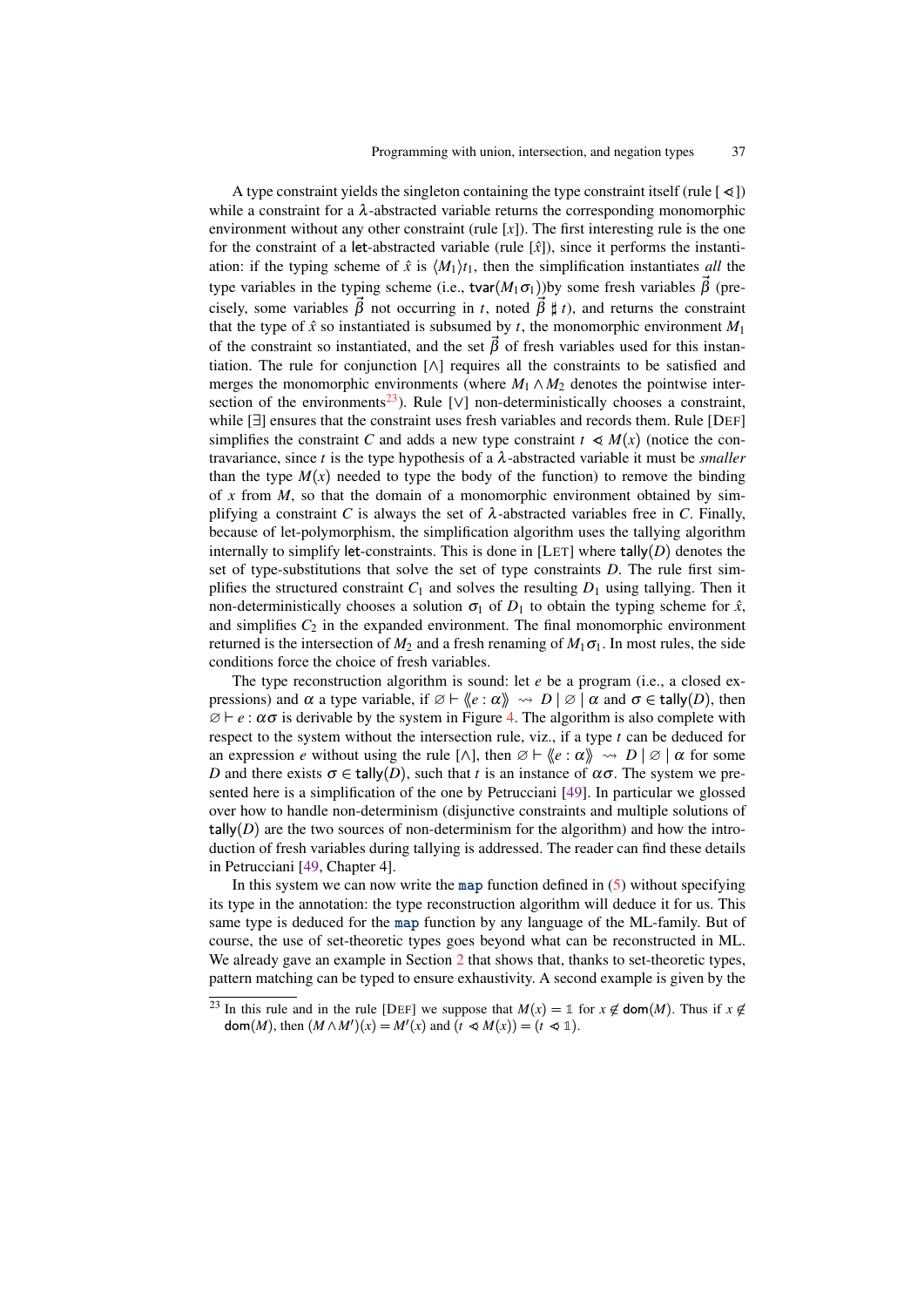A type constraint yields the singleton containing the type constraint itself (rule [$\lessdot$]) while a constraint for a $\lambda$-abstracted variable returns the corresponding monomorphic environment without any other constraint (rule [$x$]). The first interesting rule is the one for the constraint of a let-abstracted variable (rule [$\hat{x}$]), since it performs the instantiation: if the typing scheme of $\hat{x}$ is $\langle M_1 \rangle t_1$, then the simplification instantiates *all* the type variables in the typing scheme (i.e., $\mathsf{tvar}(M_1\sigma_1)$)by some fresh variables $\vec{\beta}$ (precisely, some variables $\vec{\beta}$ not occurring in $t$, noted $\vec{\beta} \sharp t$), and returns the constraint that the type of $\hat{x}$ so instantiated is subsumed by $t$, the monomorphic environment $M_1$ of the constraint so instantiated, and the set $\vec{\beta}$ of fresh variables used for this instantiation. The rule for conjunction [$\wedge$] requires all the constraints to be satisfied and merges the monomorphic environments (where $M_1 \wedge M_2$ denotes the pointwise intersection of the environments[23]). Rule [$\vee$] non-deterministically chooses a constraint, while [$\exists$] ensures that the constraint uses fresh variables and records them. Rule [DEF] simplifies the constraint $C$ and adds a new type constraint $t \lessdot M(x)$ (notice the contravariance, since $t$ is the type hypothesis of a $\lambda$-abstracted variable it must be *smaller* than the type $M(x)$ needed to type the body of the function) to remove the binding of $x$ from $M$, so that the domain of a monomorphic environment obtained by simplifying a constraint $C$ is always the set of $\lambda$-abstracted variables free in $C$. Finally, because of let-polymorphism, the simplification algorithm uses the tallying algorithm internally to simplify let-constraints. This is done in [LET] where $\mathsf{tally}(D)$ denotes the set of type-substitutions that solve the set of type constraints $D$. The rule first simplifies the structured constraint $C_1$ and solves the resulting $D_1$ using tallying. Then it non-deterministically chooses a solution $\sigma_1$ of $D_1$ to obtain the typing scheme for $\hat{x}$, and simplifies $C_2$ in the expanded environment. The final monomorphic environment returned is the intersection of $M_2$ and a fresh renaming of $M_1\sigma_1$. In most rules, the side conditions force the choice of fresh variables.

The type reconstruction algorithm is sound: let $e$ be a program (i.e., a closed expressions) and $\alpha$ a type variable, if $\varnothing \vdash \langle\!\langle e : \alpha \rangle\!\rangle \rightsquigarrow D \mid \varnothing \mid \alpha$ and $\sigma \in \mathsf{tally}(D)$, then $\varnothing \vdash e : \alpha\sigma$ is derivable by the system in Figure 4. The algorithm is also complete with respect to the system without the intersection rule, viz., if a type $t$ can be deduced for an expression $e$ without using the rule [$\wedge$], then $\varnothing \vdash \langle\!\langle e : \alpha \rangle\!\rangle \rightsquigarrow D \mid \varnothing \mid \alpha$ for some $D$ and there exists $\sigma \in \mathsf{tally}(D)$, such that $t$ is an instance of $\alpha\sigma$. The system we presented here is a simplification of the one by Petrucciani [49]. In particular we glossed over how to handle non-determinism (disjunctive constraints and multiple solutions of $\mathsf{tally}(D)$ are the two sources of non-determinism for the algorithm) and how the introduction of fresh variables during tallying is addressed. The reader can find these details in Petrucciani [49, Chapter 4].

In this system we can now write the `map` function defined in (5) without specifying its type in the annotation: the type reconstruction algorithm will deduce it for us. This same type is deduced for the `map` function by any language of the ML-family. But of course, the use of set-theoretic types goes beyond what can be reconstructed in ML. We already gave an example in Section 2 that shows that, thanks to set-theoretic types, pattern matching can be typed to ensure exhaustivity. A second example is given by the

[23] In this rule and in the rule [DEF] we suppose that $M(x) = \mathbb{1}$ for $x \notin \mathsf{dom}(M)$. Thus if $x \notin \mathsf{dom}(M)$, then $(M \wedge M')(x) = M'(x)$ and $(t \lessdot M(x)) = (t \lessdot \mathbb{1})$.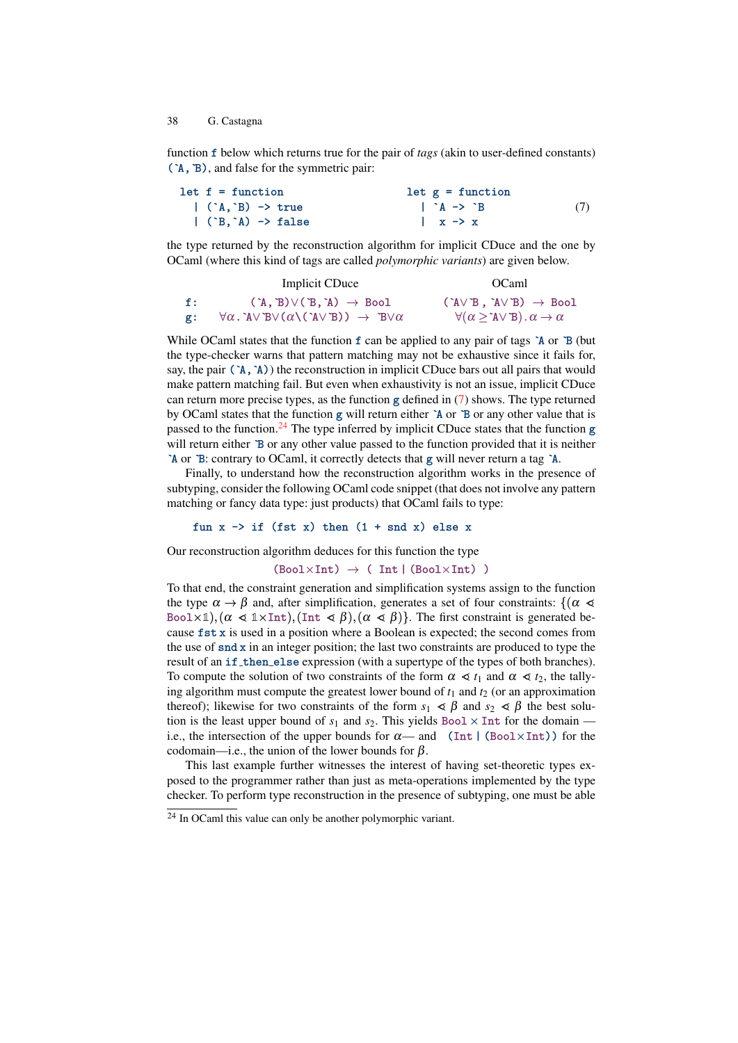function `f` below which returns true for the pair of *tags* (akin to user-defined constants) `(`A,`B)`, and false for the symmetric pair:

```
let f = function                    let g = function
  | (`A,`B) -> true                   | `A -> `B              (7)
  | (`B,`A) -> false                  |  x -> x
```

the type returned by the reconstruction algorithm for implicit CDuce and the one by OCaml (where this kind of tags are called *polymorphic variants*) are given below.

| | Implicit CDuce | OCaml |
|---|---|---|
| `f:` | (`A,`B)∨(`B,`A) → Bool | (`A∨`B , `A∨`B) → Bool |
| `g:` | $\forall\alpha$.`A∨`B∨($\alpha$\(`A∨`B)) → `B∨$\alpha$ | $\forall(\alpha \geq$ `A∨`B).$\alpha \to \alpha$ |

While OCaml states that the function `f` can be applied to any pair of tags `A or `B (but the type-checker warns that pattern matching may not be exhaustive since it fails for, say, the pair `(`A,`A)`) the reconstruction in implicit CDuce bars out all pairs that would make pattern matching fail. But even when exhaustivity is not an issue, implicit CDuce can return more precise types, as the function `g` defined in (7) shows. The type returned by OCaml states that the function `g` will return either `A or `B or any other value that is passed to the function.[24] The type inferred by implicit CDuce states that the function `g` will return either `B or any other value passed to the function provided that it is neither `A or `B: contrary to OCaml, it correctly detects that `g` will never return a tag `A.

Finally, to understand how the reconstruction algorithm works in the presence of subtyping, consider the following OCaml code snippet (that does not involve any pattern matching or fancy data type: just products) that OCaml fails to type:

```
fun x -> if (fst x) then (1 + snd x) else x
```

Our reconstruction algorithm deduces for this function the type

$$(\texttt{Bool}\times\texttt{Int}) \to (\ \texttt{Int}\ |\ (\texttt{Bool}\times\texttt{Int})\ )$$

To that end, the constraint generation and simplification systems assign to the function the type $\alpha \to \beta$ and, after simplification, generates a set of four constraints: $\{(\alpha \lessdot \texttt{Bool}\times\mathbb{1}), (\alpha \lessdot \mathbb{1}\times\texttt{Int}), (\texttt{Int} \lessdot \beta), (\alpha \lessdot \beta)\}$. The first constraint is generated because `fst x` is used in a position where a Boolean is expected; the second comes from the use of `snd x` in an integer position; the last two constraints are produced to type the result of an `if_then_else` expression (with a supertype of the types of both branches). To compute the solution of two constraints of the form $\alpha \lessdot t_1$ and $\alpha \lessdot t_2$, the tallying algorithm must compute the greatest lower bound of $t_1$ and $t_2$ (or an approximation thereof); likewise for two constraints of the form $s_1 \lessdot \beta$ and $s_2 \lessdot \beta$ the best solution is the least upper bound of $s_1$ and $s_2$. This yields $\texttt{Bool}\times\texttt{Int}$ for the domain — i.e., the intersection of the upper bounds for $\alpha$— and $(\texttt{Int}\ |\ (\texttt{Bool}\times\texttt{Int}))$ for the codomain—i.e., the union of the lower bounds for $\beta$.

This last example further witnesses the interest of having set-theoretic types exposed to the programmer rather than just as meta-operations implemented by the type checker. To perform type reconstruction in the presence of subtyping, one must be able

[24] In OCaml this value can only be another polymorphic variant.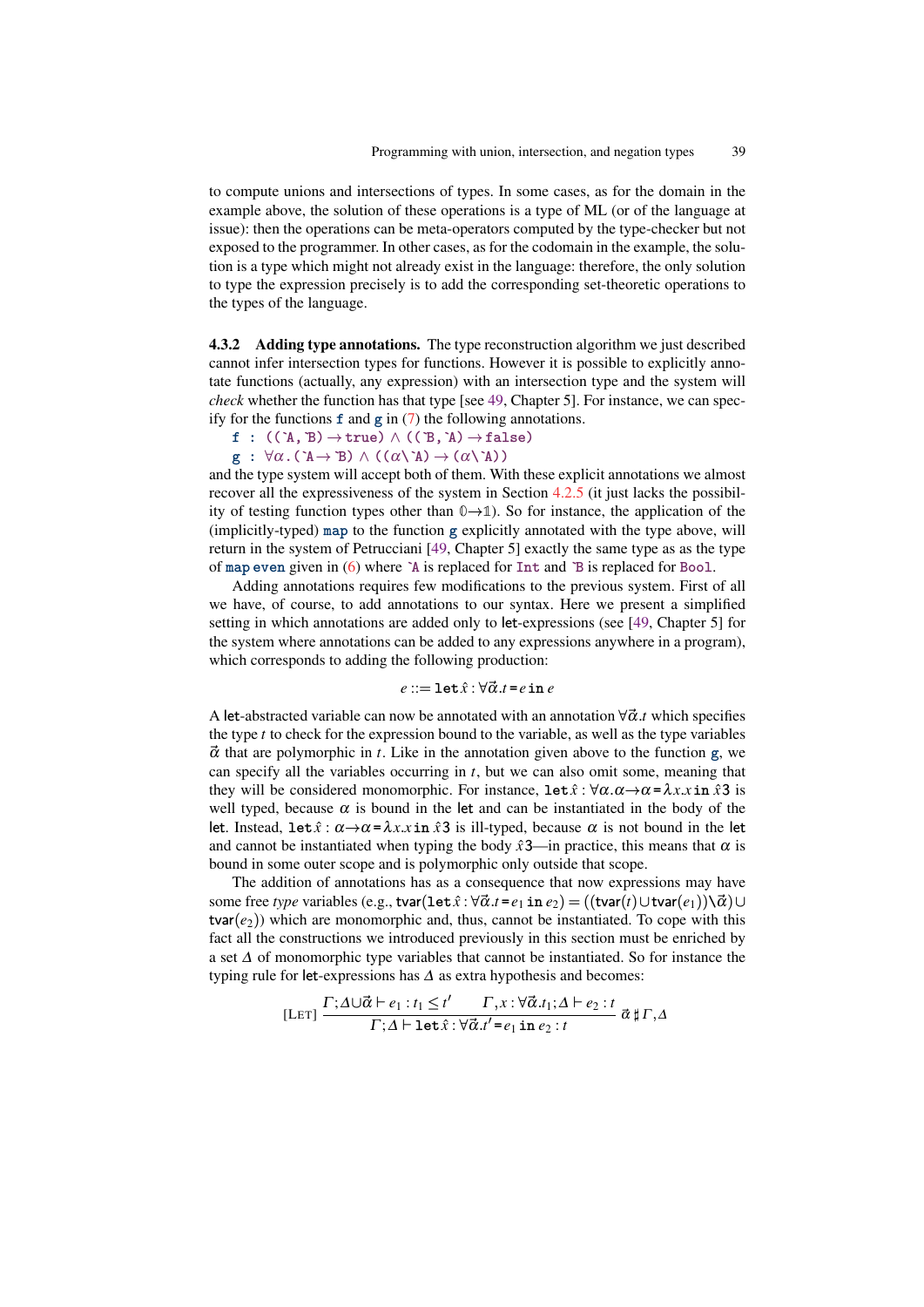to compute unions and intersections of types. In some cases, as for the domain in the example above, the solution of these operations is a type of ML (or of the language at issue): then the operations can be meta-operators computed by the type-checker but not exposed to the programmer. In other cases, as for the codomain in the example, the solution is a type which might not already exist in the language: therefore, the only solution to type the expression precisely is to add the corresponding set-theoretic operations to the types of the language.

#### 4.3.2 Adding type annotations.

The type reconstruction algorithm we just described cannot infer intersection types for functions. However it is possible to explicitly annotate functions (actually, any expression) with an intersection type and the system will *check* whether the function has that type [see 49, Chapter 5]. For instance, we can specify for the functions `f` and `g` in (7) the following annotations.

```
f : ((`A,`B) → true) ∧ ((`B,`A) → false)
g : ∀α.(`A → `B) ∧ ((α\`A) → (α\`A))
```

and the type system will accept both of them. With these explicit annotations we almost recover all the expressiveness of the system in Section 4.2.5 (it just lacks the possibility of testing function types other than $\mathbb{0}\to\mathbb{1}$). So for instance, the application of the (implicitly-typed) `map` to the function `g` explicitly annotated with the type above, will return in the system of Petrucciani [49, Chapter 5] exactly the same type as as the type of `map even` given in (6) where `` `A `` is replaced for `Int` and `` `B `` is replaced for `Bool`.

Adding annotations requires few modifications to the previous system. First of all we have, of course, to add annotations to our syntax. Here we present a simplified setting in which annotations are added only to let-expressions (see [49, Chapter 5] for the system where annotations can be added to any expressions anywhere in a program), which corresponds to adding the following production:

$$e ::= \mathtt{let}\,\hat{x} : \forall\vec{\alpha}.t = e\,\mathtt{in}\,e$$

A let-abstracted variable can now be annotated with an annotation $\forall\vec{\alpha}.t$ which specifies the type $t$ to check for the expression bound to the variable, as well as the type variables $\vec{\alpha}$ that are polymorphic in $t$. Like in the annotation given above to the function `g`, we can specify all the variables occurring in $t$, but we can also omit some, meaning that they will be considered monomorphic. For instance, $\mathtt{let}\,\hat{x} : \forall\alpha.\alpha{\to}\alpha = \lambda x.x\,\mathtt{in}\,\hat{x}3$ is well typed, because $\alpha$ is bound in the let and can be instantiated in the body of the let. Instead, $\mathtt{let}\,\hat{x} : \alpha{\to}\alpha = \lambda x.x\,\mathtt{in}\,\hat{x}3$ is ill-typed, because $\alpha$ is not bound in the let and cannot be instantiated when typing the body $\hat{x}3$—in practice, this means that $\alpha$ is bound in some outer scope and is polymorphic only outside that scope.

The addition of annotations has as a consequence that now expressions may have some free *type* variables (e.g., $\mathsf{tvar}(\mathtt{let}\,\hat{x} : \forall\vec{\alpha}.t = e_1\,\mathtt{in}\,e_2) = ((\mathsf{tvar}(t)\cup\mathsf{tvar}(e_1))\setminus\vec{\alpha})\cup\mathsf{tvar}(e_2)$) which are monomorphic and, thus, cannot be instantiated. To cope with this fact all the constructions we introduced previously in this section must be enriched by a set $\Delta$ of monomorphic type variables that cannot be instantiated. So for instance the typing rule for let-expressions has $\Delta$ as extra hypothesis and becomes:

$$[\text{LET}]\ \frac{\Gamma;\Delta\cup\vec{\alpha}\vdash e_1 : t_1 \leq t' \qquad \Gamma, x:\forall\vec{\alpha}.t_1;\Delta\vdash e_2 : t}{\Gamma;\Delta\vdash \mathtt{let}\,\hat{x} : \forall\vec{\alpha}.t' = e_1\,\mathtt{in}\,e_2 : t}\ \vec{\alpha}\,\sharp\,\Gamma,\Delta$$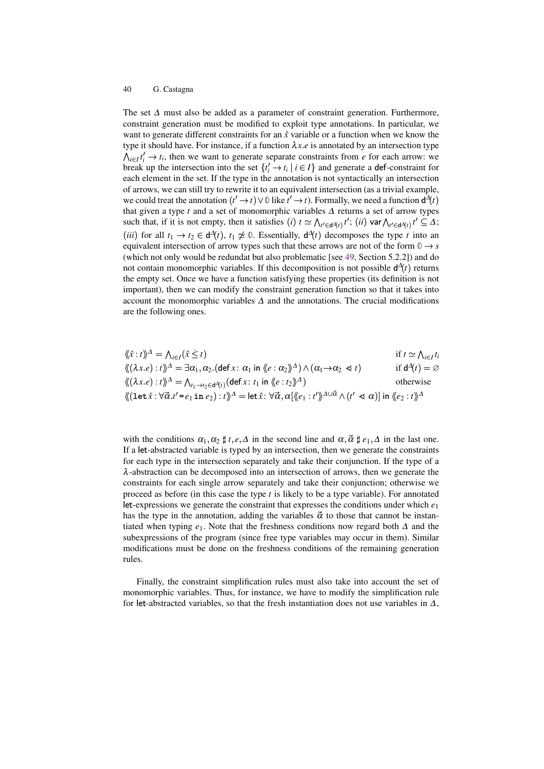The set $\Delta$ must also be added as a parameter of constraint generation. Furthermore, constraint generation must be modified to exploit type annotations. In particular, we want to generate different constraints for an $\hat{x}$ variable or a function when we know the type it should have. For instance, if a function $\lambda x.e$ is annotated by an intersection type $\bigwedge_{i\in I} t'_i \to t_i$, then we want to generate separate constraints from $e$ for each arrow: we break up the intersection into the set $\{t'_i \to t_i \mid i \in I\}$ and generate a $\mathsf{def}$-constraint for each element in the set. If the type in the annotation is not syntactically an intersection of arrows, we can still try to rewrite it to an equivalent intersection (as a trivial example, we could treat the annotation $(t' \to t) \vee \mathbb{0}$ like $t' \to t$). Formally, we need a function $\mathsf{d}^{\Delta}(t)$ that given a type $t$ and a set of monomorphic variables $\Delta$ returns a set of arrow types such that, if it is not empty, then it satisfies $(i)$ $t \simeq \bigwedge_{t'\in\mathsf{d}^{\Delta}(t)} t'$; $(ii)$ $\mathsf{var} \bigwedge_{t'\in\mathsf{d}^{\Delta}(t)} t' \subseteq \Delta$; $(iii)$ for all $t_1 \to t_2 \in \mathsf{d}^{\Delta}(t)$, $t_1 \not\simeq \mathbb{0}$. Essentially, $\mathsf{d}^{\Delta}(t)$ decomposes the type $t$ into an equivalent intersection of arrow types such that these arrows are not of the form $\mathbb{0} \to s$ (which not only would be redundat but also problematic [see 49, Section 5.2.2]) and do not contain monomorphic variables. If this decomposition is not possible $\mathsf{d}^{\Delta}(t)$ returns the empty set. Once we have a function satisfying these properties (its definition is not important), then we can modify the constraint generation function so that it takes into account the monomorphic variables $\Delta$ and the annotations. The crucial modifications are the following ones.

$$
\begin{array}{ll}
\langle\!\langle \hat{x} : t \rangle\!\rangle^{\Delta} = \bigwedge_{i\in I}(\hat{x} \dot{\leq} t) & \text{if } t \simeq \bigwedge_{i\in I} t_i \\
\langle\!\langle (\lambda x.e) : t \rangle\!\rangle^{\Delta} = \exists \alpha_1, \alpha_2.(\mathsf{def}\, x\colon \alpha_1 \text{ in } \langle\!\langle e : \alpha_2 \rangle\!\rangle^{\Delta}) \wedge (\alpha_1 \to \alpha_2 \lessdot t) & \text{if } \mathsf{d}^{\Delta}(t) = \varnothing \\
\langle\!\langle (\lambda x.e) : t \rangle\!\rangle^{\Delta} = \bigwedge_{t_1\to t_2 \in \mathsf{d}^{\Delta}(t)}(\mathsf{def}\, x\colon t_1 \text{ in } \langle\!\langle e : t_2 \rangle\!\rangle^{\Delta}) & \text{otherwise} \\
\langle\!\langle (\mathtt{let}\, \hat{x} : \forall\vec{\alpha}.t' \,\mathtt{=}\, e_1 \,\mathtt{in}\, e_2) : t \rangle\!\rangle^{\Delta} = \mathsf{let}\, \hat{x} \colon \forall\vec{\alpha}, \alpha[\langle\!\langle e_1 : t' \rangle\!\rangle^{\Delta\cup\vec{\alpha}} \wedge (t' \lessdot \alpha)] \text{ in } \langle\!\langle e_2 : t \rangle\!\rangle^{\Delta} &
\end{array}
$$

with the conditions $\alpha_1, \alpha_2 \,\sharp\, t, e, \Delta$ in the second line and $\alpha, \vec{\alpha} \,\sharp\, e_1, \Delta$ in the last one. If a let-abstracted variable is typed by an intersection, then we generate the constraints for each type in the intersection separately and take their conjunction. If the type of a $\lambda$-abstraction can be decomposed into an intersection of arrows, then we generate the constraints for each single arrow separately and take their conjunction; otherwise we proceed as before (in this case the type $t$ is likely to be a type variable). For annotated let-expressions we generate the constraint that expresses the conditions under which $e_1$ has the type in the annotation, adding the variables $\vec{\alpha}$ to those that cannot be instantiated when typing $e_1$. Note that the freshness conditions now regard both $\Delta$ and the subexpressions of the program (since free type variables may occur in them). Similar modifications must be done on the freshness conditions of the remaining generation rules.

Finally, the constraint simplification rules must also take into account the set of monomorphic variables. Thus, for instance, we have to modify the simplification rule for let-abstracted variables, so that the fresh instantiation does not use variables in $\Delta$,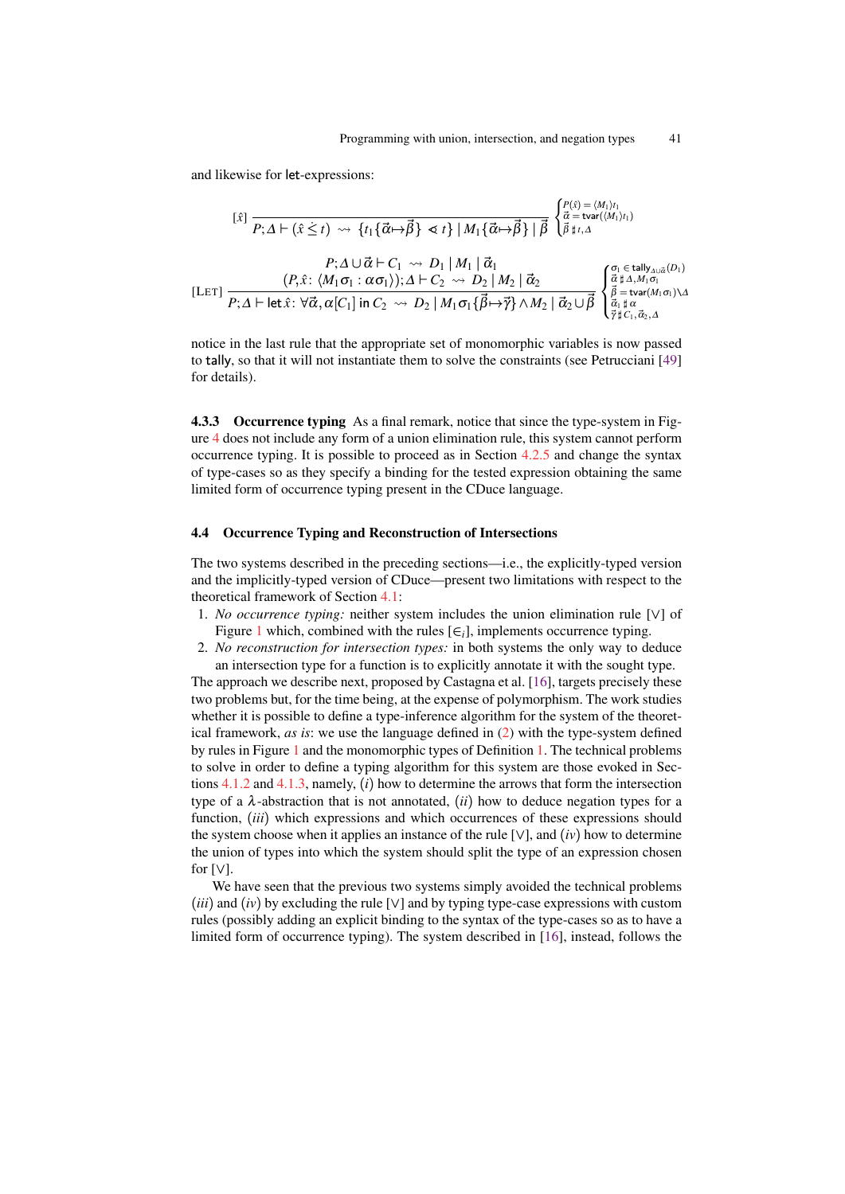and likewise for let-expressions:

$$[\hat{x}]\ \frac{}{P;\Delta \vdash (\hat{x} \mathrel{\dot{\leq}} t) \ \rightsquigarrow\ \{t_1\{\vec{\alpha}{\mapsto}\vec{\beta}\} \lessdot t\} \mid M_1\{\vec{\alpha}{\mapsto}\vec{\beta}\} \mid \vec{\beta}}\ \begin{cases} P(\hat{x}) = \langle M_1 \rangle t_1 \\ \vec{\alpha} = \mathsf{tvar}(\langle M_1 \rangle t_1) \\ \vec{\beta} \sharp t, \Delta \end{cases}$$

$$[\text{LET}]\ \frac{P;\Delta \cup \vec{\alpha} \vdash C_1 \ \rightsquigarrow\ D_1 \mid M_1 \mid \vec{\alpha}_1 \qquad (P, \hat{x}\colon \langle M_1\sigma_1 : \alpha\sigma_1 \rangle);\Delta \vdash C_2 \ \rightsquigarrow\ D_2 \mid M_2 \mid \vec{\alpha}_2}{P;\Delta \vdash \mathsf{let}\,\hat{x}\colon \forall\vec{\alpha}, \alpha[C_1]\ \mathsf{in}\ C_2 \ \rightsquigarrow\ D_2 \mid M_1\sigma_1\{\vec{\beta}{\mapsto}\vec{\gamma}\} \wedge M_2 \mid \vec{\alpha}_2 \cup \vec{\beta}}\ \begin{cases} \sigma_1 \in \mathsf{tally}_{\Delta\cup\vec{\alpha}}(D_1) \\ \vec{\alpha} \sharp \Delta, M_1\sigma_1 \\ \vec{\beta} = \mathsf{tvar}(M_1\sigma_1)\backslash\Delta \\ \vec{\alpha}_1 \sharp \alpha \\ \vec{\gamma} \sharp C_1, \vec{\alpha}_2, \Delta \end{cases}$$

notice in the last rule that the appropriate set of monomorphic variables is now passed to tally, so that it will not instantiate them to solve the constraints (see Petrucciani [49] for details).

**4.3.3 Occurrence typing** As a final remark, notice that since the type-system in Figure 4 does not include any form of a union elimination rule, this system cannot perform occurrence typing. It is possible to proceed as in Section 4.2.5 and change the syntax of type-cases so as they specify a binding for the tested expression obtaining the same limited form of occurrence typing present in the CDuce language.

### 4.4 Occurrence Typing and Reconstruction of Intersections

The two systems described in the preceding sections—i.e., the explicitly-typed version and the implicitly-typed version of CDuce—present two limitations with respect to the theoretical framework of Section 4.1:

1. *No occurrence typing:* neither system includes the union elimination rule $[\vee]$ of Figure 1 which, combined with the rules $[\in_i]$, implements occurrence typing.
2. *No reconstruction for intersection types:* in both systems the only way to deduce an intersection type for a function is to explicitly annotate it with the sought type.

The approach we describe next, proposed by Castagna et al. [16], targets precisely these two problems but, for the time being, at the expense of polymorphism. The work studies whether it is possible to define a type-inference algorithm for the system of the theoretical framework, *as is*: we use the language defined in (2) with the type-system defined by rules in Figure 1 and the monomorphic types of Definition 1. The technical problems to solve in order to define a typing algorithm for this system are those evoked in Sections 4.1.2 and 4.1.3, namely, $(i)$ how to determine the arrows that form the intersection type of a $\lambda$-abstraction that is not annotated, $(ii)$ how to deduce negation types for a function, $(iii)$ which expressions and which occurrences of these expressions should the system choose when it applies an instance of the rule $[\vee]$, and $(iv)$ how to determine the union of types into which the system should split the type of an expression chosen for $[\vee]$.

We have seen that the previous two systems simply avoided the technical problems $(iii)$ and $(iv)$ by excluding the rule $[\vee]$ and by typing type-case expressions with custom rules (possibly adding an explicit binding to the syntax of the type-cases so as to have a limited form of occurrence typing). The system described in [16], instead, follows the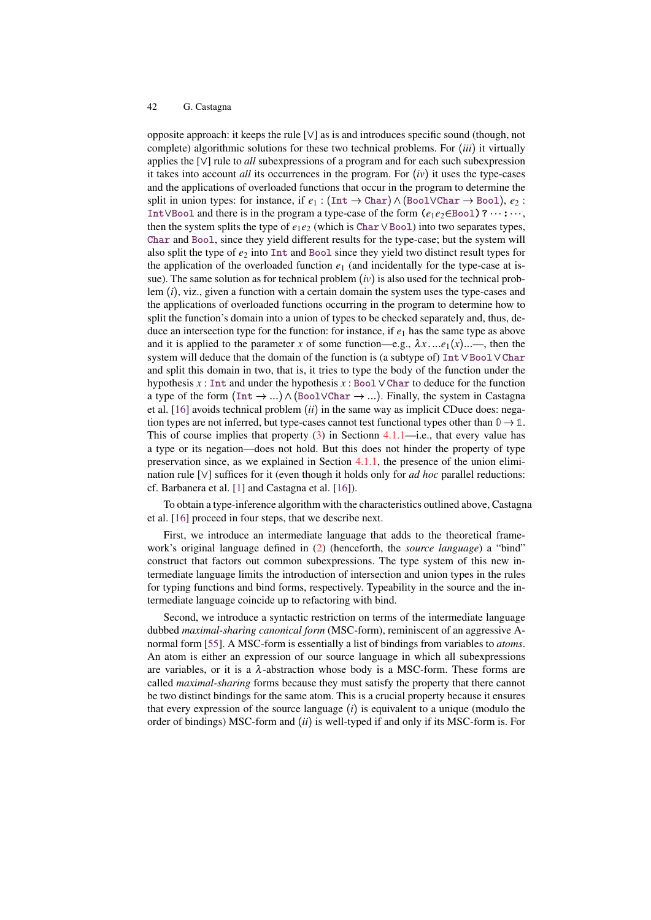opposite approach: it keeps the rule [$\vee$] as is and introduces specific sound (though, not complete) algorithmic solutions for these two technical problems. For (*iii*) it virtually applies the [$\vee$] rule to *all* subexpressions of a program and for each such subexpression it takes into account *all* its occurrences in the program. For (*iv*) it uses the type-cases and the applications of overloaded functions that occur in the program to determine the split in union types: for instance, if $e_1 : (\texttt{Int} \to \texttt{Char}) \wedge (\texttt{Bool}\vee\texttt{Char} \to \texttt{Bool})$, $e_2 : \texttt{Int}\vee\texttt{Bool}$ and there is in the program a type-case of the form $(e_1e_2 \in \texttt{Bool})\,?\cdots:\cdots$, then the system splits the type of $e_1e_2$ (which is $\texttt{Char} \vee \texttt{Bool}$) into two separates types, `Char` and `Bool`, since they yield different results for the type-case; but the system will also split the type of $e_2$ into `Int` and `Bool` since they yield two distinct result types for the application of the overloaded function $e_1$ (and incidentally for the type-case at issue). The same solution as for technical problem (*iv*) is also used for the technical problem (*i*), viz., given a function with a certain domain the system uses the type-cases and the applications of overloaded functions occurring in the program to determine how to split the function's domain into a union of types to be checked separately and, thus, deduce an intersection type for the function: for instance, if $e_1$ has the same type as above and it is applied to the parameter $x$ of some function—e.g., $\lambda x.\ldots e_1(x)\ldots$—, then the system will deduce that the domain of the function is (a subtype of) $\texttt{Int} \vee \texttt{Bool} \vee \texttt{Char}$ and split this domain in two, that is, it tries to type the body of the function under the hypothesis $x : \texttt{Int}$ and under the hypothesis $x : \texttt{Bool} \vee \texttt{Char}$ to deduce for the function a type of the form $(\texttt{Int} \to \ldots) \wedge (\texttt{Bool}\vee\texttt{Char} \to \ldots)$. Finally, the system in Castagna et al. [16] avoids technical problem (*ii*) in the same way as implicit CDuce does: negation types are not inferred, but type-cases cannot test functional types other than $\mathbb{0} \to \mathbb{1}$. This of course implies that property (3) in Sectionn 4.1.1—i.e., that every value has a type or its negation—does not hold. But this does not hinder the property of type preservation since, as we explained in Section 4.1.1, the presence of the union elimination rule [$\vee$] suffices for it (even though it holds only for *ad hoc* parallel reductions: cf. Barbanera et al. [1] and Castagna et al. [16]).

To obtain a type-inference algorithm with the characteristics outlined above, Castagna et al. [16] proceed in four steps, that we describe next.

First, we introduce an intermediate language that adds to the theoretical framework's original language defined in (2) (henceforth, the *source language*) a "bind" construct that factors out common subexpressions. The type system of this new intermediate language limits the introduction of intersection and union types in the rules for typing functions and bind forms, respectively. Typeability in the source and the intermediate language coincide up to refactoring with bind.

Second, we introduce a syntactic restriction on terms of the intermediate language dubbed *maximal-sharing canonical form* (MSC-form), reminiscent of an aggressive A-normal form [55]. A MSC-form is essentially a list of bindings from variables to *atoms*. An atom is either an expression of our source language in which all subexpressions are variables, or it is a $\lambda$-abstraction whose body is a MSC-form. These forms are called *maximal-sharing* forms because they must satisfy the property that there cannot be two distinct bindings for the same atom. This is a crucial property because it ensures that every expression of the source language (*i*) is equivalent to a unique (modulo the order of bindings) MSC-form and (*ii*) is well-typed if and only if its MSC-form is. For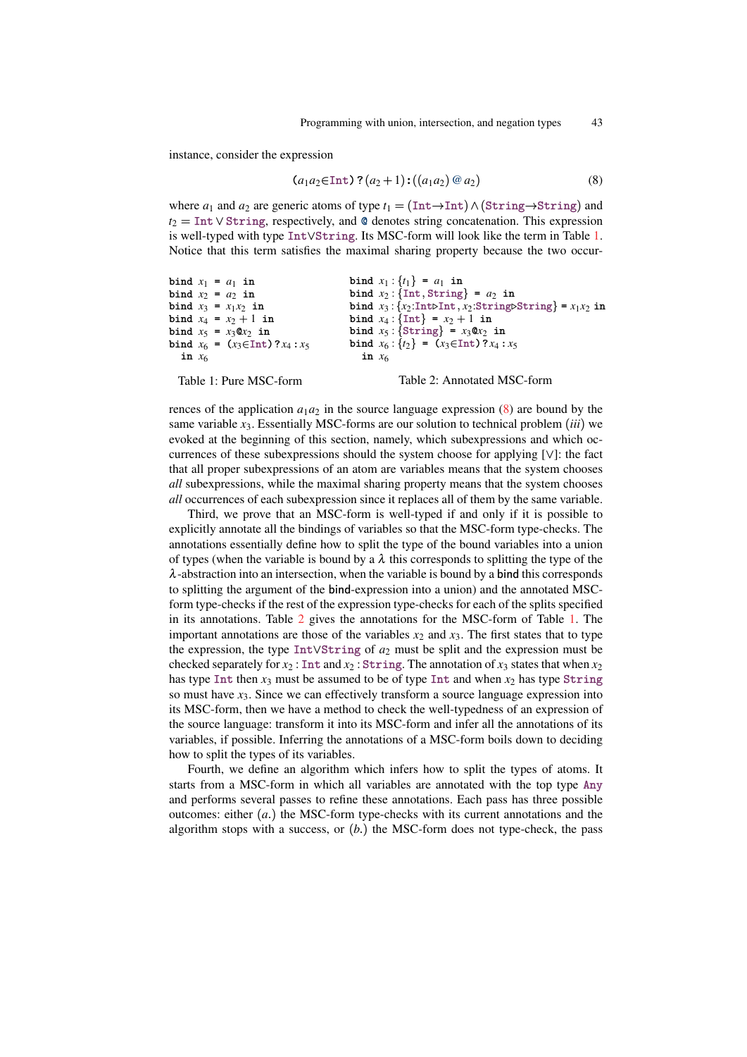instance, consider the expression

$$(a_1 a_2 \in \texttt{Int})\,\texttt{?}\,(a_2+1)\,\texttt{:}\,((a_1 a_2) \mathbin{@} a_2) \tag{8}$$

where $a_1$ and $a_2$ are generic atoms of type $t_1 = (\texttt{Int}{\rightarrow}\texttt{Int}) \wedge (\texttt{String}{\rightarrow}\texttt{String})$ and $t_2 = \texttt{Int} \vee \texttt{String}$, respectively, and `@` denotes string concatenation. This expression is well-typed with type $\texttt{Int}{\vee}\texttt{String}$. Its MSC-form will look like the term in Table 1. Notice that this term satisfies the maximal sharing property because the two occurrences of the application $a_1 a_2$ in the source language expression (8) are bound by the same variable $x_3$. Essentially MSC-forms are our solution to technical problem (*iii*) we evoked at the beginning of this section, namely, which subexpressions and which occurrences of these subexpressions should the system choose for applying [$\vee$]: the fact that all proper subexpressions of an atom are variables means that the system chooses *all* subexpressions, while the maximal sharing property means that the system chooses *all* occurrences of each subexpression since it replaces all of them by the same variable.

```
bind x1 = a1 in
bind x2 = a2 in
bind x3 = x1x2 in
bind x4 = x2 + 1 in
bind x5 = x3@x2 in
bind x6 = (x3∈Int)?x4 : x5
  in x6
```

Table 1: Pure MSC-form

```
bind x1 : {t1} = a1 in
bind x2 : {Int, String} = a2 in
bind x3 : {x2:Int▷Int, x2:String▷String} = x1x2 in
bind x4 : {Int} = x2 + 1 in
bind x5 : {String} = x3@x2 in
bind x6 : {t2} = (x3∈Int)?x4 : x5
  in x6
```

Table 2: Annotated MSC-form

Third, we prove that an MSC-form is well-typed if and only if it is possible to explicitly annotate all the bindings of variables so that the MSC-form type-checks. The annotations essentially define how to split the type of the bound variables into a union of types (when the variable is bound by a $\lambda$ this corresponds to splitting the type of the $\lambda$-abstraction into an intersection, when the variable is bound by a **bind** this corresponds to splitting the argument of the **bind**-expression into a union) and the annotated MSC-form type-checks if the rest of the expression type-checks for each of the splits specified in its annotations. Table 2 gives the annotations for the MSC-form of Table 1. The important annotations are those of the variables $x_2$ and $x_3$. The first states that to type the expression, the type $\texttt{Int}{\vee}\texttt{String}$ of $a_2$ must be split and the expression must be checked separately for $x_2 : \texttt{Int}$ and $x_2 : \texttt{String}$. The annotation of $x_3$ states that when $x_2$ has type `Int` then $x_3$ must be assumed to be of type `Int` and when $x_2$ has type `String` so must have $x_3$. Since we can effectively transform a source language expression into its MSC-form, then we have a method to check the well-typedness of an expression of the source language: transform it into its MSC-form and infer all the annotations of its variables, if possible. Inferring the annotations of a MSC-form boils down to deciding how to split the types of its variables.

Fourth, we define an algorithm which infers how to split the types of atoms. It starts from a MSC-form in which all variables are annotated with the top type `Any` and performs several passes to refine these annotations. Each pass has three possible outcomes: either $(a.)$ the MSC-form type-checks with its current annotations and the algorithm stops with a success, or $(b.)$ the MSC-form does not type-check, the pass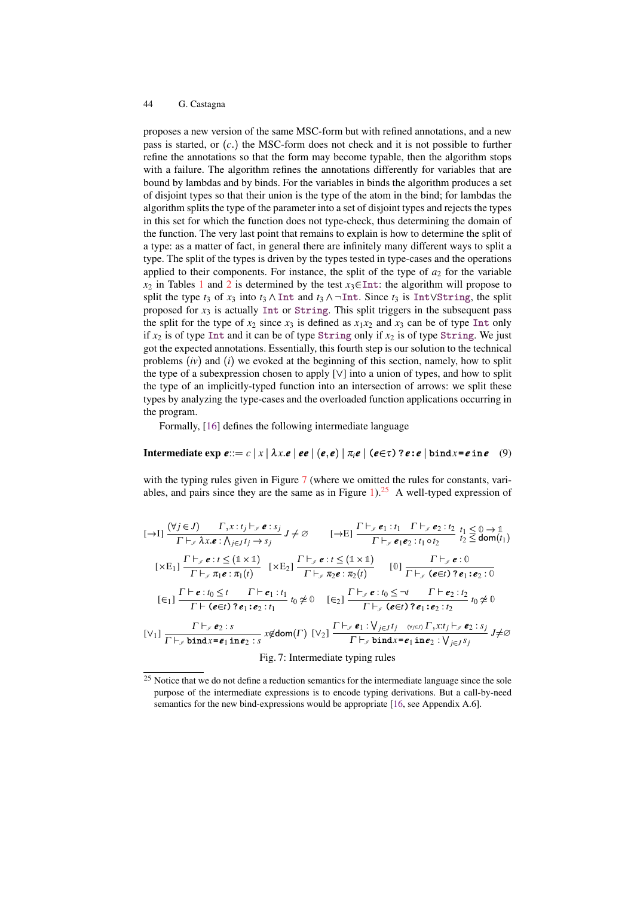proposes a new version of the same MSC-form but with refined annotations, and a new pass is started, or $(c.)$ the MSC-form does not check and it is not possible to further refine the annotations so that the form may become typable, then the algorithm stops with a failure. The algorithm refines the annotations differently for variables that are bound by lambdas and by binds. For the variables in binds the algorithm produces a set of disjoint types so that their union is the type of the atom in the bind; for lambdas the algorithm splits the type of the parameter into a set of disjoint types and rejects the types in this set for which the function does not type-check, thus determining the domain of the function. The very last point that remains to explain is how to determine the split of a type: as a matter of fact, in general there are infinitely many different ways to split a type. The split of the types is driven by the types tested in type-cases and the operations applied to their components. For instance, the split of the type of $a_2$ for the variable $x_2$ in Tables 1 and 2 is determined by the test $x_3 \in \mathtt{Int}$: the algorithm will propose to split the type $t_3$ of $x_3$ into $t_3 \wedge \mathtt{Int}$ and $t_3 \wedge \neg\mathtt{Int}$. Since $t_3$ is $\mathtt{Int} \vee \mathtt{String}$, the split proposed for $x_3$ is actually $\mathtt{Int}$ or $\mathtt{String}$. This split triggers in the subsequent pass the split for the type of $x_2$ since $x_3$ is defined as $x_1 x_2$ and $x_3$ can be of type $\mathtt{Int}$ only if $x_2$ is of type $\mathtt{Int}$ and it can be of type $\mathtt{String}$ only if $x_2$ is of type $\mathtt{String}$. We just got the expected annotations. Essentially, this fourth step is our solution to the technical problems $(iv)$ and $(i)$ we evoked at the beginning of this section, namely, how to split the type of a subexpression chosen to apply $[\vee]$ into a union of types, and how to split the type of an implicitly-typed function into an intersection of arrows: we split these types by analyzing the type-cases and the overloaded function applications occurring in the program.

Formally, [16] defines the following intermediate language

$$\textbf{Intermediate exp } \boldsymbol{e} ::= c \mid x \mid \lambda x.\boldsymbol{e} \mid \boldsymbol{e}\boldsymbol{e} \mid (\boldsymbol{e},\boldsymbol{e}) \mid \pi_i \boldsymbol{e} \mid (\boldsymbol{e} \in \tau)\,?\,\boldsymbol{e} : \boldsymbol{e} \mid \mathtt{bind}\, x = \boldsymbol{e} \,\mathtt{in}\, \boldsymbol{e} \qquad (9)$$

with the typing rules given in Figure 7 (where we omitted the rules for constants, variables, and pairs since they are the same as in Figure 1).[25] A well-typed expression of

$$[\to\text{I}]\ \frac{(\forall j \in J) \qquad \Gamma, x : t_j \vdash_{\mathscr{I}} \boldsymbol{e} : s_j}{\Gamma \vdash_{\mathscr{I}} \lambda x.\boldsymbol{e} : \bigwedge_{j \in J} t_j \to s_j}\ J \neq \varnothing \qquad [\to\text{E}]\ \frac{\Gamma \vdash_{\mathscr{I}} \boldsymbol{e}_1 : t_1 \quad \Gamma \vdash_{\mathscr{I}} \boldsymbol{e}_2 : t_2}{\Gamma \vdash_{\mathscr{I}} \boldsymbol{e}_1 \boldsymbol{e}_2 : t_1 \circ t_2}\ \begin{array}{l} t_1 \leq \mathbb{0} \to \mathbb{1} \\ t_2 \leq \mathsf{dom}(t_1) \end{array}$$

$$[\times\text{E}_1]\ \frac{\Gamma \vdash_{\mathscr{I}} \boldsymbol{e} : t \leq (\mathbb{1} \times \mathbb{1})}{\Gamma \vdash_{\mathscr{I}} \pi_1 \boldsymbol{e} : \pi_1(t)} \quad [\times\text{E}_2]\ \frac{\Gamma \vdash_{\mathscr{I}} \boldsymbol{e} : t \leq (\mathbb{1} \times \mathbb{1})}{\Gamma \vdash_{\mathscr{I}} \pi_2 \boldsymbol{e} : \pi_2(t)} \quad [\mathbb{0}]\ \frac{\Gamma \vdash_{\mathscr{I}} \boldsymbol{e} : \mathbb{0}}{\Gamma \vdash_{\mathscr{I}} (\boldsymbol{e} \in t)\,?\,\boldsymbol{e}_1 : \boldsymbol{e}_2 : \mathbb{0}}$$

$$[\in_1]\ \frac{\Gamma \vdash \boldsymbol{e} : t_0 \leq t \qquad \Gamma \vdash \boldsymbol{e}_1 : t_1}{\Gamma \vdash (\boldsymbol{e} \in t)\,?\,\boldsymbol{e}_1 : \boldsymbol{e}_2 : t_1}\ t_0 \not\simeq \mathbb{0} \qquad [\in_2]\ \frac{\Gamma \vdash_{\mathscr{I}} \boldsymbol{e} : t_0 \leq \neg t \qquad \Gamma \vdash \boldsymbol{e}_2 : t_2}{\Gamma \vdash_{\mathscr{I}} (\boldsymbol{e} \in t)\,?\,\boldsymbol{e}_1 : \boldsymbol{e}_2 : t_2}\ t_0 \not\simeq \mathbb{0}$$

$$[\vee_1]\ \frac{\Gamma \vdash_{\mathscr{I}} \boldsymbol{e}_2 : s}{\Gamma \vdash_{\mathscr{I}} \mathtt{bind}\, x = \boldsymbol{e}_1 \,\mathtt{in}\, \boldsymbol{e}_2 : s}\ x \notin \mathsf{dom}(\Gamma) \quad [\vee_2]\ \frac{\Gamma \vdash_{\mathscr{I}} \boldsymbol{e}_1 : \bigvee_{j \in J} t_j \quad {\scriptstyle (\forall j \in J)}\ \Gamma, x{:}t_j \vdash_{\mathscr{I}} \boldsymbol{e}_2 : s_j}{\Gamma \vdash_{\mathscr{I}} \mathtt{bind}\, x = \boldsymbol{e}_1 \,\mathtt{in}\, \boldsymbol{e}_2 : \bigvee_{j \in J} s_j}\ J \neq \varnothing$$

Fig. 7: Intermediate typing rules

[25] Notice that we do not define a reduction semantics for the intermediate language since the sole purpose of the intermediate expressions is to encode typing derivations. But a call-by-need semantics for the new bind-expressions would be appropriate [16, see Appendix A.6].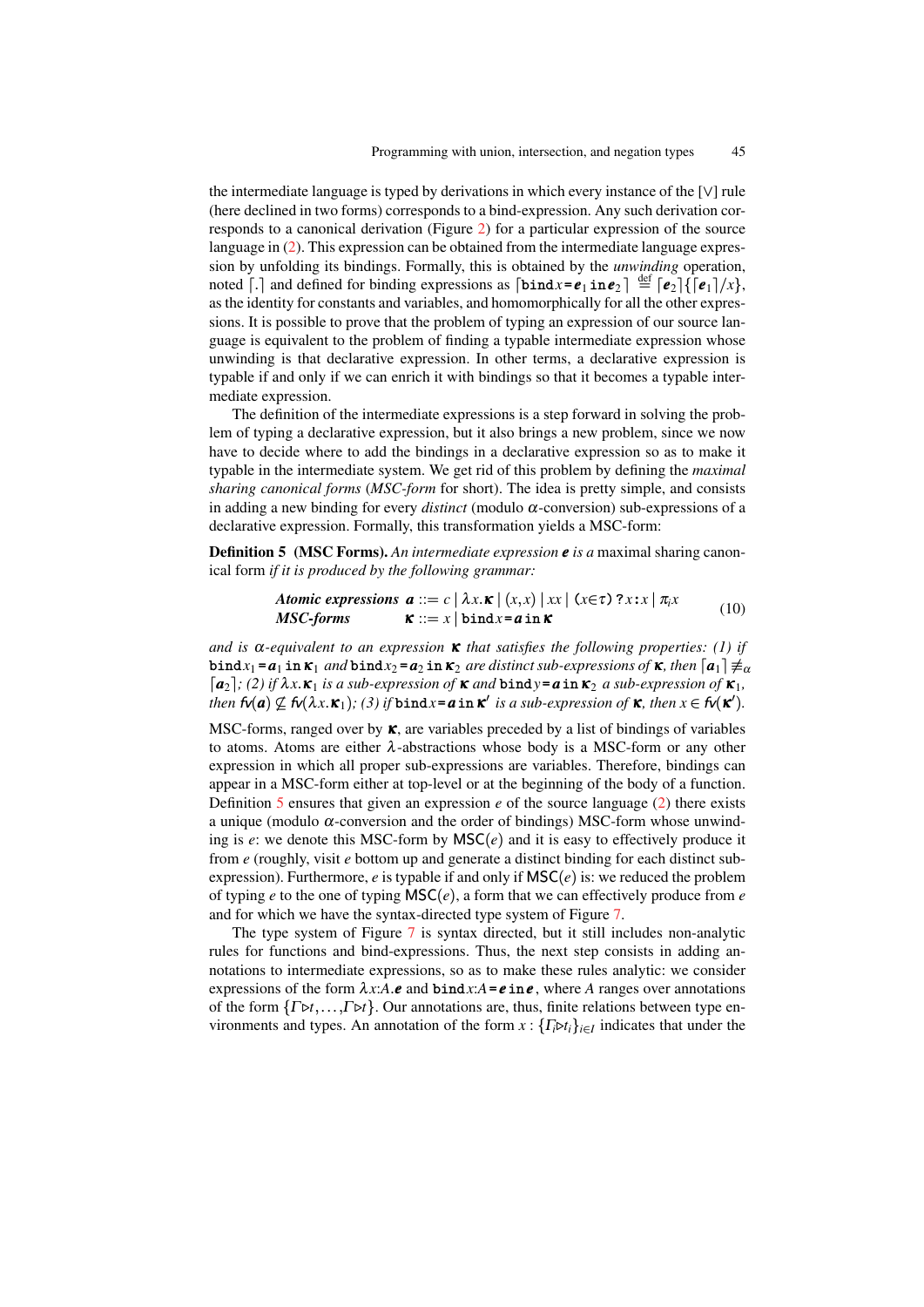the intermediate language is typed by derivations in which every instance of the [$\vee$] rule (here declined in two forms) corresponds to a bind-expression. Any such derivation corresponds to a canonical derivation (Figure 2) for a particular expression of the source language in (2). This expression can be obtained from the intermediate language expression by unfolding its bindings. Formally, this is obtained by the *unwinding* operation, noted $\lceil . \rceil$ and defined for binding expressions as $\lceil \mathtt{bind}\, x \mathtt{=} \boldsymbol{e}_1\, \mathtt{in}\, \boldsymbol{e}_2 \rceil \stackrel{\text{def}}{=} \lceil \boldsymbol{e}_2 \rceil \{\lceil \boldsymbol{e}_1 \rceil / x\}$, as the identity for constants and variables, and homomorphically for all the other expressions. It is possible to prove that the problem of typing an expression of our source language is equivalent to the problem of finding a typable intermediate expression whose unwinding is that declarative expression. In other terms, a declarative expression is typable if and only if we can enrich it with bindings so that it becomes a typable intermediate expression.

The definition of the intermediate expressions is a step forward in solving the problem of typing a declarative expression, but it also brings a new problem, since we now have to decide where to add the bindings in a declarative expression so as to make it typable in the intermediate system. We get rid of this problem by defining the *maximal sharing canonical forms* (*MSC-form* for short). The idea is pretty simple, and consists in adding a new binding for every *distinct* (modulo $\alpha$-conversion) sub-expressions of a declarative expression. Formally, this transformation yields a MSC-form:

**Definition 5 (MSC Forms).** *An intermediate expression* $\boldsymbol{e}$ *is a* maximal sharing canonical form *if it is produced by the following grammar:*

$$
\begin{array}{llcl}
\textbf{\textit{Atomic expressions}} & \boldsymbol{a} & ::= & c \mid \lambda x.\boldsymbol{\kappa} \mid (x,x) \mid xx \mid (x{\in}\tau)\,\mathtt{?}\,x\,\mathtt{:}\,x \mid \pi_i x \\
\textbf{\textit{MSC-forms}} & \boldsymbol{\kappa} & ::= & x \mid \mathtt{bind}\, x \mathtt{=} \boldsymbol{a}\, \mathtt{in}\, \boldsymbol{\kappa}
\end{array}
\qquad (10)
$$

*and is* $\alpha$*-equivalent to an expression* $\boldsymbol{\kappa}$ *that satisfies the following properties: (1) if* $\mathtt{bind}\, x_1 \mathtt{=} \boldsymbol{a}_1\, \mathtt{in}\, \boldsymbol{\kappa}_1$ *and* $\mathtt{bind}\, x_2 \mathtt{=} \boldsymbol{a}_2\, \mathtt{in}\, \boldsymbol{\kappa}_2$ *are distinct sub-expressions of* $\boldsymbol{\kappa}$*, then* $\lceil \boldsymbol{a}_1 \rceil \not\equiv_\alpha \lceil \boldsymbol{a}_2 \rceil$*; (2) if* $\lambda x.\boldsymbol{\kappa}_1$ *is a sub-expression of* $\boldsymbol{\kappa}$ *and* $\mathtt{bind}\, y \mathtt{=} \boldsymbol{a}\, \mathtt{in}\, \boldsymbol{\kappa}_2$ *a sub-expression of* $\boldsymbol{\kappa}_1$*, then* $\mathsf{fv}(\boldsymbol{a}) \not\subseteq \mathsf{fv}(\lambda x.\boldsymbol{\kappa}_1)$*; (3) if* $\mathtt{bind}\, x \mathtt{=} \boldsymbol{a}\, \mathtt{in}\, \boldsymbol{\kappa}'$ *is a sub-expression of* $\boldsymbol{\kappa}$*, then* $x \in \mathsf{fv}(\boldsymbol{\kappa}')$*.*

MSC-forms, ranged over by $\boldsymbol{\kappa}$, are variables preceded by a list of bindings of variables to atoms. Atoms are either $\lambda$-abstractions whose body is a MSC-form or any other expression in which all proper sub-expressions are variables. Therefore, bindings can appear in a MSC-form either at top-level or at the beginning of the body of a function. Definition 5 ensures that given an expression $e$ of the source language (2) there exists a unique (modulo $\alpha$-conversion and the order of bindings) MSC-form whose unwinding is $e$: we denote this MSC-form by $\mathsf{MSC}(e)$ and it is easy to effectively produce it from $e$ (roughly, visit $e$ bottom up and generate a distinct binding for each distinct sub-expression). Furthermore, $e$ is typable if and only if $\mathsf{MSC}(e)$ is: we reduced the problem of typing $e$ to the one of typing $\mathsf{MSC}(e)$, a form that we can effectively produce from $e$ and for which we have the syntax-directed type system of Figure 7.

The type system of Figure 7 is syntax directed, but it still includes non-analytic rules for functions and bind-expressions. Thus, the next step consists in adding annotations to intermediate expressions, so as to make these rules analytic: we consider expressions of the form $\lambda x{:}A.\boldsymbol{e}$ and $\mathtt{bind}\, x{:}A \mathtt{=} \boldsymbol{e}\, \mathtt{in}\, \boldsymbol{e}$, where $A$ ranges over annotations of the form $\{\Gamma \triangleright t, \ldots, \Gamma \triangleright t\}$. Our annotations are, thus, finite relations between type environments and types. An annotation of the form $x : \{\Gamma_i \triangleright t_i\}_{i \in I}$ indicates that under the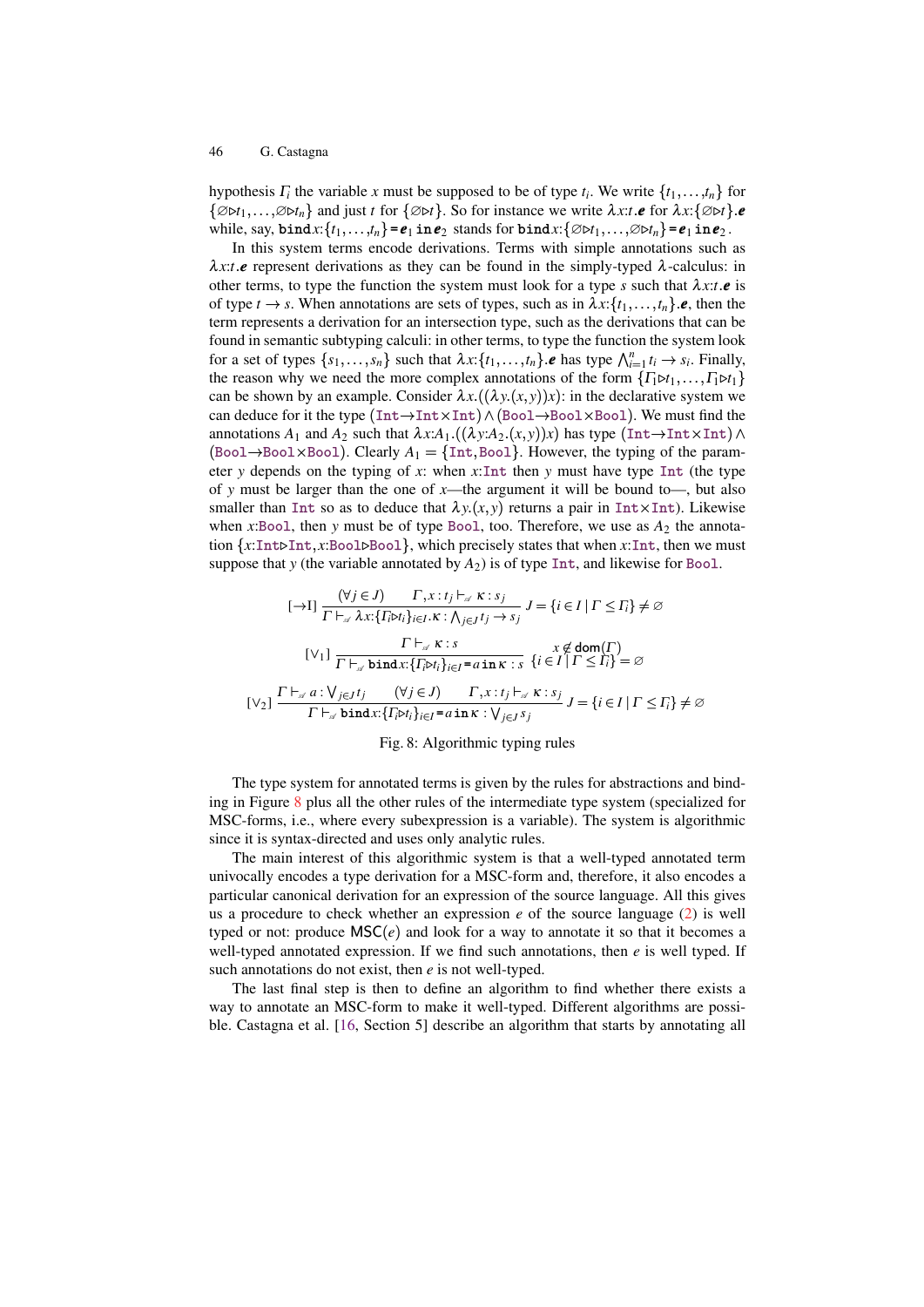hypothesis $\Gamma_i$ the variable $x$ must be supposed to be of type $t_i$. We write $\{t_1,\ldots,t_n\}$ for $\{\varnothing\triangleright t_1,\ldots,\varnothing\triangleright t_n\}$ and just $t$ for $\{\varnothing\triangleright t\}$. So for instance we write $\lambda x{:}t.\boldsymbol{e}$ for $\lambda x{:}\{\varnothing\triangleright t\}.\boldsymbol{e}$ while, say, $\mathbf{bind}\,x{:}\{t_1,\ldots,t_n\}\,\texttt{=}\,\boldsymbol{e}_1\,\mathbf{in}\,\boldsymbol{e}_2$ stands for $\mathbf{bind}\,x{:}\{\varnothing\triangleright t_1,\ldots,\varnothing\triangleright t_n\}\,\texttt{=}\,\boldsymbol{e}_1\,\mathbf{in}\,\boldsymbol{e}_2$.

In this system terms encode derivations. Terms with simple annotations such as $\lambda x{:}t.\boldsymbol{e}$ represent derivations as they can be found in the simply-typed $\lambda$-calculus: in other terms, to type the function the system must look for a type $s$ such that $\lambda x{:}t.\boldsymbol{e}$ is of type $t \to s$. When annotations are sets of types, such as in $\lambda x{:}\{t_1,\ldots,t_n\}.\boldsymbol{e}$, then the term represents a derivation for an intersection type, such as the derivations that can be found in semantic subtyping calculi: in other terms, to type the function the system look for a set of types $\{s_1,\ldots,s_n\}$ such that $\lambda x{:}\{t_1,\ldots,t_n\}.\boldsymbol{e}$ has type $\bigwedge_{i=1}^{n} t_i \to s_i$. Finally, the reason why we need the more complex annotations of the form $\{\Gamma_1\triangleright t_1,\ldots,\Gamma_1\triangleright t_1\}$ can be shown by an example. Consider $\lambda x.((\lambda y.(x,y))x)$: in the declarative system we can deduce for it the type $(\texttt{Int}\to\texttt{Int}\times\texttt{Int})\wedge(\texttt{Bool}\to\texttt{Bool}\times\texttt{Bool})$. We must find the annotations $A_1$ and $A_2$ such that $\lambda x{:}A_1.((\lambda y{:}A_2.(x,y))x)$ has type $(\texttt{Int}\to\texttt{Int}\times\texttt{Int})\wedge(\texttt{Bool}\to\texttt{Bool}\times\texttt{Bool})$. Clearly $A_1 = \{\texttt{Int},\texttt{Bool}\}$. However, the typing of the parameter $y$ depends on the typing of $x$: when $x{:}\texttt{Int}$ then $y$ must have type $\texttt{Int}$ (the type of $y$ must be larger than the one of $x$—the argument it will be bound to—, but also smaller than $\texttt{Int}$ so as to deduce that $\lambda y.(x,y)$ returns a pair in $\texttt{Int}\times\texttt{Int}$). Likewise when $x{:}\texttt{Bool}$, then $y$ must be of type $\texttt{Bool}$, too. Therefore, we use as $A_2$ the annotation $\{x{:}\texttt{Int}\triangleright\texttt{Int}, x{:}\texttt{Bool}\triangleright\texttt{Bool}\}$, which precisely states that when $x{:}\texttt{Int}$, then we must suppose that $y$ (the variable annotated by $A_2$) is of type $\texttt{Int}$, and likewise for $\texttt{Bool}$.

$$[\to\text{I}]\;\frac{(\forall j\in J)\qquad \Gamma, x:t_j \vdash_{\mathscr{A}} \kappa : s_j}{\Gamma \vdash_{\mathscr{A}} \lambda x{:}\{\Gamma_i\triangleright t_i\}_{i\in I}.\kappa : \bigwedge_{j\in J} t_j \to s_j}\; J=\{i\in I \mid \Gamma \leq \Gamma_i\}\neq\varnothing$$

$$[\vee_1]\;\frac{\Gamma \vdash_{\mathscr{A}} \kappa : s}{\Gamma \vdash_{\mathscr{A}} \mathbf{bind}\,x{:}\{\Gamma_i\triangleright t_i\}_{i\in I}\,\texttt{=}\,a\,\mathbf{in}\,\kappa : s}\; \begin{array}{c} x\notin \mathsf{dom}(\Gamma) \\ \{i\in I \mid \Gamma\leq\Gamma_i\}=\varnothing \end{array}$$

$$[\vee_2]\;\frac{\Gamma \vdash_{\mathscr{A}} a : \bigvee_{j\in J} t_j \qquad (\forall j\in J)\qquad \Gamma, x:t_j \vdash_{\mathscr{A}} \kappa : s_j}{\Gamma \vdash_{\mathscr{A}} \mathbf{bind}\,x{:}\{\Gamma_i\triangleright t_i\}_{i\in I}\,\texttt{=}\,a\,\mathbf{in}\,\kappa : \bigvee_{j\in J} s_j}\; J=\{i\in I \mid \Gamma\leq\Gamma_i\}\neq\varnothing$$

Fig. 8: Algorithmic typing rules

The type system for annotated terms is given by the rules for abstractions and binding in Figure 8 plus all the other rules of the intermediate type system (specialized for MSC-forms, i.e., where every subexpression is a variable). The system is algorithmic since it is syntax-directed and uses only analytic rules.

The main interest of this algorithmic system is that a well-typed annotated term univocally encodes a type derivation for a MSC-form and, therefore, it also encodes a particular canonical derivation for an expression of the source language. All this gives us a procedure to check whether an expression $e$ of the source language (2) is well typed or not: produce $\mathsf{MSC}(e)$ and look for a way to annotate it so that it becomes a well-typed annotated expression. If we find such annotations, then $e$ is well typed. If such annotations do not exist, then $e$ is not well-typed.

The last final step is then to define an algorithm to find whether there exists a way to annotate an MSC-form to make it well-typed. Different algorithms are possible. Castagna et al. [16, Section 5] describe an algorithm that starts by annotating all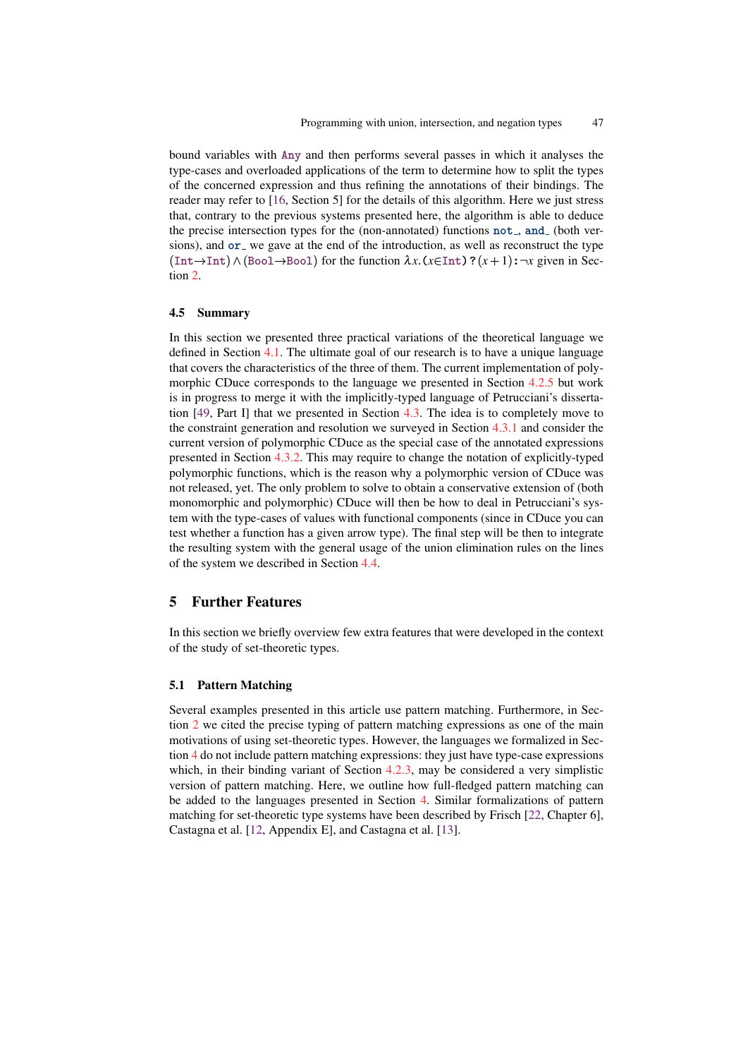bound variables with `Any` and then performs several passes in which it analyses the type-cases and overloaded applications of the term to determine how to split the types of the concerned expression and thus refining the annotations of their bindings. The reader may refer to [16, Section 5] for the details of this algorithm. Here we just stress that, contrary to the previous systems presented here, the algorithm is able to deduce the precise intersection types for the (non-annotated) functions `not_`, `and_` (both versions), and `or_` we gave at the end of the introduction, as well as reconstruct the type $(\texttt{Int}{\to}\texttt{Int}) \wedge (\texttt{Bool}{\to}\texttt{Bool})$ for the function $\lambda x.(x{\in}\texttt{Int})\,?\,(x+1)\,{:}\,\neg x$ given in Section 2.

### 4.5 Summary

In this section we presented three practical variations of the theoretical language we defined in Section 4.1. The ultimate goal of our research is to have a unique language that covers the characteristics of the three of them. The current implementation of polymorphic CDuce corresponds to the language we presented in Section 4.2.5 but work is in progress to merge it with the implicitly-typed language of Petrucciani's dissertation [49, Part I] that we presented in Section 4.3. The idea is to completely move to the constraint generation and resolution we surveyed in Section 4.3.1 and consider the current version of polymorphic CDuce as the special case of the annotated expressions presented in Section 4.3.2. This may require to change the notation of explicitly-typed polymorphic functions, which is the reason why a polymorphic version of CDuce was not released, yet. The only problem to solve to obtain a conservative extension of (both monomorphic and polymorphic) CDuce will then be how to deal in Petrucciani's system with the type-cases of values with functional components (since in CDuce you can test whether a function has a given arrow type). The final step will be then to integrate the resulting system with the general usage of the union elimination rules on the lines of the system we described in Section 4.4.

## 5 Further Features

In this section we briefly overview few extra features that were developed in the context of the study of set-theoretic types.

### 5.1 Pattern Matching

Several examples presented in this article use pattern matching. Furthermore, in Section 2 we cited the precise typing of pattern matching expressions as one of the main motivations of using set-theoretic types. However, the languages we formalized in Section 4 do not include pattern matching expressions: they just have type-case expressions which, in their binding variant of Section 4.2.3, may be considered a very simplistic version of pattern matching. Here, we outline how full-fledged pattern matching can be added to the languages presented in Section 4. Similar formalizations of pattern matching for set-theoretic type systems have been described by Frisch [22, Chapter 6], Castagna et al. [12, Appendix E], and Castagna et al. [13].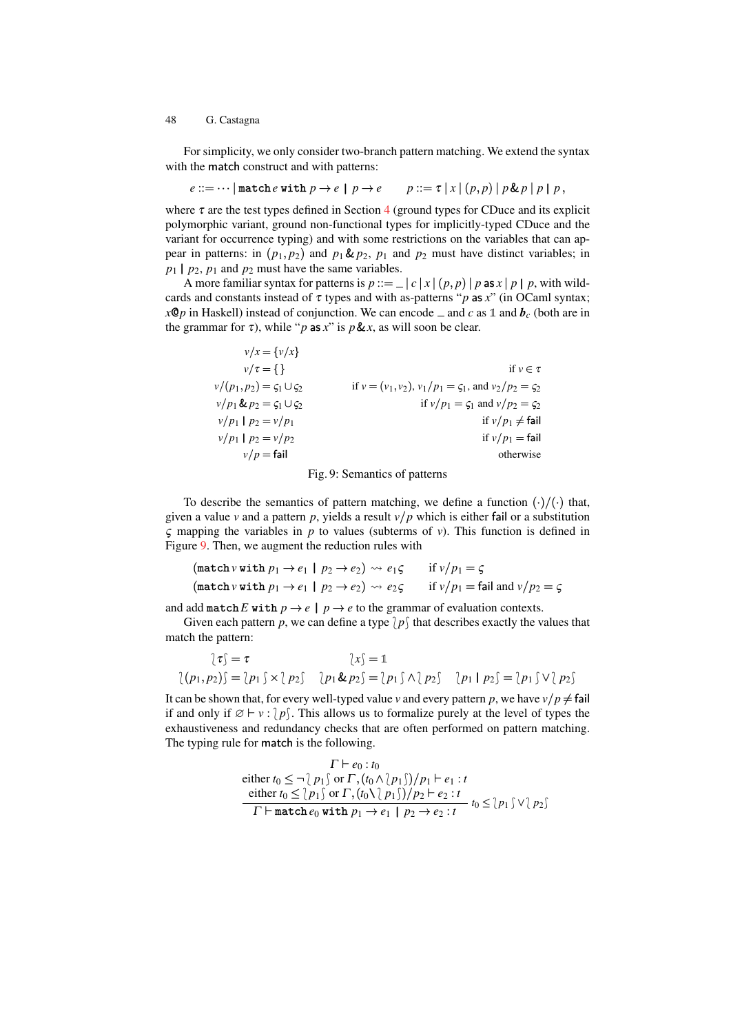For simplicity, we only consider two-branch pattern matching. We extend the syntax with the match construct and with patterns:

$$e ::= \cdots \mid \mathtt{match}\, e \,\mathtt{with}\, p \to e \;\mathbf{|}\; p \to e \qquad p ::= \tau \mid x \mid (p,p) \mid p \,\&\, p \mid p \;\mathbf{|}\; p\,,$$

where $\tau$ are the test types defined in Section 4 (ground types for CDuce and its explicit polymorphic variant, ground non-functional types for implicitly-typed CDuce and the variant for occurrence typing) and with some restrictions on the variables that can appear in patterns: in $(p_1,p_2)$ and $p_1 \,\&\, p_2$, $p_1$ and $p_2$ must have distinct variables; in $p_1 \;\mathbf{|}\; p_2$, $p_1$ and $p_2$ must have the same variables.

A more familiar syntax for patterns is $p ::= \_ \mid c \mid x \mid (p,p) \mid p \;\mathsf{as}\; x \mid p \;\mathbf{|}\; p$, with wildcards and constants instead of $\tau$ types and with as-patterns "$p$ as $x$" (in OCaml syntax; $x$@$p$ in Haskell) instead of conjunction. We can encode $\_$ and $c$ as $\mathbb{1}$ and $\boldsymbol{b}_c$ (both are in the grammar for $\tau$), while "$p$ as $x$" is $p \,\&\, x$, as will soon be clear.

$$
\begin{array}{rcll}
v/x &=& \{v/x\} & \\
v/\tau &=& \{\} & \text{if } v \in \tau \\
v/(p_1,p_2) &=& \varsigma_1 \cup \varsigma_2 & \text{if } v = (v_1,v_2),\ v_1/p_1 = \varsigma_1, \text{ and } v_2/p_2 = \varsigma_2 \\
v/p_1 \,\&\, p_2 &=& \varsigma_1 \cup \varsigma_2 & \text{if } v/p_1 = \varsigma_1 \text{ and } v/p_2 = \varsigma_2 \\
v/p_1 \;\mathbf{|}\; p_2 &=& v/p_1 & \text{if } v/p_1 \neq \mathsf{fail} \\
v/p_1 \;\mathbf{|}\; p_2 &=& v/p_2 & \text{if } v/p_1 = \mathsf{fail} \\
v/p &=& \mathsf{fail} & \text{otherwise}
\end{array}
$$

Fig. 9: Semantics of patterns

To describe the semantics of pattern matching, we define a function $(\cdot)/(\cdot)$ that, given a value $v$ and a pattern $p$, yields a result $v/p$ which is either fail or a substitution $\varsigma$ mapping the variables in $p$ to values (subterms of $v$). This function is defined in Figure 9. Then, we augment the reduction rules with

$$
\begin{array}{ll}
(\mathtt{match}\, v \,\mathtt{with}\, p_1 \to e_1 \;\mathbf{|}\; p_2 \to e_2) \rightsquigarrow e_1\varsigma & \text{if } v/p_1 = \varsigma \\
(\mathtt{match}\, v \,\mathtt{with}\, p_1 \to e_1 \;\mathbf{|}\; p_2 \to e_2) \rightsquigarrow e_2\varsigma & \text{if } v/p_1 = \mathsf{fail} \text{ and } v/p_2 = \varsigma
\end{array}
$$

and add $\mathtt{match}\, E \,\mathtt{with}\, p \to e \;\mathbf{|}\; p \to e$ to the grammar of evaluation contexts.

Given each pattern $p$, we can define a type $\wr p \int$ that describes exactly the values that match the pattern:

$$
\begin{array}{lll}
\wr \tau \int = \tau & \wr x \int = \mathbb{1} & \\
\wr (p_1,p_2) \int = \wr p_1 \int \times \wr p_2 \int & \wr p_1 \,\&\, p_2 \int = \wr p_1 \int \wedge \wr p_2 \int & \wr p_1 \;\mathbf{|}\; p_2 \int = \wr p_1 \int \vee \wr p_2 \int
\end{array}
$$

It can be shown that, for every well-typed value $v$ and every pattern $p$, we have $v/p \neq \mathsf{fail}$ if and only if $\varnothing \vdash v : \wr p \int$. This allows us to formalize purely at the level of types the exhaustiveness and redundancy checks that are often performed on pattern matching. The typing rule for match is the following.

$$
\frac{\begin{array}{c}
\Gamma \vdash e_0 : t_0 \\
\text{either } t_0 \leq \neg \wr p_1 \int \text{ or } \Gamma, (t_0 \wedge \wr p_1 \int)/p_1 \vdash e_1 : t \\
\text{either } t_0 \leq \wr p_1 \int \text{ or } \Gamma, (t_0 \setminus \wr p_1 \int)/p_2 \vdash e_2 : t
\end{array}}{\Gamma \vdash \mathtt{match}\, e_0 \,\mathtt{with}\, p_1 \to e_1 \;\mathbf{|}\; p_2 \to e_2 : t}\; t_0 \leq \wr p_1 \int \vee \wr p_2 \int
$$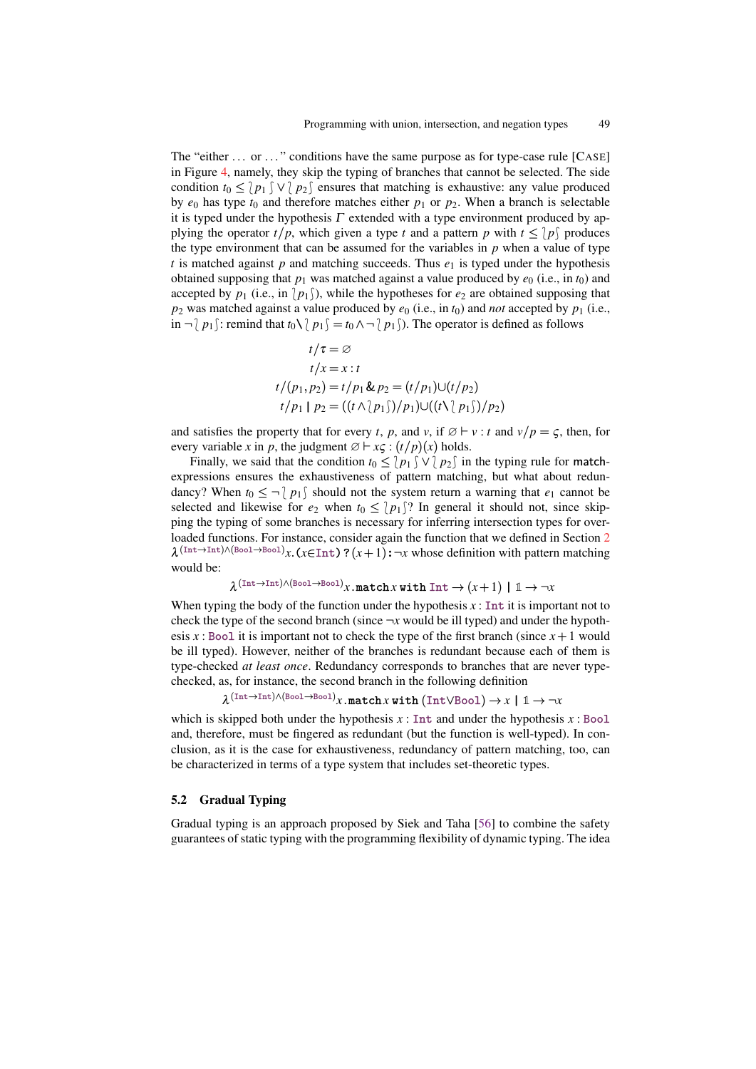The "either ... or ..." conditions have the same purpose as for type-case rule [CASE] in Figure 4, namely, they skip the typing of branches that cannot be selected. The side condition $t_0 \leq \llbracket p_1 \rrbracket \vee \llbracket p_2 \rrbracket$ ensures that matching is exhaustive: any value produced by $e_0$ has type $t_0$ and therefore matches either $p_1$ or $p_2$. When a branch is selectable it is typed under the hypothesis $\Gamma$ extended with a type environment produced by applying the operator $t/p$, which given a type $t$ and a pattern $p$ with $t \leq \llbracket p \rrbracket$ produces the type environment that can be assumed for the variables in $p$ when a value of type $t$ is matched against $p$ and matching succeeds. Thus $e_1$ is typed under the hypothesis obtained supposing that $p_1$ was matched against a value produced by $e_0$ (i.e., in $t_0$) and accepted by $p_1$ (i.e., in $\llbracket p_1 \rrbracket$), while the hypotheses for $e_2$ are obtained supposing that $p_2$ was matched against a value produced by $e_0$ (i.e., in $t_0$) and *not* accepted by $p_1$ (i.e., in $\neg\llbracket p_1 \rrbracket$: remind that $t_0 \setminus \llbracket p_1 \rrbracket = t_0 \wedge \neg\llbracket p_1 \rrbracket$). The operator is defined as follows

$$
\begin{aligned}
t/\tau &= \varnothing \\
t/x &= x : t \\
t/(p_1, p_2) = t/p_1 \,\&\, p_2 &= (t/p_1) \cup (t/p_2) \\
t/p_1 \mid p_2 &= ((t \wedge \llbracket p_1 \rrbracket)/p_1) \cup ((t \setminus \llbracket p_1 \rrbracket)/p_2)
\end{aligned}
$$

and satisfies the property that for every $t$, $p$, and $v$, if $\varnothing \vdash v : t$ and $v/p = \varsigma$, then, for every variable $x$ in $p$, the judgment $\varnothing \vdash x\varsigma : (t/p)(x)$ holds.

Finally, we said that the condition $t_0 \leq \llbracket p_1 \rrbracket \vee \llbracket p_2 \rrbracket$ in the typing rule for match-expressions ensures the exhaustiveness of pattern matching, but what about redundancy? When $t_0 \leq \neg\llbracket p_1 \rrbracket$ should not the system return a warning that $e_1$ cannot be selected and likewise for $e_2$ when $t_0 \leq \llbracket p_1 \rrbracket$? In general it should not, since skipping the typing of some branches is necessary for inferring intersection types for overloaded functions. For instance, consider again the function that we defined in Section 2 $\lambda^{(\mathtt{Int}\to\mathtt{Int})\wedge(\mathtt{Bool}\to\mathtt{Bool})}x.(x\in\mathtt{Int})\,?\,(x+1):\neg x$ whose definition with pattern matching would be:

$$
\lambda^{(\mathtt{Int}\to\mathtt{Int})\wedge(\mathtt{Bool}\to\mathtt{Bool})}x.\,\mathtt{match}\,x\,\mathtt{with}\ \mathtt{Int} \to (x+1) \mid \mathbb{1} \to \neg x
$$

When typing the body of the function under the hypothesis $x : \mathtt{Int}$ it is important not to check the type of the second branch (since $\neg x$ would be ill typed) and under the hypothesis $x : \mathtt{Bool}$ it is important not to check the type of the first branch (since $x+1$ would be ill typed). However, neither of the branches is redundant because each of them is type-checked *at least once*. Redundancy corresponds to branches that are never type-checked, as, for instance, the second branch in the following definition

$$
\lambda^{(\mathtt{Int}\to\mathtt{Int})\wedge(\mathtt{Bool}\to\mathtt{Bool})}x.\,\mathtt{match}\,x\,\mathtt{with}\ (\mathtt{Int}\vee\mathtt{Bool}) \to x \mid \mathbb{1} \to \neg x
$$

which is skipped both under the hypothesis $x : \mathtt{Int}$ and under the hypothesis $x : \mathtt{Bool}$ and, therefore, must be fingered as redundant (but the function is well-typed). In conclusion, as it is the case for exhaustiveness, redundancy of pattern matching, too, can be characterized in terms of a type system that includes set-theoretic types.

### 5.2 Gradual Typing

Gradual typing is an approach proposed by Siek and Taha [56] to combine the safety guarantees of static typing with the programming flexibility of dynamic typing. The idea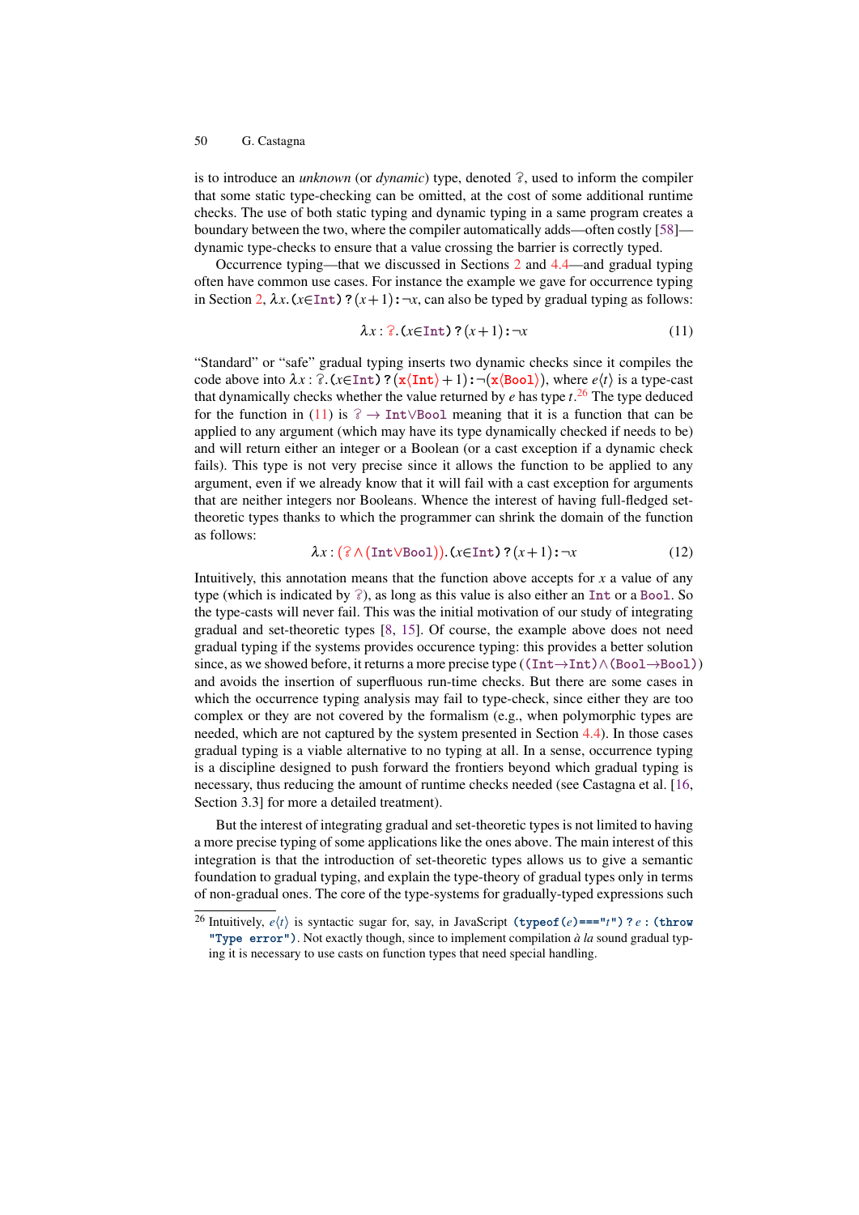is to introduce an *unknown* (or *dynamic*) type, denoted $?$, used to inform the compiler that some static type-checking can be omitted, at the cost of some additional runtime checks. The use of both static typing and dynamic typing in a same program creates a boundary between the two, where the compiler automatically adds—often costly [58]—dynamic type-checks to ensure that a value crossing the barrier is correctly typed.

Occurrence typing—that we discussed in Sections 2 and 4.4—and gradual typing often have common use cases. For instance the example we gave for occurrence typing in Section 2, $\lambda x.(x{\in}\texttt{Int})\,?\,(x+1) : \neg x$, can also be typed by gradual typing as follows:

$$\lambda x : ?.(x{\in}\texttt{Int})\,?\,(x+1) : \neg x \tag{11}$$

"Standard" or "safe" gradual typing inserts two dynamic checks since it compiles the code above into $\lambda x : ?.(x{\in}\texttt{Int})\,?\,(x\langle\texttt{Int}\rangle+1) : \neg(x\langle\texttt{Bool}\rangle)$, where $e\langle t\rangle$ is a type-cast that dynamically checks whether the value returned by $e$ has type $t$.[26] The type deduced for the function in (11) is $? \rightarrow \texttt{Int}{\vee}\texttt{Bool}$ meaning that it is a function that can be applied to any argument (which may have its type dynamically checked if needs to be) and will return either an integer or a Boolean (or a cast exception if a dynamic check fails). This type is not very precise since it allows the function to be applied to any argument, even if we already know that it will fail with a cast exception for arguments that are neither integers nor Booleans. Whence the interest of having full-fledged set-theoretic types thanks to which the programmer can shrink the domain of the function as follows:

$$\lambda x : (?\wedge(\texttt{Int}{\vee}\texttt{Bool})).(x{\in}\texttt{Int})\,?\,(x+1) : \neg x \tag{12}$$

Intuitively, this annotation means that the function above accepts for $x$ a value of any type (which is indicated by $?$), as long as this value is also either an `Int` or a `Bool`. So the type-casts will never fail. This was the initial motivation of our study of integrating gradual and set-theoretic types [8, 15]. Of course, the example above does not need gradual typing if the systems provides occurence typing: this provides a better solution since, as we showed before, it returns a more precise type $((\texttt{Int}{\rightarrow}\texttt{Int}){\wedge}(\texttt{Bool}{\rightarrow}\texttt{Bool}))$ and avoids the insertion of superfluous run-time checks. But there are some cases in which the occurrence typing analysis may fail to type-check, since either they are too complex or they are not covered by the formalism (e.g., when polymorphic types are needed, which are not captured by the system presented in Section 4.4). In those cases gradual typing is a viable alternative to no typing at all. In a sense, occurrence typing is a discipline designed to push forward the frontiers beyond which gradual typing is necessary, thus reducing the amount of runtime checks needed (see Castagna et al. [16, Section 3.3] for more a detailed treatment).

But the interest of integrating gradual and set-theoretic types is not limited to having a more precise typing of some applications like the ones above. The main interest of this integration is that the introduction of set-theoretic types allows us to give a semantic foundation to gradual typing, and explain the type-theory of gradual types only in terms of non-gradual ones. The core of the type-systems for gradually-typed expressions such

[26] Intuitively, $e\langle t\rangle$ is syntactic sugar for, say, in JavaScript `(typeof(`$e$`)==="`$t$`")?`$e$` : (throw "Type error")`. Not exactly though, since to implement compilation *à la* sound gradual typing it is necessary to use casts on function types that need special handling.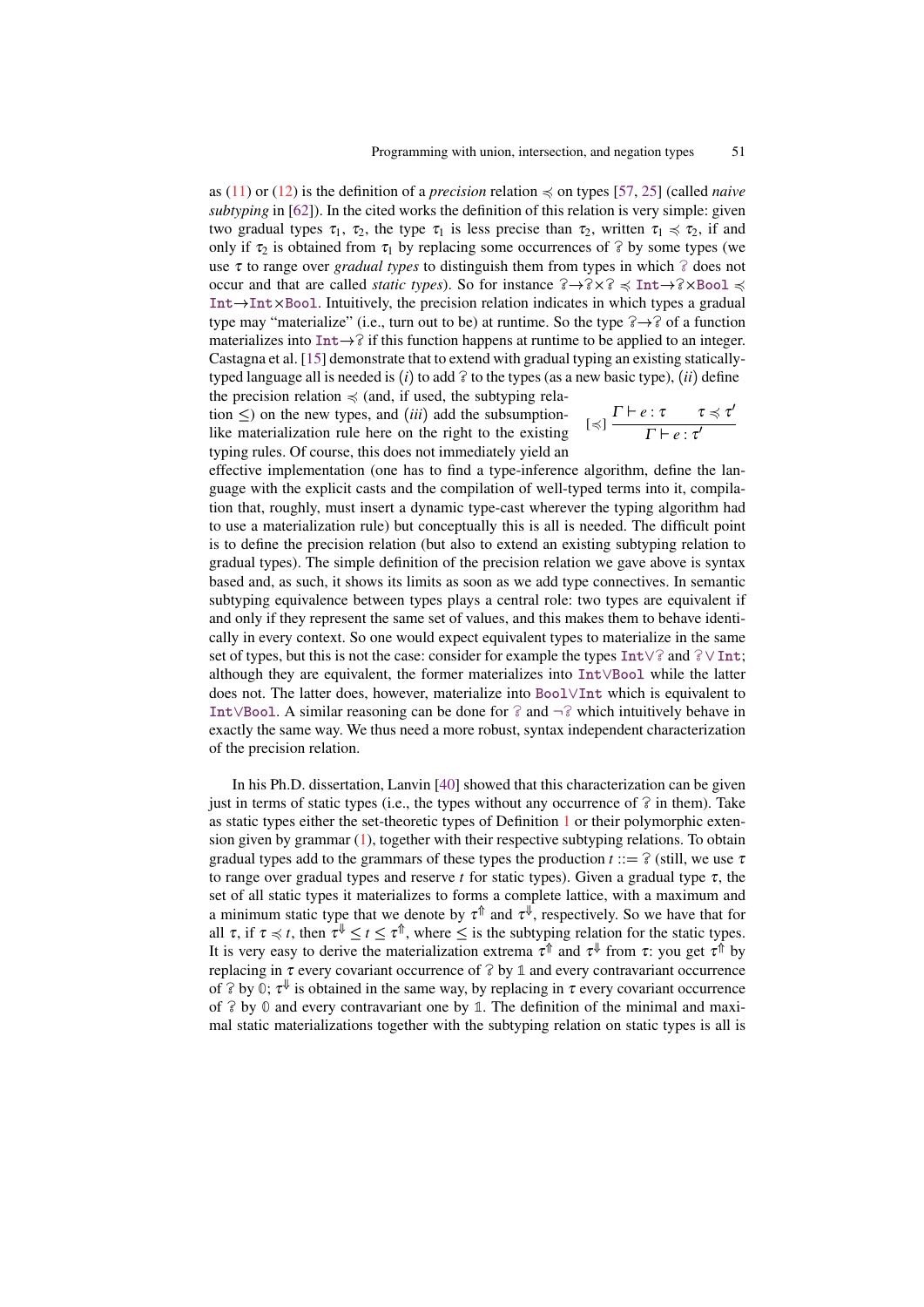as (11) or (12) is the definition of a *precision* relation $\preccurlyeq$ on types [57, 25] (called *naive subtyping* in [62]). In the cited works the definition of this relation is very simple: given two gradual types $\tau_1$, $\tau_2$, the type $\tau_1$ is less precise than $\tau_2$, written $\tau_1 \preccurlyeq \tau_2$, if and only if $\tau_2$ is obtained from $\tau_1$ by replacing some occurrences of $?$ by some types (we use $\tau$ to range over *gradual types* to distinguish them from types in which $?$ does not occur and that are called *static types*). So for instance $?{\to}?{\times}? \preccurlyeq \texttt{Int}{\to}?{\times}\texttt{Bool} \preccurlyeq \texttt{Int}{\to}\texttt{Int}{\times}\texttt{Bool}$. Intuitively, the precision relation indicates in which types a gradual type may "materialize" (i.e., turn out to be) at runtime. So the type $?{\to}?$ of a function materializes into $\texttt{Int}{\to}?$ if this function happens at runtime to be applied to an integer. Castagna et al. [15] demonstrate that to extend with gradual typing an existing statically-typed language all is needed is $(i)$ to add $?$ to the types (as a new basic type), $(ii)$ define the precision relation $\preccurlyeq$ (and, if used, the subtyping relation $\leq$) on the new types, and $(iii)$ add the subsumption-like materialization rule here on the right to the existing typing rules. Of course, this does not immediately yield an effective implementation (one has to find a type-inference algorithm, define the language with the explicit casts and the compilation of well-typed terms into it, compilation that, roughly, must insert a dynamic type-cast wherever the typing algorithm had to use a materialization rule) but conceptually this is all is needed. The difficult point is to define the precision relation (but also to extend an existing subtyping relation to gradual types). The simple definition of the precision relation we gave above is syntax based and, as such, it shows its limits as soon as we add type connectives. In semantic subtyping equivalence between types plays a central role: two types are equivalent if and only if they represent the same set of values, and this makes them to behave identically in every context. So one would expect equivalent types to materialize in the same set of types, but this is not the case: consider for example the types $\texttt{Int}{\vee}?$ and $?\vee\texttt{Int}$; although they are equivalent, the former materializes into $\texttt{Int}{\vee}\texttt{Bool}$ while the latter does not. The latter does, however, materialize into $\texttt{Bool}{\vee}\texttt{Int}$ which is equivalent to $\texttt{Int}{\vee}\texttt{Bool}$. A similar reasoning can be done for $?$ and $\neg ?$ which intuitively behave in exactly the same way. We thus need a more robust, syntax independent characterization of the precision relation.

$$[\preccurlyeq]\ \frac{\Gamma \vdash e : \tau \qquad \tau \preccurlyeq \tau'}{\Gamma \vdash e : \tau'}$$

In his Ph.D. dissertation, Lanvin [40] showed that this characterization can be given just in terms of static types (i.e., the types without any occurrence of $?$ in them). Take as static types either the set-theoretic types of Definition 1 or their polymorphic extension given by grammar (1), together with their respective subtyping relations. To obtain gradual types add to the grammars of these types the production $t ::= ?$ (still, we use $\tau$ to range over gradual types and reserve $t$ for static types). Given a gradual type $\tau$, the set of all static types it materializes to forms a complete lattice, with a maximum and a minimum static type that we denote by $\tau^{\Uparrow}$ and $\tau^{\Downarrow}$, respectively. So we have that for all $\tau$, if $\tau \preccurlyeq t$, then $\tau^{\Downarrow} \leq t \leq \tau^{\Uparrow}$, where $\leq$ is the subtyping relation for the static types. It is very easy to derive the materialization extrema $\tau^{\Uparrow}$ and $\tau^{\Downarrow}$ from $\tau$: you get $\tau^{\Uparrow}$ by replacing in $\tau$ every covariant occurrence of $?$ by $\mathbb{1}$ and every contravariant occurrence of $?$ by $\mathbb{0}$; $\tau^{\Downarrow}$ is obtained in the same way, by replacing in $\tau$ every covariant occurrence of $?$ by $\mathbb{0}$ and every contravariant one by $\mathbb{1}$. The definition of the minimal and maximal static materializations together with the subtyping relation on static types is all is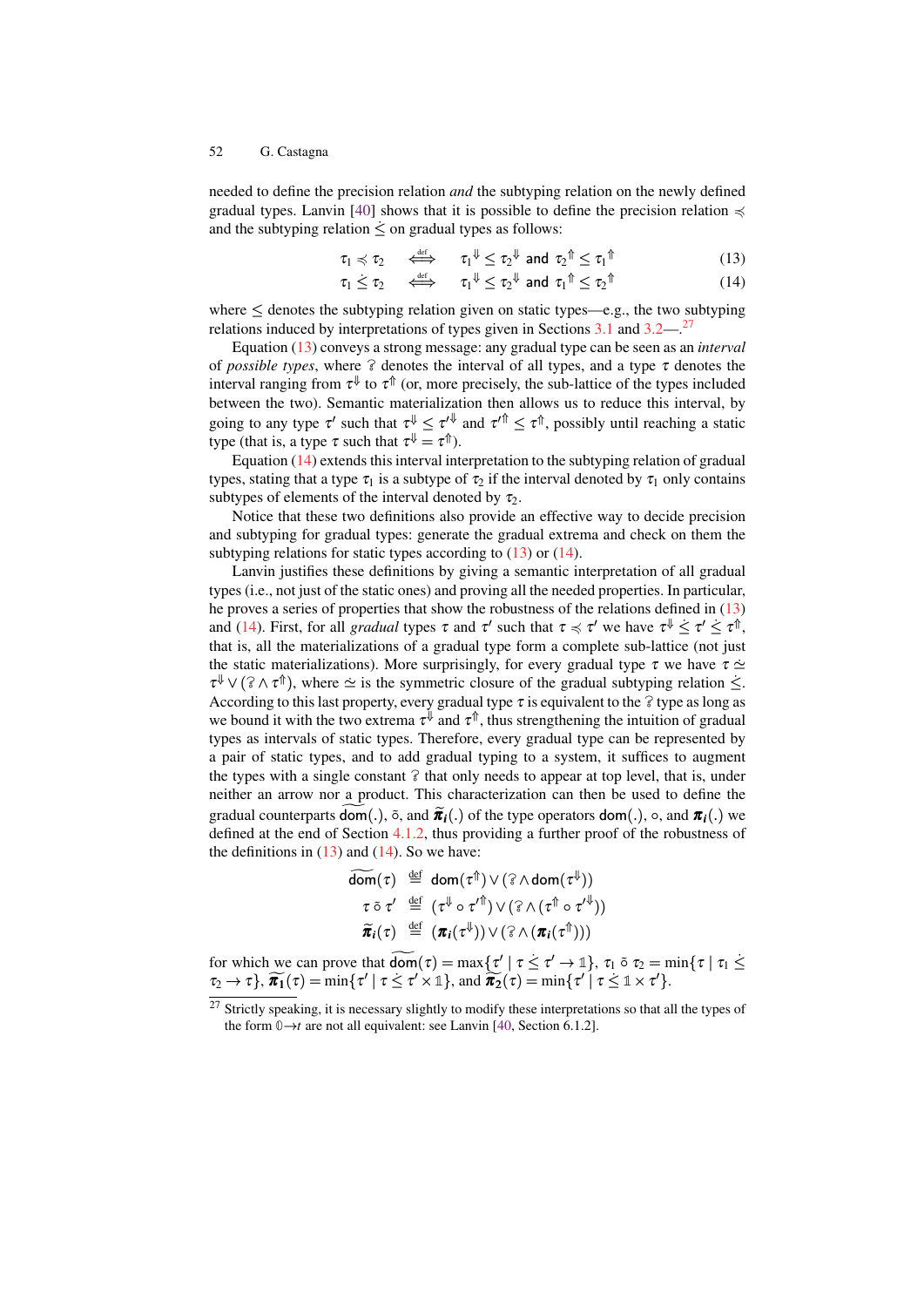needed to define the precision relation *and* the subtyping relation on the newly defined gradual types. Lanvin [40] shows that it is possible to define the precision relation $\preccurlyeq$ and the subtyping relation $\dot{\leq}$ on gradual types as follows:

$$\tau_1 \preccurlyeq \tau_2 \quad \overset{\text{def}}{\Longleftrightarrow} \quad {\tau_1}^{\Downarrow} \leq {\tau_2}^{\Downarrow} \text{ and } {\tau_2}^{\Uparrow} \leq {\tau_1}^{\Uparrow} \tag{13}$$

$$\tau_1 \dot{\leq} \tau_2 \quad \overset{\text{def}}{\Longleftrightarrow} \quad {\tau_1}^{\Downarrow} \leq {\tau_2}^{\Downarrow} \text{ and } {\tau_1}^{\Uparrow} \leq {\tau_2}^{\Uparrow} \tag{14}$$

where $\leq$ denotes the subtyping relation given on static types—e.g., the two subtyping relations induced by interpretations of types given in Sections 3.1 and 3.2—.[27]

Equation (13) conveys a strong message: any gradual type can be seen as an *interval* of *possible types*, where $?$ denotes the interval of all types, and a type $\tau$ denotes the interval ranging from $\tau^{\Downarrow}$ to $\tau^{\Uparrow}$ (or, more precisely, the sub-lattice of the types included between the two). Semantic materialization then allows us to reduce this interval, by going to any type $\tau'$ such that $\tau^{\Downarrow} \leq \tau'^{\Downarrow}$ and $\tau'^{\Uparrow} \leq \tau^{\Uparrow}$, possibly until reaching a static type (that is, a type $\tau$ such that $\tau^{\Downarrow} = \tau^{\Uparrow}$).

Equation (14) extends this interval interpretation to the subtyping relation of gradual types, stating that a type $\tau_1$ is a subtype of $\tau_2$ if the interval denoted by $\tau_1$ only contains subtypes of elements of the interval denoted by $\tau_2$.

Notice that these two definitions also provide an effective way to decide precision and subtyping for gradual types: generate the gradual extrema and check on them the subtyping relations for static types according to (13) or (14).

Lanvin justifies these definitions by giving a semantic interpretation of all gradual types (i.e., not just of the static ones) and proving all the needed properties. In particular, he proves a series of properties that show the robustness of the relations defined in (13) and (14). First, for all *gradual* types $\tau$ and $\tau'$ such that $\tau \preccurlyeq \tau'$ we have $\tau^{\Downarrow} \dot{\leq} \tau' \dot{\leq} \tau^{\Uparrow}$, that is, all the materializations of a gradual type form a complete sub-lattice (not just the static materializations). More surprisingly, for every gradual type $\tau$ we have $\tau \simeq \tau^{\Downarrow} \vee (? \wedge \tau^{\Uparrow})$, where $\simeq$ is the symmetric closure of the gradual subtyping relation $\dot{\leq}$. According to this last property, every gradual type $\tau$ is equivalent to the $?$ type as long as we bound it with the two extrema $\tau^{\Downarrow}$ and $\tau^{\Uparrow}$, thus strengthening the intuition of gradual types as intervals of static types. Therefore, every gradual type can be represented by a pair of static types, and to add gradual typing to a system, it suffices to augment the types with a single constant $?$ that only needs to appear at top level, that is, under neither an arrow nor a product. This characterization can then be used to define the gradual counterparts $\widetilde{\mathsf{dom}}(.)$, $\tilde{\circ}$, and $\widetilde{\boldsymbol{\pi}}_{\boldsymbol{i}}(.)$ of the type operators $\mathsf{dom}(.)$, $\circ$, and $\boldsymbol{\pi}_{\boldsymbol{i}}(.)$ we defined at the end of Section 4.1.2, thus providing a further proof of the robustness of the definitions in (13) and (14). So we have:

$$\widetilde{\mathsf{dom}}(\tau) \overset{\text{def}}{=} \mathsf{dom}(\tau^{\Uparrow}) \vee (? \wedge \mathsf{dom}(\tau^{\Downarrow}))$$

$$\tau \,\tilde{\circ}\, \tau' \overset{\text{def}}{=} (\tau^{\Downarrow} \circ \tau'^{\Uparrow}) \vee (? \wedge (\tau^{\Uparrow} \circ \tau'^{\Downarrow}))$$

$$\widetilde{\boldsymbol{\pi}}_{\boldsymbol{i}}(\tau) \overset{\text{def}}{=} (\boldsymbol{\pi}_{\boldsymbol{i}}(\tau^{\Downarrow})) \vee (? \wedge (\boldsymbol{\pi}_{\boldsymbol{i}}(\tau^{\Uparrow})))$$

for which we can prove that $\widetilde{\mathsf{dom}}(\tau) = \max\{\tau' \mid \tau \dot{\leq} \tau' \to \mathbb{1}\}$, $\tau_1 \,\tilde{\circ}\, \tau_2 = \min\{\tau \mid \tau_1 \dot{\leq} \tau_2 \to \tau\}$, $\widetilde{\boldsymbol{\pi}}_{\boldsymbol{1}}(\tau) = \min\{\tau' \mid \tau \dot{\leq} \tau' \times \mathbb{1}\}$, and $\widetilde{\boldsymbol{\pi}}_{\boldsymbol{2}}(\tau) = \min\{\tau' \mid \tau \dot{\leq} \mathbb{1} \times \tau'\}$.

[27] Strictly speaking, it is necessary slightly to modify these interpretations so that all the types of the form $\mathbb{0} \to t$ are not all equivalent: see Lanvin [40, Section 6.1.2].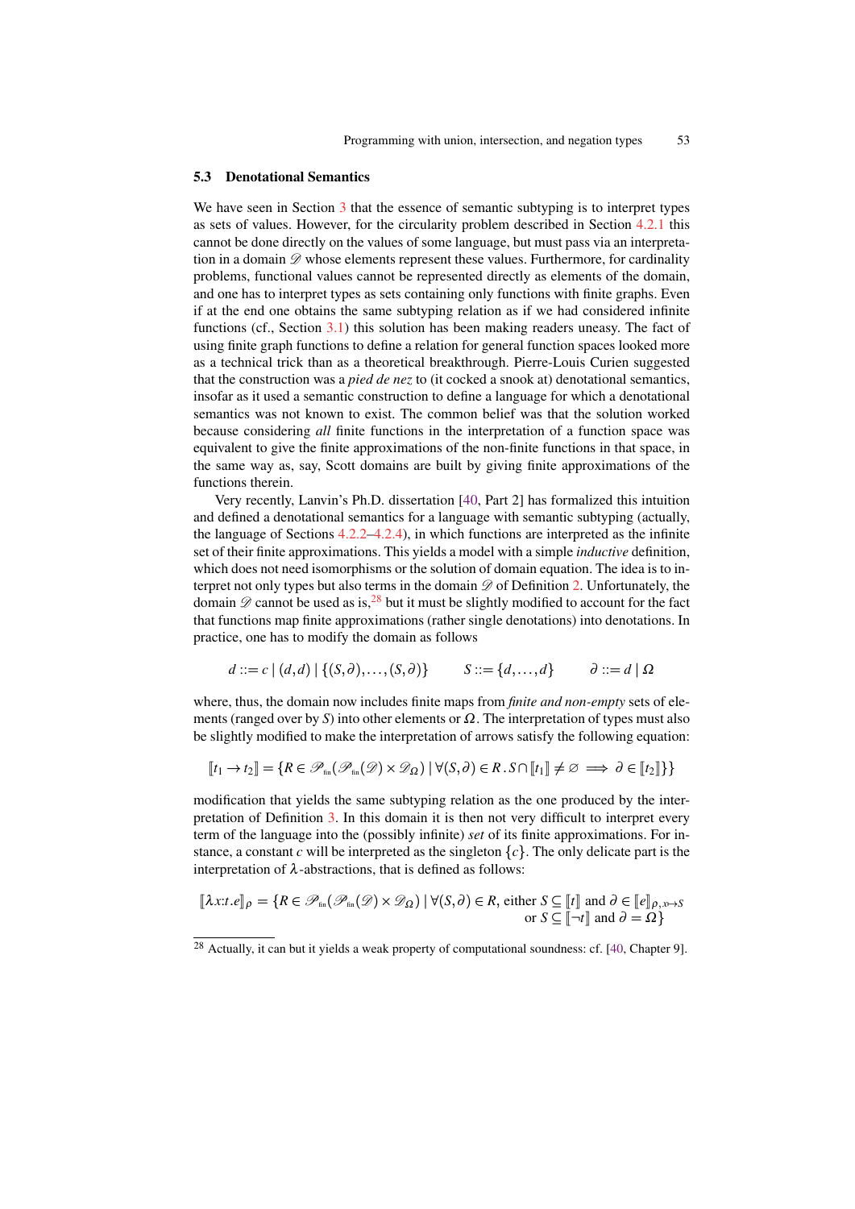### 5.3 Denotational Semantics

We have seen in Section 3 that the essence of semantic subtyping is to interpret types as sets of values. However, for the circularity problem described in Section 4.2.1 this cannot be done directly on the values of some language, but must pass via an interpretation in a domain $\mathscr{D}$ whose elements represent these values. Furthermore, for cardinality problems, functional values cannot be represented directly as elements of the domain, and one has to interpret types as sets containing only functions with finite graphs. Even if at the end one obtains the same subtyping relation as if we had considered infinite functions (cf., Section 3.1) this solution has been making readers uneasy. The fact of using finite graph functions to define a relation for general function spaces looked more as a technical trick than as a theoretical breakthrough. Pierre-Louis Curien suggested that the construction was a *pied de nez* to (it cocked a snook at) denotational semantics, insofar as it used a semantic construction to define a language for which a denotational semantics was not known to exist. The common belief was that the solution worked because considering *all* finite functions in the interpretation of a function space was equivalent to give the finite approximations of the non-finite functions in that space, in the same way as, say, Scott domains are built by giving finite approximations of the functions therein.

Very recently, Lanvin's Ph.D. dissertation [40, Part 2] has formalized this intuition and defined a denotational semantics for a language with semantic subtyping (actually, the language of Sections 4.2.2–4.2.4), in which functions are interpreted as the infinite set of their finite approximations. This yields a model with a simple *inductive* definition, which does not need isomorphisms or the solution of domain equation. The idea is to interpret not only types but also terms in the domain $\mathscr{D}$ of Definition 2. Unfortunately, the domain $\mathscr{D}$ cannot be used as is,[28] but it must be slightly modified to account for the fact that functions map finite approximations (rather single denotations) into denotations. In practice, one has to modify the domain as follows

$$d ::= c \mid (d,d) \mid \{(S,\partial),\dots,(S,\partial)\} \qquad S ::= \{d,\dots,d\} \qquad \partial ::= d \mid \Omega$$

where, thus, the domain now includes finite maps from *finite and non-empty* sets of elements (ranged over by $S$) into other elements or $\Omega$. The interpretation of types must also be slightly modified to make the interpretation of arrows satisfy the following equation:

$$[\![t_1 \to t_2]\!] = \{R \in \mathscr{P}_{\text{fin}}(\mathscr{P}_{\text{fin}}(\mathscr{D}) \times \mathscr{D}_\Omega) \mid \forall (S,\partial) \in R \,.\, S \cap [\![t_1]\!] \neq \varnothing \implies \partial \in [\![t_2]\!]\}$$

modification that yields the same subtyping relation as the one produced by the interpretation of Definition 3. In this domain it is then not very difficult to interpret every term of the language into the (possibly infinite) *set* of its finite approximations. For instance, a constant $c$ will be interpreted as the singleton $\{c\}$. The only delicate part is the interpretation of $\lambda$-abstractions, that is defined as follows:

$$[\![\lambda x{:}t.e]\!]_\rho = \{R \in \mathscr{P}_{\text{fin}}(\mathscr{P}_{\text{fin}}(\mathscr{D}) \times \mathscr{D}_\Omega) \mid \forall (S,\partial) \in R, \text{ either } S \subseteq [\![t]\!] \text{ and } \partial \in [\![e]\!]_{\rho, x \mapsto S} \text{ or } S \subseteq [\![\neg t]\!] \text{ and } \partial = \Omega\}$$

[28] Actually, it can but it yields a weak property of computational soundness: cf. [40, Chapter 9].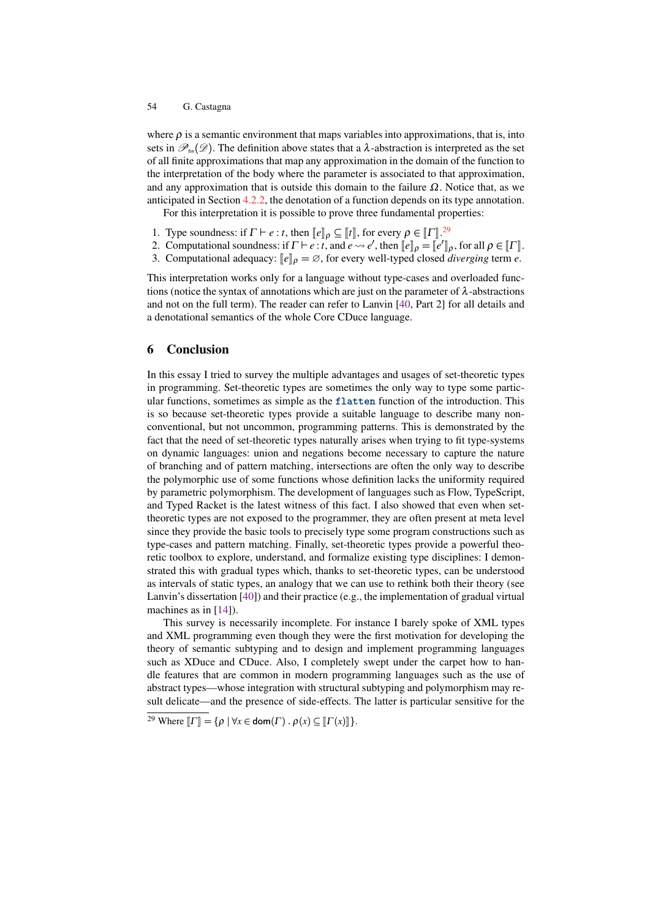where $\rho$ is a semantic environment that maps variables into approximations, that is, into sets in $\mathscr{P}_{\text{fin}}(\mathscr{D})$. The definition above states that a $\lambda$-abstraction is interpreted as the set of all finite approximations that map any approximation in the domain of the function to the interpretation of the body where the parameter is associated to that approximation, and any approximation that is outside this domain to the failure $\Omega$. Notice that, as we anticipated in Section 4.2.2, the denotation of a function depends on its type annotation.

For this interpretation it is possible to prove three fundamental properties:

1. Type soundness: if $\Gamma \vdash e : t$, then $[\![e]\!]_\rho \subseteq [\![t]\!]$, for every $\rho \in [\![\Gamma]\!]$.[29]
2. Computational soundness: if $\Gamma \vdash e : t$, and $e \leadsto e'$, then $[\![e]\!]_\rho = [\![e']\!]_\rho$, for all $\rho \in [\![\Gamma]\!]$.
3. Computational adequacy: $[\![e]\!]_\rho = \varnothing$, for every well-typed closed *diverging* term $e$.

This interpretation works only for a language without type-cases and overloaded functions (notice the syntax of annotations which are just on the parameter of $\lambda$-abstractions and not on the full term). The reader can refer to Lanvin [40, Part 2] for all details and a denotational semantics of the whole Core CDuce language.

## 6 Conclusion

In this essay I tried to survey the multiple advantages and usages of set-theoretic types in programming. Set-theoretic types are sometimes the only way to type some particular functions, sometimes as simple as the `flatten` function of the introduction. This is so because set-theoretic types provide a suitable language to describe many nonconventional, but not uncommon, programming patterns. This is demonstrated by the fact that the need of set-theoretic types naturally arises when trying to fit type-systems on dynamic languages: union and negations become necessary to capture the nature of branching and of pattern matching, intersections are often the only way to describe the polymorphic use of some functions whose definition lacks the uniformity required by parametric polymorphism. The development of languages such as Flow, TypeScript, and Typed Racket is the latest witness of this fact. I also showed that even when set-theoretic types are not exposed to the programmer, they are often present at meta level since they provide the basic tools to precisely type some program constructions such as type-cases and pattern matching. Finally, set-theoretic types provide a powerful theoretic toolbox to explore, understand, and formalize existing type disciplines: I demonstrated this with gradual types which, thanks to set-theoretic types, can be understood as intervals of static types, an analogy that we can use to rethink both their theory (see Lanvin's dissertation [40]) and their practice (e.g., the implementation of gradual virtual machines as in [14]).

This survey is necessarily incomplete. For instance I barely spoke of XML types and XML programming even though they were the first motivation for developing the theory of semantic subtyping and to design and implement programming languages such as XDuce and CDuce. Also, I completely swept under the carpet how to handle features that are common in modern programming languages such as the use of abstract types—whose integration with structural subtyping and polymorphism may result delicate—and the presence of side-effects. The latter is particular sensitive for the

[29] Where $[\![\Gamma]\!] = \{\rho \mid \forall x \in \mathsf{dom}(\Gamma)\;.\; \rho(x) \subseteq [\![\Gamma(x)]\!]\}$.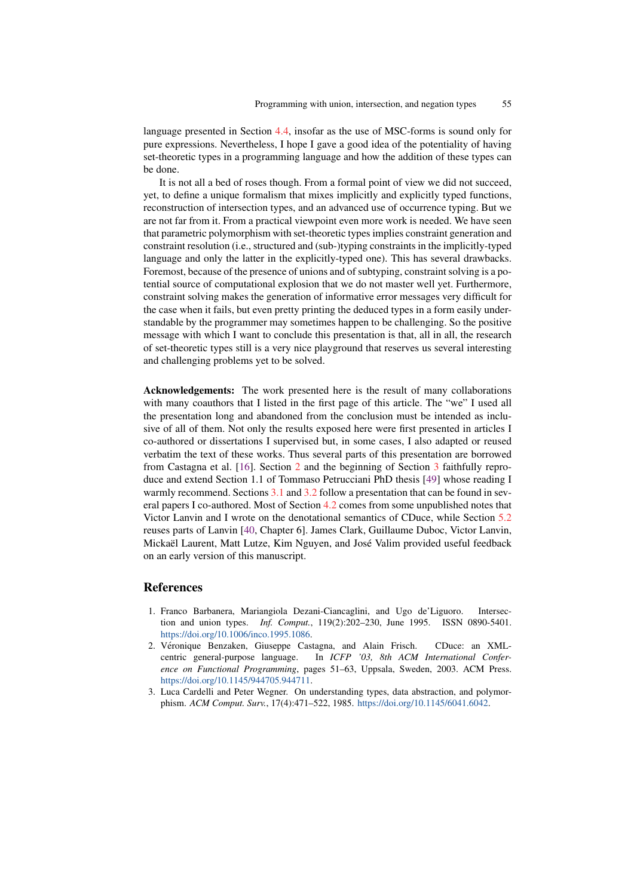language presented in Section 4.4, insofar as the use of MSC-forms is sound only for pure expressions. Nevertheless, I hope I gave a good idea of the potentiality of having set-theoretic types in a programming language and how the addition of these types can be done.

It is not all a bed of roses though. From a formal point of view we did not succeed, yet, to define a unique formalism that mixes implicitly and explicitly typed functions, reconstruction of intersection types, and an advanced use of occurrence typing. But we are not far from it. From a practical viewpoint even more work is needed. We have seen that parametric polymorphism with set-theoretic types implies constraint generation and constraint resolution (i.e., structured and (sub-)typing constraints in the implicitly-typed language and only the latter in the explicitly-typed one). This has several drawbacks. Foremost, because of the presence of unions and of subtyping, constraint solving is a potential source of computational explosion that we do not master well yet. Furthermore, constraint solving makes the generation of informative error messages very difficult for the case when it fails, but even pretty printing the deduced types in a form easily understandable by the programmer may sometimes happen to be challenging. So the positive message with which I want to conclude this presentation is that, all in all, the research of set-theoretic types still is a very nice playground that reserves us several interesting and challenging problems yet to be solved.

**Acknowledgements:** The work presented here is the result of many collaborations with many coauthors that I listed in the first page of this article. The "we" I used all the presentation long and abandoned from the conclusion must be intended as inclusive of all of them. Not only the results exposed here were first presented in articles I co-authored or dissertations I supervised but, in some cases, I also adapted or reused verbatim the text of these works. Thus several parts of this presentation are borrowed from Castagna et al. [16]. Section 2 and the beginning of Section 3 faithfully reproduce and extend Section 1.1 of Tommaso Petrucciani PhD thesis [49] whose reading I warmly recommend. Sections 3.1 and 3.2 follow a presentation that can be found in several papers I co-authored. Most of Section 4.2 comes from some unpublished notes that Victor Lanvin and I wrote on the denotational semantics of CDuce, while Section 5.2 reuses parts of Lanvin [40, Chapter 6]. James Clark, Guillaume Duboc, Victor Lanvin, Mickaël Laurent, Matt Lutze, Kim Nguyen, and José Valim provided useful feedback on an early version of this manuscript.

## References

1. Franco Barbanera, Mariangiola Dezani-Ciancaglini, and Ugo de'Liguoro. Intersection and union types. *Inf. Comput.*, 119(2):202–230, June 1995. ISSN 0890-5401. https://doi.org/10.1006/inco.1995.1086.
2. Véronique Benzaken, Giuseppe Castagna, and Alain Frisch. CDuce: an XML-centric general-purpose language. In *ICFP '03, 8th ACM International Conference on Functional Programming*, pages 51–63, Uppsala, Sweden, 2003. ACM Press. https://doi.org/10.1145/944705.944711.
3. Luca Cardelli and Peter Wegner. On understanding types, data abstraction, and polymorphism. *ACM Comput. Surv.*, 17(4):471–522, 1985. https://doi.org/10.1145/6041.6042.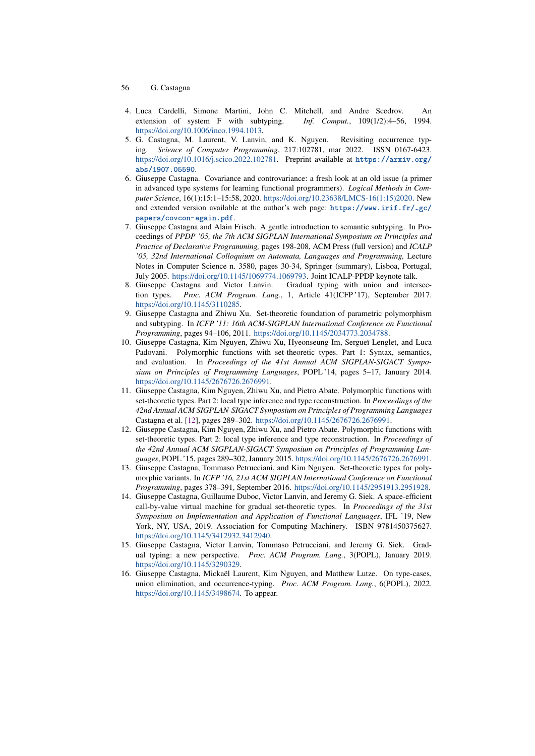4. Luca Cardelli, Simone Martini, John C. Mitchell, and Andre Scedrov. An extension of system F with subtyping. *Inf. Comput.*, 109(1/2):4–56, 1994. https://doi.org/10.1006/inco.1994.1013.
5. G. Castagna, M. Laurent, V. Lanvin, and K. Nguyen. Revisiting occurrence typing. *Science of Computer Programming*, 217:102781, mar 2022. ISSN 0167-6423. https://doi.org/10.1016/j.scico.2022.102781. Preprint available at **https://arxiv.org/abs/1907.05590**.
6. Giuseppe Castagna. Covariance and controvariance: a fresh look at an old issue (a primer in advanced type systems for learning functional programmers). *Logical Methods in Computer Science*, 16(1):15:1–15:58, 2020. https://doi.org/10.23638/LMCS-16(1:15)2020. New and extended version available at the author's web page: **https://www.irif.fr/~gc/papers/covcon-again.pdf**.
7. Giuseppe Castagna and Alain Frisch. A gentle introduction to semantic subtyping. In Proceedings of *PPDP '05, the 7th ACM SIGPLAN International Symposium on Principles and Practice of Declarative Programming,* pages 198-208, ACM Press (full version) and *ICALP '05, 32nd International Colloquium on Automata, Languages and Programming,* Lecture Notes in Computer Science n. 3580, pages 30-34, Springer (summary), Lisboa, Portugal, July 2005. https://doi.org/10.1145/1069774.1069793. Joint ICALP-PPDP keynote talk.
8. Giuseppe Castagna and Victor Lanvin. Gradual typing with union and intersection types. *Proc. ACM Program. Lang.*, 1, Article 41(ICFP '17), September 2017. https://doi.org/10.1145/3110285.
9. Giuseppe Castagna and Zhiwu Xu. Set-theoretic foundation of parametric polymorphism and subtyping. In *ICFP '11: 16th ACM-SIGPLAN International Conference on Functional Programming*, pages 94–106, 2011. https://doi.org/10.1145/2034773.2034788.
10. Giuseppe Castagna, Kim Nguyen, Zhiwu Xu, Hyeonseung Im, Sergueï Lenglet, and Luca Padovani. Polymorphic functions with set-theoretic types. Part 1: Syntax, semantics, and evaluation. In *Proceedings of the 41st Annual ACM SIGPLAN-SIGACT Symposium on Principles of Programming Languages*, POPL '14, pages 5–17, January 2014. https://doi.org/10.1145/2676726.2676991.
11. Giuseppe Castagna, Kim Nguyen, Zhiwu Xu, and Pietro Abate. Polymorphic functions with set-theoretic types. Part 2: local type inference and type reconstruction. In *Proceedings of the 42nd Annual ACM SIGPLAN-SIGACT Symposium on Principles of Programming Languages* Castagna et al. [12], pages 289–302. https://doi.org/10.1145/2676726.2676991.
12. Giuseppe Castagna, Kim Nguyen, Zhiwu Xu, and Pietro Abate. Polymorphic functions with set-theoretic types. Part 2: local type inference and type reconstruction. In *Proceedings of the 42nd Annual ACM SIGPLAN-SIGACT Symposium on Principles of Programming Languages*, POPL '15, pages 289–302, January 2015. https://doi.org/10.1145/2676726.2676991.
13. Giuseppe Castagna, Tommaso Petrucciani, and Kim Nguyen. Set-theoretic types for polymorphic variants. In *ICFP '16, 21st ACM SIGPLAN International Conference on Functional Programming*, pages 378–391, September 2016. https://doi.org/10.1145/2951913.2951928.
14. Giuseppe Castagna, Guillaume Duboc, Victor Lanvin, and Jeremy G. Siek. A space-efficient call-by-value virtual machine for gradual set-theoretic types. In *Proceedings of the 31st Symposium on Implementation and Application of Functional Languages*, IFL '19, New York, NY, USA, 2019. Association for Computing Machinery. ISBN 9781450375627. https://doi.org/10.1145/3412932.3412940.
15. Giuseppe Castagna, Victor Lanvin, Tommaso Petrucciani, and Jeremy G. Siek. Gradual typing: a new perspective. *Proc. ACM Program. Lang.*, 3(POPL), January 2019. https://doi.org/10.1145/3290329.
16. Giuseppe Castagna, Mickaël Laurent, Kim Nguyen, and Matthew Lutze. On type-cases, union elimination, and occurrence-typing. *Proc. ACM Program. Lang.*, 6(POPL), 2022. https://doi.org/10.1145/3498674. To appear.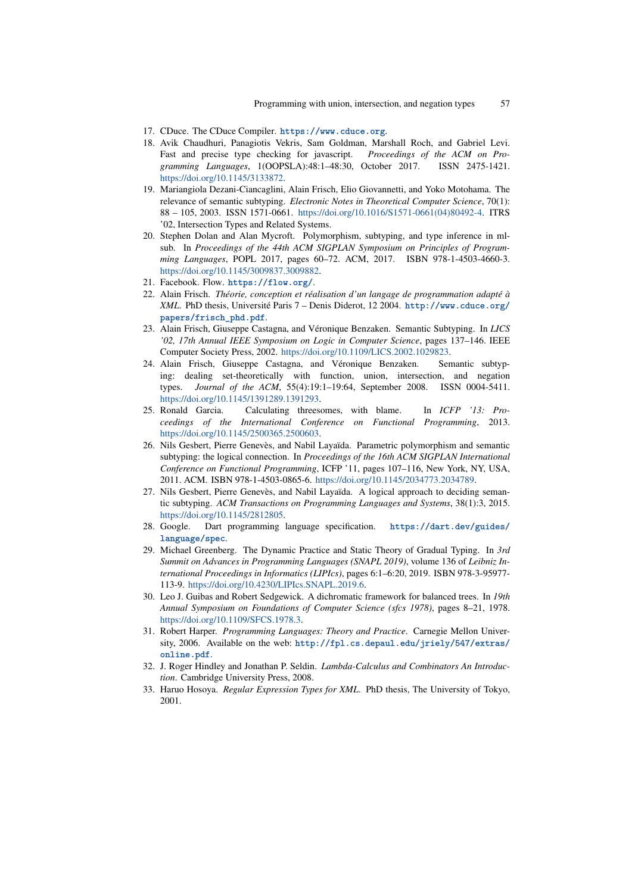17. CDuce. The CDuce Compiler. `https://www.cduce.org`.
18. Avik Chaudhuri, Panagiotis Vekris, Sam Goldman, Marshall Roch, and Gabriel Levi. Fast and precise type checking for javascript. *Proceedings of the ACM on Programming Languages*, 1(OOPSLA):48:1–48:30, October 2017. ISSN 2475-1421. https://doi.org/10.1145/3133872.
19. Mariangiola Dezani-Ciancaglini, Alain Frisch, Elio Giovannetti, and Yoko Motohama. The relevance of semantic subtyping. *Electronic Notes in Theoretical Computer Science*, 70(1): 88 – 105, 2003. ISSN 1571-0661. https://doi.org/10.1016/S1571-0661(04)80492-4. ITRS '02, Intersection Types and Related Systems.
20. Stephen Dolan and Alan Mycroft. Polymorphism, subtyping, and type inference in mlsub. In *Proceedings of the 44th ACM SIGPLAN Symposium on Principles of Programming Languages*, POPL 2017, pages 60–72. ACM, 2017. ISBN 978-1-4503-4660-3. https://doi.org/10.1145/3009837.3009882.
21. Facebook. Flow. `https://flow.org/`.
22. Alain Frisch. *Théorie, conception et réalisation d'un langage de programmation adapté à XML*. PhD thesis, Université Paris 7 – Denis Diderot, 12 2004. `http://www.cduce.org/papers/frisch_phd.pdf`.
23. Alain Frisch, Giuseppe Castagna, and Véronique Benzaken. Semantic Subtyping. In *LICS '02, 17th Annual IEEE Symposium on Logic in Computer Science*, pages 137–146. IEEE Computer Society Press, 2002. https://doi.org/10.1109/LICS.2002.1029823.
24. Alain Frisch, Giuseppe Castagna, and Véronique Benzaken. Semantic subtyping: dealing set-theoretically with function, union, intersection, and negation types. *Journal of the ACM*, 55(4):19:1–19:64, September 2008. ISSN 0004-5411. https://doi.org/10.1145/1391289.1391293.
25. Ronald Garcia. Calculating threesomes, with blame. In *ICFP '13: Proceedings of the International Conference on Functional Programming*, 2013. https://doi.org/10.1145/2500365.2500603.
26. Nils Gesbert, Pierre Genevès, and Nabil Layaïda. Parametric polymorphism and semantic subtyping: the logical connection. In *Proceedings of the 16th ACM SIGPLAN International Conference on Functional Programming*, ICFP '11, pages 107–116, New York, NY, USA, 2011. ACM. ISBN 978-1-4503-0865-6. https://doi.org/10.1145/2034773.2034789.
27. Nils Gesbert, Pierre Genevès, and Nabil Layaïda. A logical approach to deciding semantic subtyping. *ACM Transactions on Programming Languages and Systems*, 38(1):3, 2015. https://doi.org/10.1145/2812805.
28. Google. Dart programming language specification. `https://dart.dev/guides/language/spec`.
29. Michael Greenberg. The Dynamic Practice and Static Theory of Gradual Typing. In *3rd Summit on Advances in Programming Languages (SNAPL 2019)*, volume 136 of *Leibniz International Proceedings in Informatics (LIPIcs)*, pages 6:1–6:20, 2019. ISBN 978-3-95977-113-9. https://doi.org/10.4230/LIPIcs.SNAPL.2019.6.
30. Leo J. Guibas and Robert Sedgewick. A dichromatic framework for balanced trees. In *19th Annual Symposium on Foundations of Computer Science (sfcs 1978)*, pages 8–21, 1978. https://doi.org/10.1109/SFCS.1978.3.
31. Robert Harper. *Programming Languages: Theory and Practice*. Carnegie Mellon University, 2006. Available on the web: `http://fpl.cs.depaul.edu/jriely/547/extras/online.pdf`.
32. J. Roger Hindley and Jonathan P. Seldin. *Lambda-Calculus and Combinators An Introduction*. Cambridge University Press, 2008.
33. Haruo Hosoya. *Regular Expression Types for XML*. PhD thesis, The University of Tokyo, 2001.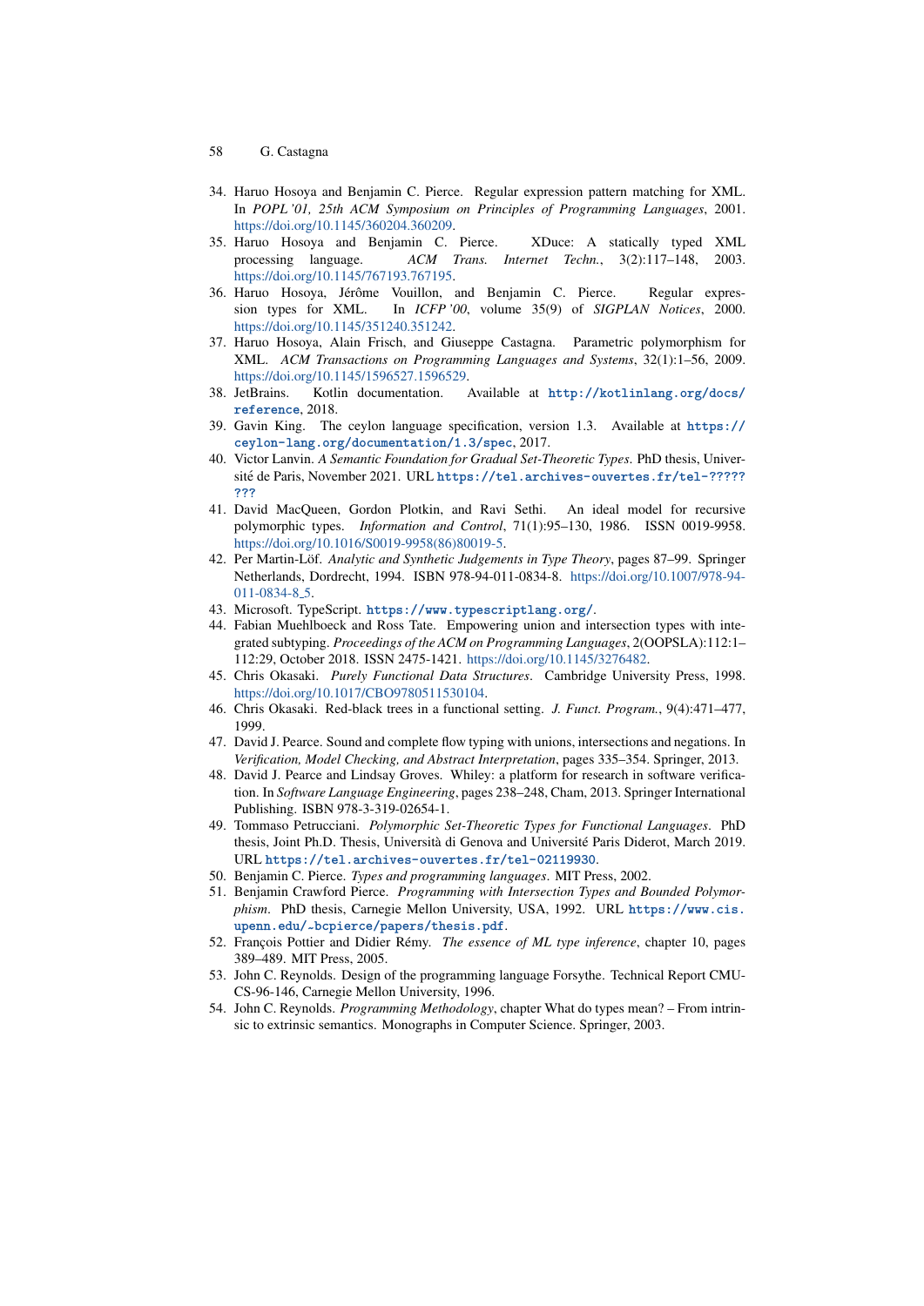34. Haruo Hosoya and Benjamin C. Pierce. Regular expression pattern matching for XML. In *POPL '01, 25th ACM Symposium on Principles of Programming Languages*, 2001. https://doi.org/10.1145/360204.360209.
35. Haruo Hosoya and Benjamin C. Pierce. XDuce: A statically typed XML processing language. *ACM Trans. Internet Techn.*, 3(2):117–148, 2003. https://doi.org/10.1145/767193.767195.
36. Haruo Hosoya, Jérôme Vouillon, and Benjamin C. Pierce. Regular expression types for XML. In *ICFP '00*, volume 35(9) of *SIGPLAN Notices*, 2000. https://doi.org/10.1145/351240.351242.
37. Haruo Hosoya, Alain Frisch, and Giuseppe Castagna. Parametric polymorphism for XML. *ACM Transactions on Programming Languages and Systems*, 32(1):1–56, 2009. https://doi.org/10.1145/1596527.1596529.
38. JetBrains. Kotlin documentation. Available at **http://kotlinlang.org/docs/reference**, 2018.
39. Gavin King. The ceylon language specification, version 1.3. Available at **https://ceylon-lang.org/documentation/1.3/spec**, 2017.
40. Victor Lanvin. *A Semantic Foundation for Gradual Set-Theoretic Types*. PhD thesis, Université de Paris, November 2021. URL **https://tel.archives-ouvertes.fr/tel-????????**
41. David MacQueen, Gordon Plotkin, and Ravi Sethi. An ideal model for recursive polymorphic types. *Information and Control*, 71(1):95–130, 1986. ISSN 0019-9958. https://doi.org/10.1016/S0019-9958(86)80019-5.
42. Per Martin-Löf. *Analytic and Synthetic Judgements in Type Theory*, pages 87–99. Springer Netherlands, Dordrecht, 1994. ISBN 978-94-011-0834-8. https://doi.org/10.1007/978-94-011-0834-8_5.
43. Microsoft. TypeScript. **https://www.typescriptlang.org/**.
44. Fabian Muehlboeck and Ross Tate. Empowering union and intersection types with integrated subtyping. *Proceedings of the ACM on Programming Languages*, 2(OOPSLA):112:1–112:29, October 2018. ISSN 2475-1421. https://doi.org/10.1145/3276482.
45. Chris Okasaki. *Purely Functional Data Structures*. Cambridge University Press, 1998. https://doi.org/10.1017/CBO9780511530104.
46. Chris Okasaki. Red-black trees in a functional setting. *J. Funct. Program.*, 9(4):471–477, 1999.
47. David J. Pearce. Sound and complete flow typing with unions, intersections and negations. In *Verification, Model Checking, and Abstract Interpretation*, pages 335–354. Springer, 2013.
48. David J. Pearce and Lindsay Groves. Whiley: a platform for research in software verification. In *Software Language Engineering*, pages 238–248, Cham, 2013. Springer International Publishing. ISBN 978-3-319-02654-1.
49. Tommaso Petrucciani. *Polymorphic Set-Theoretic Types for Functional Languages*. PhD thesis, Joint Ph.D. Thesis, Università di Genova and Université Paris Diderot, March 2019. URL **https://tel.archives-ouvertes.fr/tel-02119930**.
50. Benjamin C. Pierce. *Types and programming languages*. MIT Press, 2002.
51. Benjamin Crawford Pierce. *Programming with Intersection Types and Bounded Polymorphism*. PhD thesis, Carnegie Mellon University, USA, 1992. URL **https://www.cis.upenn.edu/~bcpierce/papers/thesis.pdf**.
52. François Pottier and Didier Rémy. *The essence of ML type inference*, chapter 10, pages 389–489. MIT Press, 2005.
53. John C. Reynolds. Design of the programming language Forsythe. Technical Report CMU-CS-96-146, Carnegie Mellon University, 1996.
54. John C. Reynolds. *Programming Methodology*, chapter What do types mean? – From intrinsic to extrinsic semantics. Monographs in Computer Science. Springer, 2003.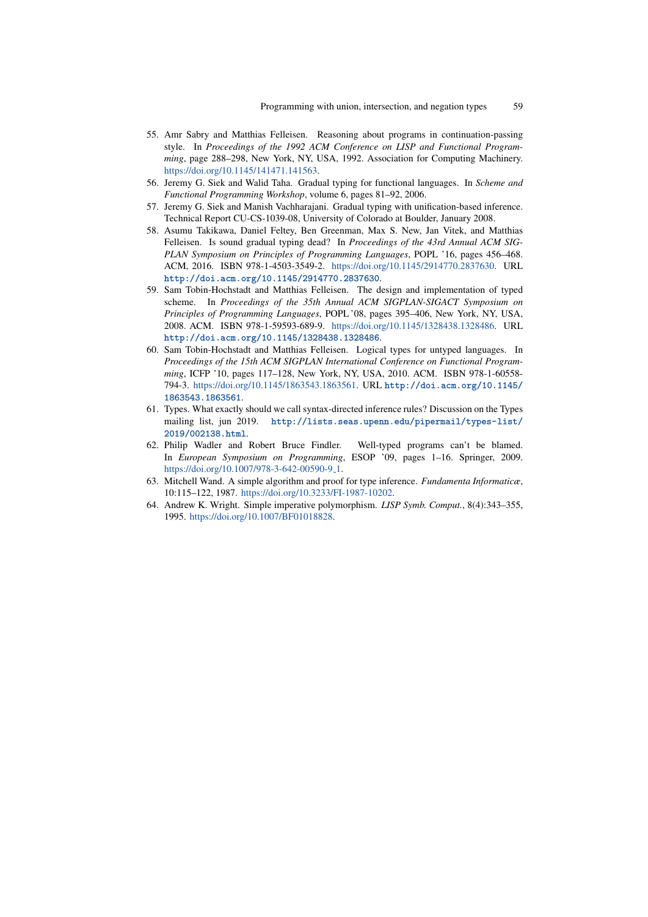55. Amr Sabry and Matthias Felleisen. Reasoning about programs in continuation-passing style. In *Proceedings of the 1992 ACM Conference on LISP and Functional Programming*, page 288–298, New York, NY, USA, 1992. Association for Computing Machinery. https://doi.org/10.1145/141471.141563.
56. Jeremy G. Siek and Walid Taha. Gradual typing for functional languages. In *Scheme and Functional Programming Workshop*, volume 6, pages 81–92, 2006.
57. Jeremy G. Siek and Manish Vachharajani. Gradual typing with unification-based inference. Technical Report CU-CS-1039-08, University of Colorado at Boulder, January 2008.
58. Asumu Takikawa, Daniel Feltey, Ben Greenman, Max S. New, Jan Vitek, and Matthias Felleisen. Is sound gradual typing dead? In *Proceedings of the 43rd Annual ACM SIGPLAN Symposium on Principles of Programming Languages*, POPL '16, pages 456–468. ACM, 2016. ISBN 978-1-4503-3549-2. https://doi.org/10.1145/2914770.2837630. URL **http://doi.acm.org/10.1145/2914770.2837630**.
59. Sam Tobin-Hochstadt and Matthias Felleisen. The design and implementation of typed scheme. In *Proceedings of the 35th Annual ACM SIGPLAN-SIGACT Symposium on Principles of Programming Languages*, POPL '08, pages 395–406, New York, NY, USA, 2008. ACM. ISBN 978-1-59593-689-9. https://doi.org/10.1145/1328438.1328486. URL **http://doi.acm.org/10.1145/1328438.1328486**.
60. Sam Tobin-Hochstadt and Matthias Felleisen. Logical types for untyped languages. In *Proceedings of the 15th ACM SIGPLAN International Conference on Functional Programming*, ICFP '10, pages 117–128, New York, NY, USA, 2010. ACM. ISBN 978-1-60558-794-3. https://doi.org/10.1145/1863543.1863561. URL **http://doi.acm.org/10.1145/1863543.1863561**.
61. Types. What exactly should we call syntax-directed inference rules? Discussion on the Types mailing list, jun 2019. **http://lists.seas.upenn.edu/pipermail/types-list/2019/002138.html**.
62. Philip Wadler and Robert Bruce Findler. Well-typed programs can't be blamed. In *European Symposium on Programming*, ESOP '09, pages 1–16. Springer, 2009. https://doi.org/10.1007/978-3-642-00590-9_1.
63. Mitchell Wand. A simple algorithm and proof for type inference. *Fundamenta Informaticæ*, 10:115–122, 1987. https://doi.org/10.3233/FI-1987-10202.
64. Andrew K. Wright. Simple imperative polymorphism. *LISP Symb. Comput.*, 8(4):343–355, 1995. https://doi.org/10.1007/BF01018828.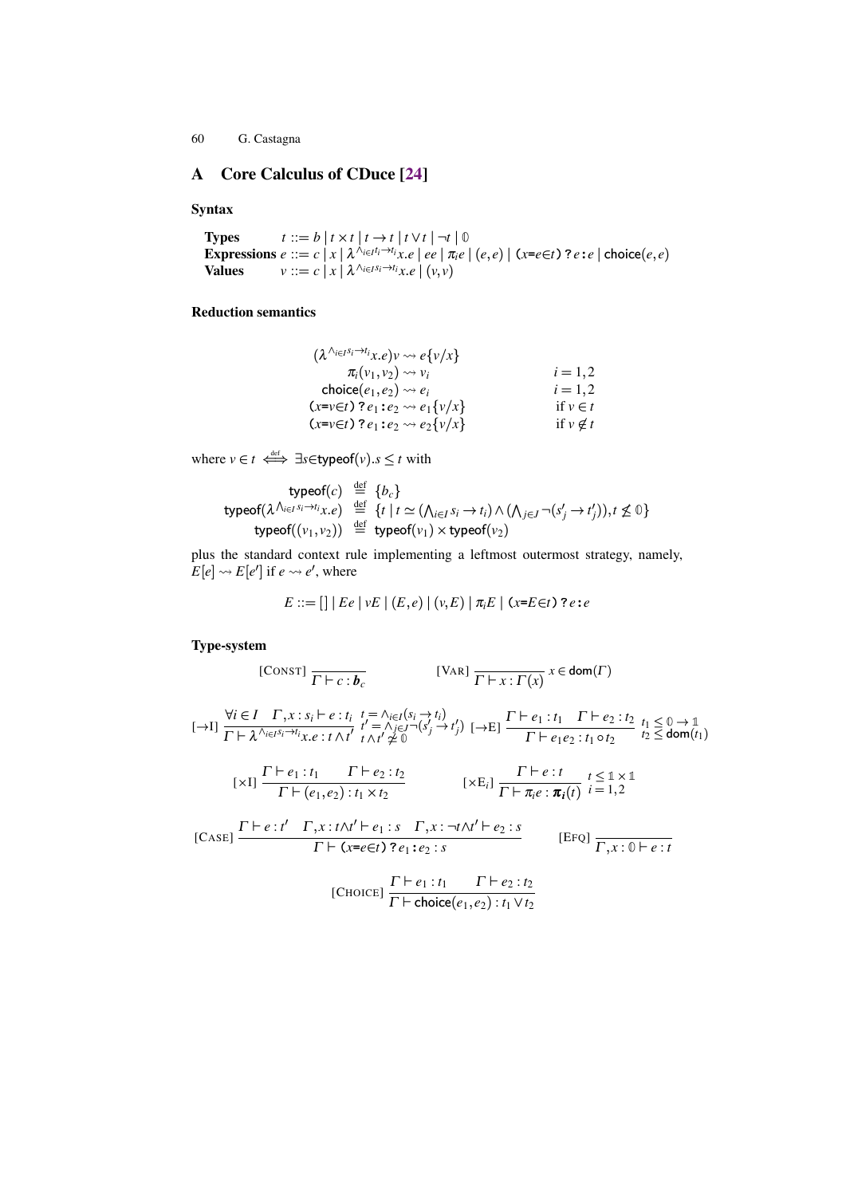## A Core Calculus of CDuce [24]

### Syntax

$$
\begin{array}{lll}
\textbf{Types} & t ::= b \mid t \times t \mid t \to t \mid t \vee t \mid \neg t \mid \mathbb{0} \\
\textbf{Expressions} & e ::= c \mid x \mid \lambda^{\wedge_{i\in I} t_i \to t_i} x.e \mid ee \mid \pi_i e \mid (e,e) \mid (x{=}e{\in}t)\,?\,e:e \mid \mathsf{choice}(e,e) \\
\textbf{Values} & v ::= c \mid x \mid \lambda^{\wedge_{i\in I} s_i \to t_i} x.e \mid (v,v)
\end{array}
$$

### Reduction semantics

$$
\begin{array}{rcll}
(\lambda^{\wedge_{i\in I} s_i \to t_i} x.e)v & \rightsquigarrow & e\{v/x\} & \\
\pi_i(v_1,v_2) & \rightsquigarrow & v_i & i=1,2 \\
\mathsf{choice}(e_1,e_2) & \rightsquigarrow & e_i & i=1,2 \\
(x{=}v{\in}t)\,?\,e_1:e_2 & \rightsquigarrow & e_1\{v/x\} & \text{if } v \in t \\
(x{=}v{\in}t)\,?\,e_1:e_2 & \rightsquigarrow & e_2\{v/x\} & \text{if } v \notin t
\end{array}
$$

where $v \in t \overset{\text{def}}{\iff} \exists s{\in}\mathsf{typeof}(v).s \leq t$ with

$$
\begin{array}{rcl}
\mathsf{typeof}(c) & \overset{\text{def}}{=} & \{b_c\} \\
\mathsf{typeof}(\lambda^{\wedge_{i\in I} s_i \to t_i} x.e) & \overset{\text{def}}{=} & \{t \mid t \simeq (\bigwedge_{i\in I} s_i \to t_i) \wedge (\bigwedge_{j\in J} \neg(s'_j \to t'_j)), t \not\leq \mathbb{0}\} \\
\mathsf{typeof}((v_1,v_2)) & \overset{\text{def}}{=} & \mathsf{typeof}(v_1) \times \mathsf{typeof}(v_2)
\end{array}
$$

plus the standard context rule implementing a leftmost outermost strategy, namely, $E[e] \rightsquigarrow E[e']$ if $e \rightsquigarrow e'$, where

$$
E ::= [\,] \mid Ee \mid vE \mid (E,e) \mid (v,E) \mid \pi_i E \mid (x{=}E{\in}t)\,?\,e:e
$$

### Type-system

$$
[\text{Const}]\ \frac{}{\Gamma \vdash c : \boldsymbol{b_c}}
\qquad
[\text{Var}]\ \frac{}{\Gamma \vdash x : \Gamma(x)}\ x \in \mathsf{dom}(\Gamma)
$$

$$
[\to\text{I}]\ \frac{\forall i \in I \quad \Gamma, x : s_i \vdash e : t_i}{\Gamma \vdash \lambda^{\wedge_{i\in I} s_i \to t_i} x.e : t \wedge t'}\ 
\begin{array}{l} t = \wedge_{i\in I}(s_i \to t_i) \\ t' = \wedge_{j\in J}\neg(s'_j \to t'_j) \\ t \wedge t' \not\leq \mathbb{0} \end{array}
\quad
[\to\text{E}]\ \frac{\Gamma \vdash e_1 : t_1 \quad \Gamma \vdash e_2 : t_2}{\Gamma \vdash e_1 e_2 : t_1 \circ t_2}\ 
\begin{array}{l} t_1 \leq \mathbb{0} \to \mathbb{1} \\ t_2 \leq \mathsf{dom}(t_1) \end{array}
$$

$$
[\times\text{I}]\ \frac{\Gamma \vdash e_1 : t_1 \qquad \Gamma \vdash e_2 : t_2}{\Gamma \vdash (e_1,e_2) : t_1 \times t_2}
\qquad
[\times\text{E}_i]\ \frac{\Gamma \vdash e : t}{\Gamma \vdash \pi_i e : \boldsymbol{\pi_i}(t)}\ 
\begin{array}{l} t \leq \mathbb{1} \times \mathbb{1} \\ i = 1,2 \end{array}
$$

$$
[\text{Case}]\ \frac{\Gamma \vdash e : t' \quad \Gamma, x : t \wedge t' \vdash e_1 : s \quad \Gamma, x : \neg t \wedge t' \vdash e_2 : s}{\Gamma \vdash (x{=}e{\in}t)\,?\,e_1:e_2 : s}
\qquad
[\text{Efq}]\ \frac{}{\Gamma, x : \mathbb{0} \vdash e : t}
$$

$$
[\text{Choice}]\ \frac{\Gamma \vdash e_1 : t_1 \qquad \Gamma \vdash e_2 : t_2}{\Gamma \vdash \mathsf{choice}(e_1,e_2) : t_1 \vee t_2}
$$